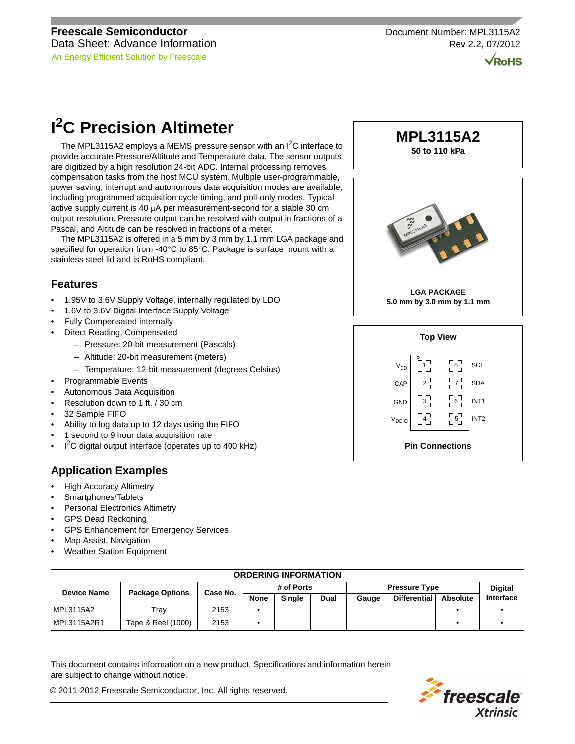Freescale Semiconductor
Data Sheet: Advance Information

An Energy Efficient Solution by Freescale

Document Number: MPL3115A2
Rev 2.2, 07/2012

# I²C Precision Altimeter

The MPL3115A2 employs a MEMS pressure sensor with an I²C interface to provide accurate Pressure/Altitude and Temperature data. The sensor outputs are digitized by a high resolution 24-bit ADC. Internal processing removes compensation tasks from the host MCU system. Multiple user-programmable, power saving, interrupt and autonomous data acquisition modes are available, including programmed acquisition cycle timing, and poll-only modes. Typical active supply current is 40 μA per measurement-second for a stable 30 cm output resolution. Pressure output can be resolved with output in fractions of a Pascal, and Altitude can be resolved in fractions of a meter.

The MPL3115A2 is offered in a 5 mm by 3 mm by 1.1 mm LGA package and specified for operation from -40°C to 85°C. Package is surface mount with a stainless steel lid and is RoHS compliant.

**MPL3115A2**
**50 to 110 kPa**

**LGA PACKAGE**
**5.0 mm by 3.0 mm by 1.1 mm**

**Top View**

| Pin | Name | Pin | Name |
|---|---|---|---|
| 1 | $V_{DD}$ | 8 | SCL |
| 2 | CAP | 7 | SDA |
| 3 | GND | 6 | INT1 |
| 4 | $V_{DDIO}$ | 5 | INT2 |

**Pin Connections**

## Features

- 1.95V to 3.6V Supply Voltage, internally regulated by LDO
- 1.6V to 3.6V Digital Interface Supply Voltage
- Fully Compensated internally
- Direct Reading, Compensated
  - Pressure: 20-bit measurement (Pascals)
  - Altitude: 20-bit measurement (meters)
  - Temperature: 12-bit measurement (degrees Celsius)
- Programmable Events
- Autonomous Data Acquisition
- Resolution down to 1 ft. / 30 cm
- 32 Sample FIFO
- Ability to log data up to 12 days using the FIFO
- 1 second to 9 hour data acquisition rate
- I²C digital output interface (operates up to 400 kHz)

## Application Examples

- High Accuracy Altimetry
- Smartphones/Tablets
- Personal Electronics Altimetry
- GPS Dead Reckoning
- GPS Enhancement for Emergency Services
- Map Assist, Navigation
- Weather Station Equipment

**ORDERING INFORMATION**

| Device Name | Package Options | Case No. | # of Ports | | | Pressure Type | | | Digital Interface |
|---|---|---|---|---|---|---|---|---|---|
| | | | None | Single | Dual | Gauge | Differential | Absolute | |
| MPL3115A2 | Tray | 2153 | • | | | | | • | • |
| MPL3115A2R1 | Tape & Reel (1000) | 2153 | • | | | | | • | • |

This document contains information on a new product. Specifications and information herein are subject to change without notice.

© 2011-2012 Freescale Semiconductor, Inc. All rights reserved.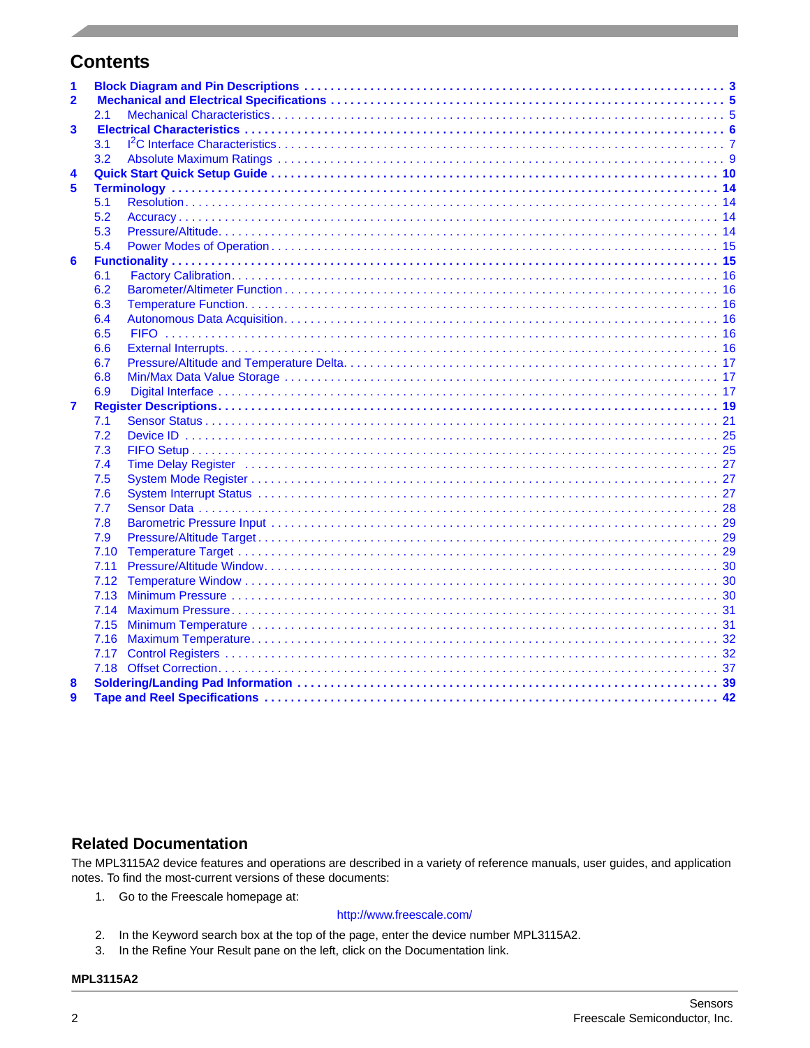## Contents

1 Block Diagram and Pin Descriptions . . . . . . . . . . . . . . . . . . . . . . . . . . . . . . . . . . . . . . . . . . . . . . . 3
2 Mechanical and Electrical Specifications . . . . . . . . . . . . . . . . . . . . . . . . . . . . . . . . . . . . . . . . . . . . 5
  2.1 Mechanical Characteristics . . . . . . . . . . . . . . . . . . . . . . . . . . . . . . . . . . . . . . . . . . . . . . . . . 5
3 Electrical Characteristics . . . . . . . . . . . . . . . . . . . . . . . . . . . . . . . . . . . . . . . . . . . . . . . . . . . . 6
  3.1 I²C Interface Characteristics . . . . . . . . . . . . . . . . . . . . . . . . . . . . . . . . . . . . . . . . . . . . . . . 7
  3.2 Absolute Maximum Ratings . . . . . . . . . . . . . . . . . . . . . . . . . . . . . . . . . . . . . . . . . . . . . . . . . 9
4 Quick Start Quick Setup Guide . . . . . . . . . . . . . . . . . . . . . . . . . . . . . . . . . . . . . . . . . . . . . . . . . 10
5 Terminology . . . . . . . . . . . . . . . . . . . . . . . . . . . . . . . . . . . . . . . . . . . . . . . . . . . . . . . . . . . . . 14
  5.1 Resolution . . . . . . . . . . . . . . . . . . . . . . . . . . . . . . . . . . . . . . . . . . . . . . . . . . . . . . . . . . . 14
  5.2 Accuracy . . . . . . . . . . . . . . . . . . . . . . . . . . . . . . . . . . . . . . . . . . . . . . . . . . . . . . . . . . . . 14
  5.3 Pressure/Altitude . . . . . . . . . . . . . . . . . . . . . . . . . . . . . . . . . . . . . . . . . . . . . . . . . . . . . . 14
  5.4 Power Modes of Operation . . . . . . . . . . . . . . . . . . . . . . . . . . . . . . . . . . . . . . . . . . . . . . . . . 15
6 Functionality . . . . . . . . . . . . . . . . . . . . . . . . . . . . . . . . . . . . . . . . . . . . . . . . . . . . . . . . . . . . 15
  6.1 Factory Calibration . . . . . . . . . . . . . . . . . . . . . . . . . . . . . . . . . . . . . . . . . . . . . . . . . . . . . . 16
  6.2 Barometer/Altimeter Function . . . . . . . . . . . . . . . . . . . . . . . . . . . . . . . . . . . . . . . . . . . . . . 16
  6.3 Temperature Function . . . . . . . . . . . . . . . . . . . . . . . . . . . . . . . . . . . . . . . . . . . . . . . . . . . . 16
  6.4 Autonomous Data Acquisition . . . . . . . . . . . . . . . . . . . . . . . . . . . . . . . . . . . . . . . . . . . . . . 16
  6.5 FIFO . . . . . . . . . . . . . . . . . . . . . . . . . . . . . . . . . . . . . . . . . . . . . . . . . . . . . . . . . . . . . . . 16
  6.6 External Interrupts . . . . . . . . . . . . . . . . . . . . . . . . . . . . . . . . . . . . . . . . . . . . . . . . . . . . . . 16
  6.7 Pressure/Altitude and Temperature Delta . . . . . . . . . . . . . . . . . . . . . . . . . . . . . . . . . . . . . . 17
  6.8 Min/Max Data Value Storage . . . . . . . . . . . . . . . . . . . . . . . . . . . . . . . . . . . . . . . . . . . . . . . 17
  6.9 Digital Interface . . . . . . . . . . . . . . . . . . . . . . . . . . . . . . . . . . . . . . . . . . . . . . . . . . . . . . . . 17
7 Register Descriptions . . . . . . . . . . . . . . . . . . . . . . . . . . . . . . . . . . . . . . . . . . . . . . . . . . . . . . 19
  7.1 Sensor Status . . . . . . . . . . . . . . . . . . . . . . . . . . . . . . . . . . . . . . . . . . . . . . . . . . . . . . . . . 21
  7.2 Device ID . . . . . . . . . . . . . . . . . . . . . . . . . . . . . . . . . . . . . . . . . . . . . . . . . . . . . . . . . . . . 25
  7.3 FIFO Setup . . . . . . . . . . . . . . . . . . . . . . . . . . . . . . . . . . . . . . . . . . . . . . . . . . . . . . . . . . . 25
  7.4 Time Delay Register . . . . . . . . . . . . . . . . . . . . . . . . . . . . . . . . . . . . . . . . . . . . . . . . . . . . . 27
  7.5 System Mode Register . . . . . . . . . . . . . . . . . . . . . . . . . . . . . . . . . . . . . . . . . . . . . . . . . . . 27
  7.6 System Interrupt Status . . . . . . . . . . . . . . . . . . . . . . . . . . . . . . . . . . . . . . . . . . . . . . . . . . 27
  7.7 Sensor Data . . . . . . . . . . . . . . . . . . . . . . . . . . . . . . . . . . . . . . . . . . . . . . . . . . . . . . . . . . 28
  7.8 Barometric Pressure Input . . . . . . . . . . . . . . . . . . . . . . . . . . . . . . . . . . . . . . . . . . . . . . . . 29
  7.9 Pressure/Altitude Target . . . . . . . . . . . . . . . . . . . . . . . . . . . . . . . . . . . . . . . . . . . . . . . . . 29
  7.10 Temperature Target . . . . . . . . . . . . . . . . . . . . . . . . . . . . . . . . . . . . . . . . . . . . . . . . . . . . 29
  7.11 Pressure/Altitude Window . . . . . . . . . . . . . . . . . . . . . . . . . . . . . . . . . . . . . . . . . . . . . . . . 30
  7.12 Temperature Window . . . . . . . . . . . . . . . . . . . . . . . . . . . . . . . . . . . . . . . . . . . . . . . . . . . 30
  7.13 Minimum Pressure . . . . . . . . . . . . . . . . . . . . . . . . . . . . . . . . . . . . . . . . . . . . . . . . . . . . . 30
  7.14 Maximum Pressure . . . . . . . . . . . . . . . . . . . . . . . . . . . . . . . . . . . . . . . . . . . . . . . . . . . . . 31
  7.15 Minimum Temperature . . . . . . . . . . . . . . . . . . . . . . . . . . . . . . . . . . . . . . . . . . . . . . . . . . . 31
  7.16 Maximum Temperature . . . . . . . . . . . . . . . . . . . . . . . . . . . . . . . . . . . . . . . . . . . . . . . . . . 32
  7.17 Control Registers . . . . . . . . . . . . . . . . . . . . . . . . . . . . . . . . . . . . . . . . . . . . . . . . . . . . . . 32
  7.18 Offset Correction . . . . . . . . . . . . . . . . . . . . . . . . . . . . . . . . . . . . . . . . . . . . . . . . . . . . . . . 37
8 Soldering/Landing Pad Information . . . . . . . . . . . . . . . . . . . . . . . . . . . . . . . . . . . . . . . . . . . . . 39
9 Tape and Reel Specifications . . . . . . . . . . . . . . . . . . . . . . . . . . . . . . . . . . . . . . . . . . . . . . . . . 42

## Related Documentation

The MPL3115A2 device features and operations are described in a variety of reference manuals, user guides, and application notes. To find the most-current versions of these documents:

1. Go to the Freescale homepage at:

   http://www.freescale.com/

2. In the Keyword search box at the top of the page, enter the device number MPL3115A2.
3. In the Refine Your Result pane on the left, click on the Documentation link.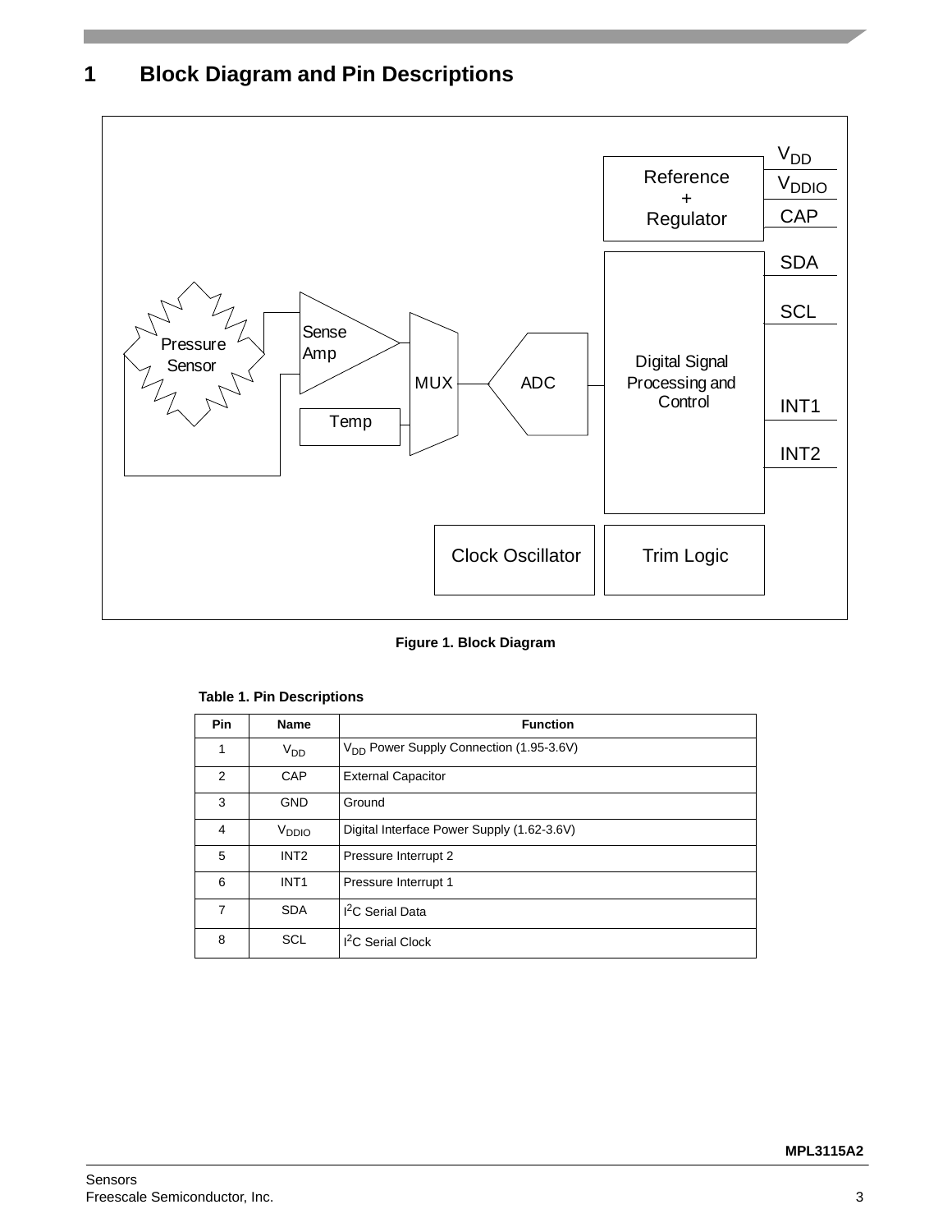# 1 Block Diagram and Pin Descriptions

Figure 1. Block Diagram

**Table 1. Pin Descriptions**

| Pin | Name | Function |
|---|---|---|
| 1 | $V_{DD}$ | $V_{DD}$ Power Supply Connection (1.95-3.6V) |
| 2 | CAP | External Capacitor |
| 3 | GND | Ground |
| 4 | $V_{DDIO}$ | Digital Interface Power Supply (1.62-3.6V) |
| 5 | INT2 | Pressure Interrupt 2 |
| 6 | INT1 | Pressure Interrupt 1 |
| 7 | SDA | $I^2C$ Serial Data |
| 8 | SCL | $I^2C$ Serial Clock |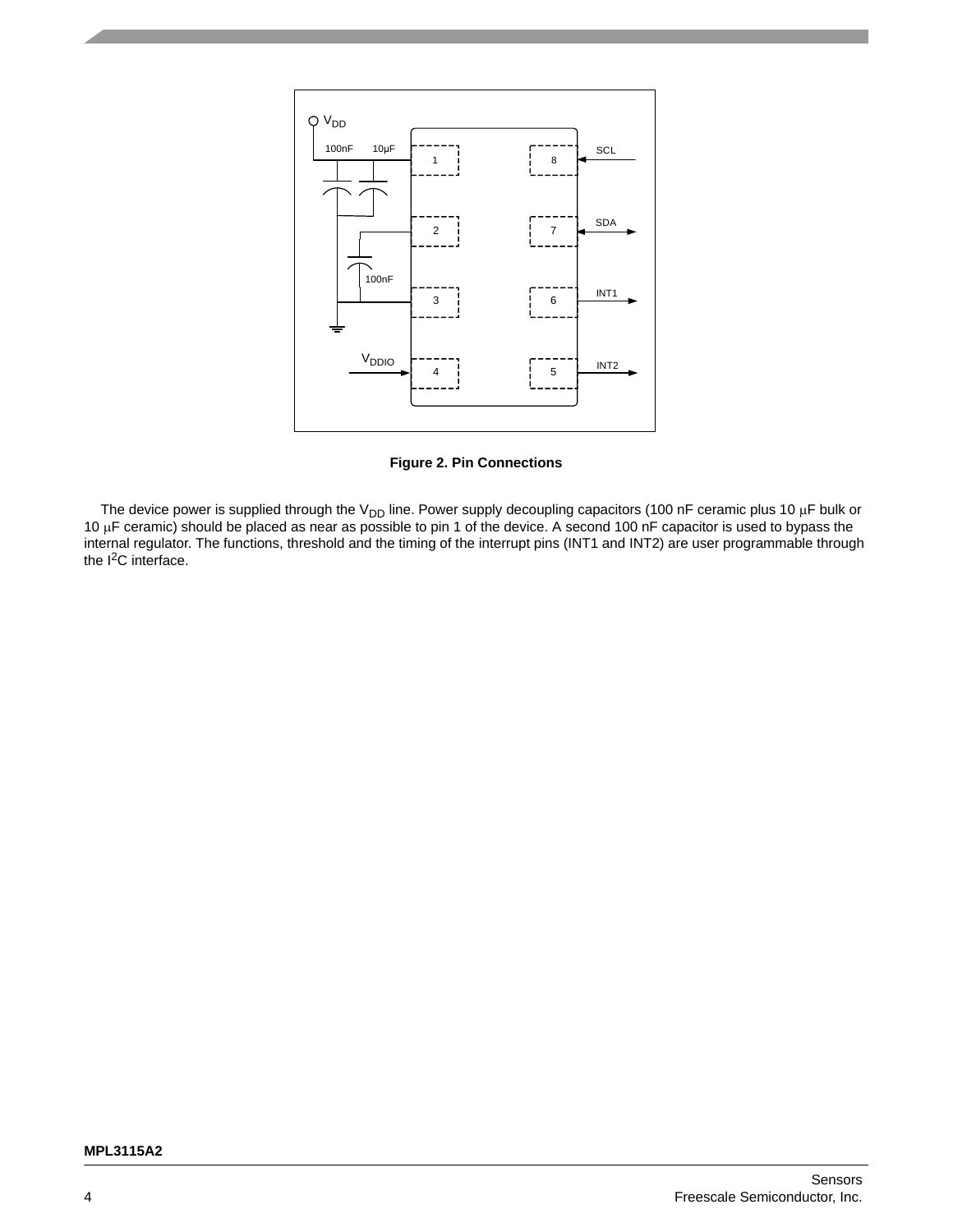Figure 2. Pin Connections

The device power is supplied through the $V_{DD}$ line. Power supply decoupling capacitors (100 nF ceramic plus 10 μF bulk or 10 μF ceramic) should be placed as near as possible to pin 1 of the device. A second 100 nF capacitor is used to bypass the internal regulator. The functions, threshold and the timing of the interrupt pins (INT1 and INT2) are user programmable through the $I^2C$ interface.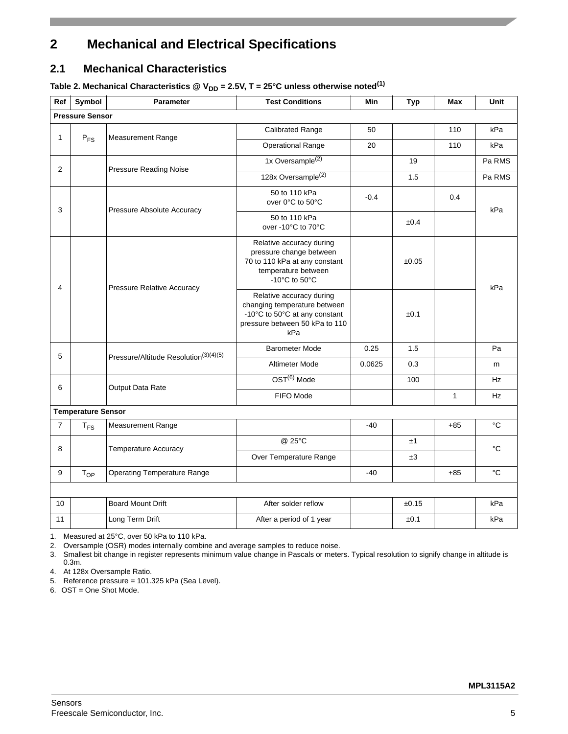# 2 Mechanical and Electrical Specifications

## 2.1 Mechanical Characteristics

**Table 2. Mechanical Characteristics @ $V_{DD}$ = 2.5V, T = 25°C unless otherwise noted(1)**

| Ref | Symbol | Parameter | Test Conditions | Min | Typ | Max | Unit |
|---|---|---|---|---|---|---|---|
| **Pressure Sensor** | | | | | | | |
| 1 | $P_{FS}$ | Measurement Range | Calibrated Range | 50 | | 110 | kPa |
| | | | Operational Range | 20 | | 110 | kPa |
| 2 | | Pressure Reading Noise | 1x Oversample(2) | | 19 | | Pa RMS |
| | | | 128x Oversample(2) | | 1.5 | | Pa RMS |
| 3 | | Pressure Absolute Accuracy | 50 to 110 kPa over 0°C to 50°C | -0.4 | | 0.4 | kPa |
| | | | 50 to 110 kPa over -10°C to 70°C | | ±0.4 | | kPa |
| 4 | | Pressure Relative Accuracy | Relative accuracy during pressure change between 70 to 110 kPa at any constant temperature between -10°C to 50°C | | ±0.05 | | kPa |
| | | | Relative accuracy during changing temperature between -10°C to 50°C at any constant pressure between 50 kPa to 110 kPa | | ±0.1 | | kPa |
| 5 | | Pressure/Altitude Resolution(3)(4)(5) | Barometer Mode | 0.25 | 1.5 | | Pa |
| | | | Altimeter Mode | 0.0625 | 0.3 | | m |
| 6 | | Output Data Rate | OST(6) Mode | | 100 | | Hz |
| | | | FIFO Mode | | | 1 | Hz |
| **Temperature Sensor** | | | | | | | |
| 7 | $T_{FS}$ | Measurement Range | | -40 | | +85 | °C |
| 8 | | Temperature Accuracy | @ 25°C | | ±1 | | °C |
| | | | Over Temperature Range | | ±3 | | °C |
| 9 | $T_{OP}$ | Operating Temperature Range | | -40 | | +85 | °C |
| | | | | | | | |
| 10 | | Board Mount Drift | After solder reflow | | ±0.15 | | kPa |
| 11 | | Long Term Drift | After a period of 1 year | | ±0.1 | | kPa |

1. Measured at 25°C, over 50 kPa to 110 kPa.
2. Oversample (OSR) modes internally combine and average samples to reduce noise.
3. Smallest bit change in register represents minimum value change in Pascals or meters. Typical resolution to signify change in altitude is 0.3m.
4. At 128x Oversample Ratio.
5. Reference pressure = 101.325 kPa (Sea Level).
6. OST = One Shot Mode.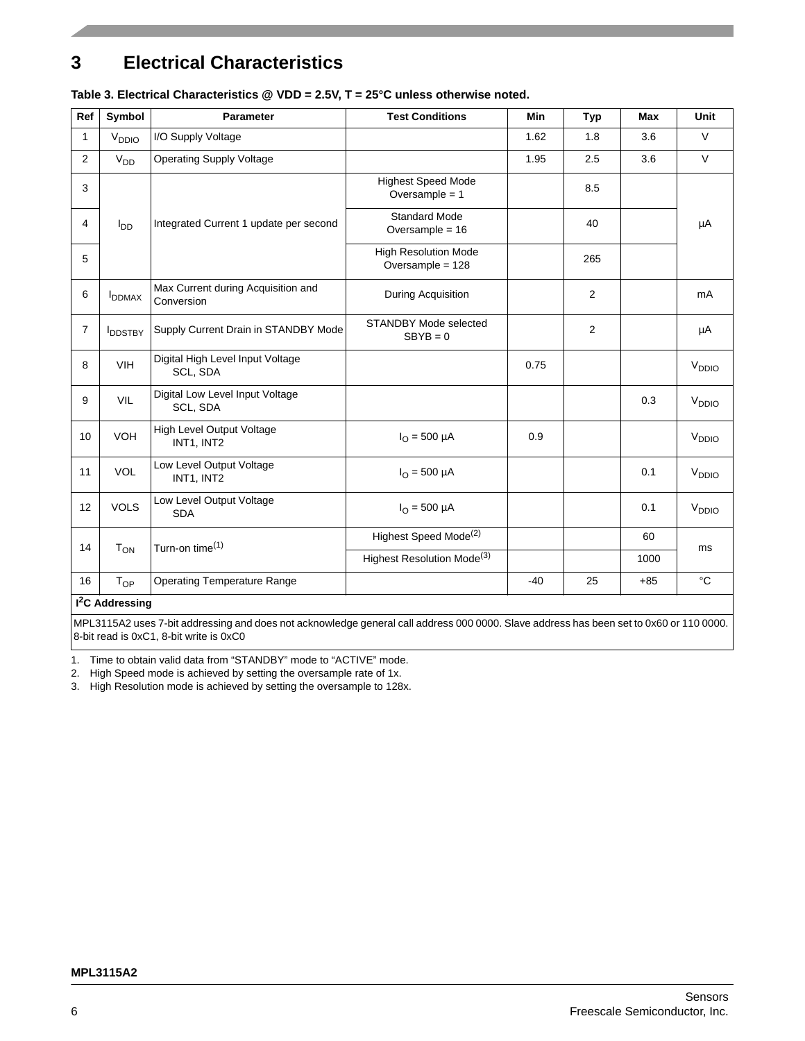# 3 Electrical Characteristics

**Table 3. Electrical Characteristics @ VDD = 2.5V, T = 25°C unless otherwise noted.**

| Ref | Symbol | Parameter | Test Conditions | Min | Typ | Max | Unit |
|---|---|---|---|---|---|---|---|
| 1 | $V_{DDIO}$ | I/O Supply Voltage | | 1.62 | 1.8 | 3.6 | V |
| 2 | $V_{DD}$ | Operating Supply Voltage | | 1.95 | 2.5 | 3.6 | V |
| 3 | $I_{DD}$ | Integrated Current 1 update per second | Highest Speed Mode Oversample = 1 | | 8.5 | | µA |
| 4 | | | Standard Mode Oversample = 16 | | 40 | | |
| 5 | | | High Resolution Mode Oversample = 128 | | 265 | | |
| 6 | $I_{DDMAX}$ | Max Current during Acquisition and Conversion | During Acquisition | | 2 | | mA |
| 7 | $I_{DDSTBY}$ | Supply Current Drain in STANDBY Mode | STANDBY Mode selected SBYB = 0 | | 2 | | µA |
| 8 | VIH | Digital High Level Input Voltage SCL, SDA | | 0.75 | | | $V_{DDIO}$ |
| 9 | VIL | Digital Low Level Input Voltage SCL, SDA | | | | 0.3 | $V_{DDIO}$ |
| 10 | VOH | High Level Output Voltage INT1, INT2 | $I_O$ = 500 µA | 0.9 | | | $V_{DDIO}$ |
| 11 | VOL | Low Level Output Voltage INT1, INT2 | $I_O$ = 500 µA | | | 0.1 | $V_{DDIO}$ |
| 12 | VOLS | Low Level Output Voltage SDA | $I_O$ = 500 µA | | | 0.1 | $V_{DDIO}$ |
| 14 | $T_{ON}$ | Turn-on time(1) | Highest Speed Mode(2) | | | 60 | ms |
| | | | Highest Resolution Mode(3) | | | 1000 | |
| 16 | $T_{OP}$ | Operating Temperature Range | | -40 | 25 | +85 | °C |
| **I²C Addressing** | | | | | | | |
| MPL3115A2 uses 7-bit addressing and does not acknowledge general call address 000 0000. Slave address has been set to 0x60 or 110 0000. 8-bit read is 0xC1, 8-bit write is 0xC0 | | | | | | | |

1. Time to obtain valid data from “STANDBY” mode to “ACTIVE” mode.
2. High Speed mode is achieved by setting the oversample rate of 1x.
3. High Resolution mode is achieved by setting the oversample to 128x.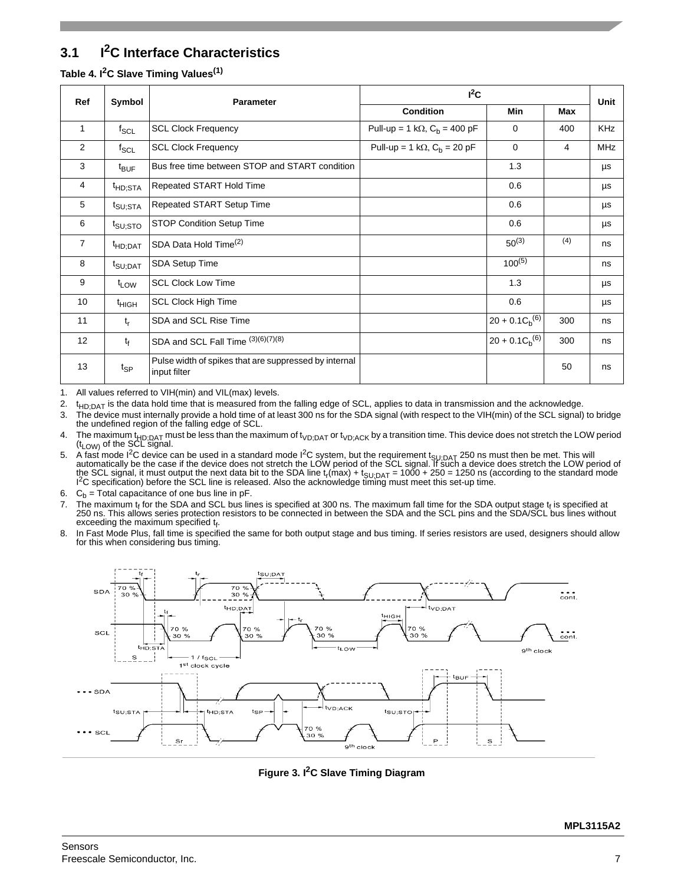## 3.1 I²C Interface Characteristics

**Table 4. I²C Slave Timing Values(1)**

| Ref | Symbol | Parameter | I²C | | | Unit |
|---|---|---|---|---|---|---|
| | | | Condition | Min | Max | |
| 1 | $f_{SCL}$ | SCL Clock Frequency | Pull-up = 1 kΩ, $C_b$ = 400 pF | 0 | 400 | KHz |
| 2 | $f_{SCL}$ | SCL Clock Frequency | Pull-up = 1 kΩ, $C_b$ = 20 pF | 0 | 4 | MHz |
| 3 | $t_{BUF}$ | Bus free time between STOP and START condition | | 1.3 | | µs |
| 4 | $t_{HD;STA}$ | Repeated START Hold Time | | 0.6 | | µs |
| 5 | $t_{SU;STA}$ | Repeated START Setup Time | | 0.6 | | µs |
| 6 | $t_{SU;STO}$ | STOP Condition Setup Time | | 0.6 | | µs |
| 7 | $t_{HD;DAT}$ | SDA Data Hold Time(2) | | 50(3) | (4) | ns |
| 8 | $t_{SU;DAT}$ | SDA Setup Time | | 100(5) | | ns |
| 9 | $t_{LOW}$ | SCL Clock Low Time | | 1.3 | | µs |
| 10 | $t_{HIGH}$ | SCL Clock High Time | | 0.6 | | µs |
| 11 | $t_r$ | SDA and SCL Rise Time | | $20 + 0.1C_b$(6) | 300 | ns |
| 12 | $t_f$ | SDA and SCL Fall Time (3)(6)(7)(8) | | $20 + 0.1C_b$(6) | 300 | ns |
| 13 | $t_{SP}$ | Pulse width of spikes that are suppressed by internal input filter | | | 50 | ns |

1. All values referred to VIH(min) and VIL(max) levels.
2. $t_{HD;DAT}$ is the data hold time that is measured from the falling edge of SCL, applies to data in transmission and the acknowledge.
3. The device must internally provide a hold time of at least 300 ns for the SDA signal (with respect to the VIH(min) of the SCL signal) to bridge the undefined region of the falling edge of SCL.
4. The maximum $t_{HD;DAT}$ must be less than the maximum of $t_{VD;DAT}$ or $t_{VD;ACK}$ by a transition time. This device does not stretch the LOW period ($t_{LOW}$) of the SCL signal.
5. A fast mode I²C device can be used in a standard mode I²C system, but the requirement $t_{SU;DAT}$ 250 ns must then be met. This will automatically be the case if the device does not stretch the LOW period of the SCL signal. If such a device does stretch the LOW period of the SCL signal, it must output the next data bit to the SDA line $t_r(max) + t_{SU;DAT} = 1000 + 250 = 1250$ ns (according to the standard mode I²C specification) before the SCL line is released. Also the acknowledge timing must meet this set-up time.
6. $C_b$ = Total capacitance of one bus line in pF.
7. The maximum $t_f$ for the SDA and SCL bus lines is specified at 300 ns. The maximum fall time for the SDA output stage $t_f$ is specified at 250 ns. This allows series protection resistors to be connected in between the SDA and the SCL pins and the SDA/SCL bus lines without exceeding the maximum specified $t_f$.
8. In Fast Mode Plus, fall time is specified the same for both output stage and bus timing. If series resistors are used, designers should allow for this when considering bus timing.

**Figure 3. I²C Slave Timing Diagram**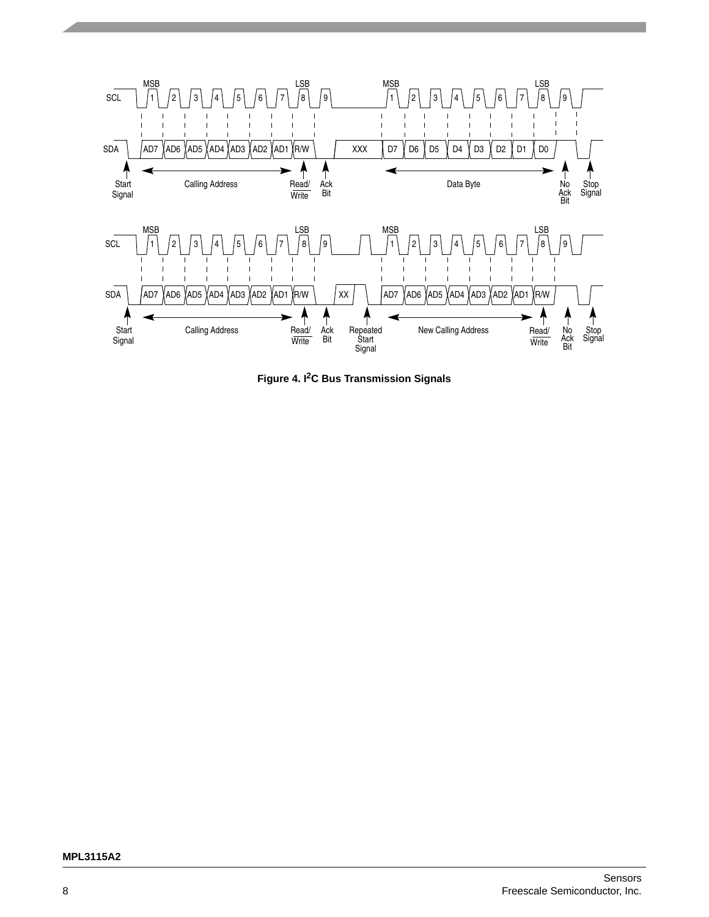Figure 4. I2C Bus Transmission Signals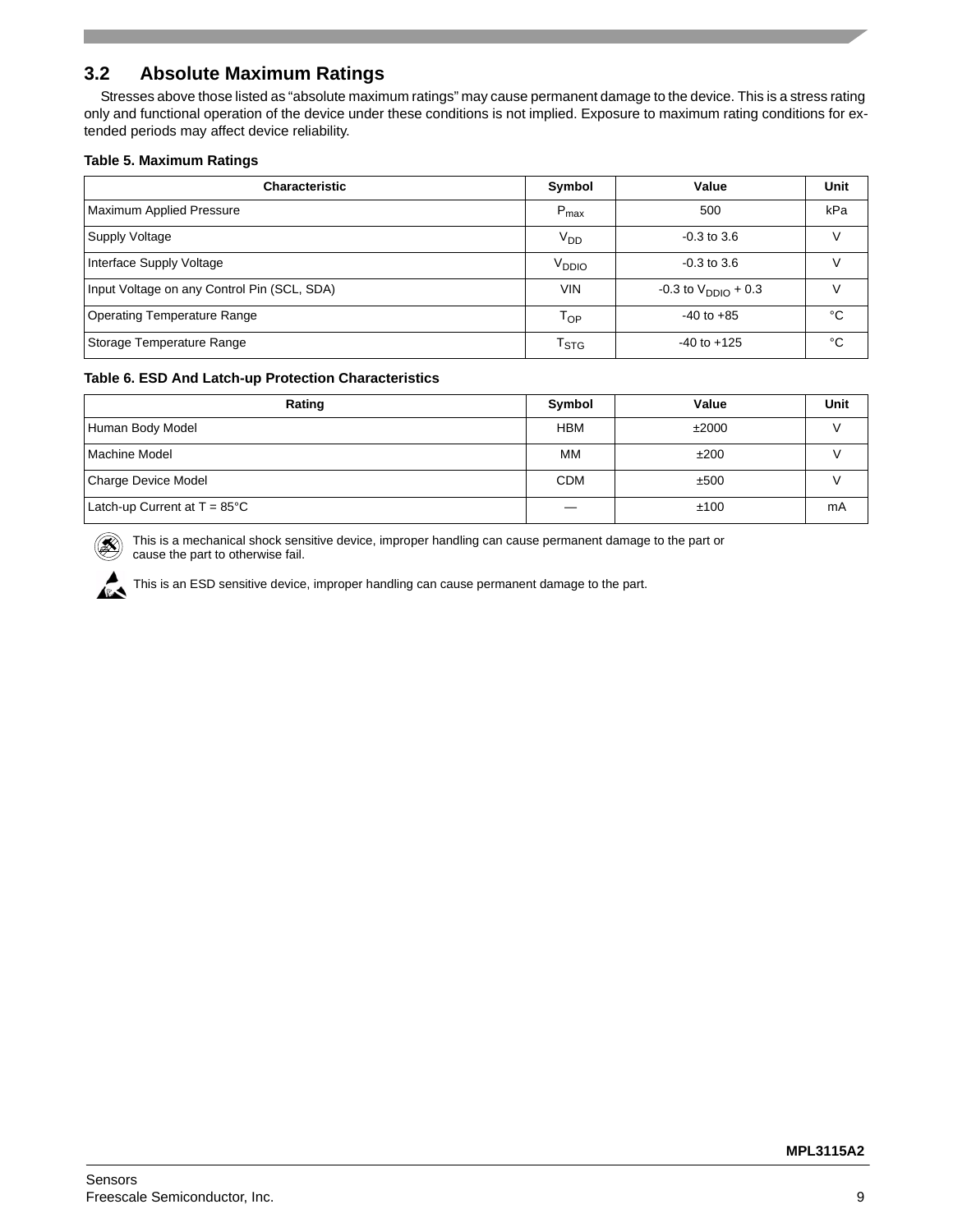## 3.2 Absolute Maximum Ratings

Stresses above those listed as "absolute maximum ratings" may cause permanent damage to the device. This is a stress rating only and functional operation of the device under these conditions is not implied. Exposure to maximum rating conditions for extended periods may affect device reliability.

**Table 5. Maximum Ratings**

| Characteristic | Symbol | Value | Unit |
|---|---|---|---|
| Maximum Applied Pressure | $P_{max}$ | 500 | kPa |
| Supply Voltage | $V_{DD}$ | -0.3 to 3.6 | V |
| Interface Supply Voltage | $V_{DDIO}$ | -0.3 to 3.6 | V |
| Input Voltage on any Control Pin (SCL, SDA) | VIN | -0.3 to $V_{DDIO}$ + 0.3 | V |
| Operating Temperature Range | $T_{OP}$ | -40 to +85 | °C |
| Storage Temperature Range | $T_{STG}$ | -40 to +125 | °C |

**Table 6. ESD And Latch-up Protection Characteristics**

| Rating | Symbol | Value | Unit |
|---|---|---|---|
| Human Body Model | HBM | ±2000 | V |
| Machine Model | MM | ±200 | V |
| Charge Device Model | CDM | ±500 | V |
| Latch-up Current at T = 85°C | — | ±100 | mA |

This is a mechanical shock sensitive device, improper handling can cause permanent damage to the part or cause the part to otherwise fail.

This is an ESD sensitive device, improper handling can cause permanent damage to the part.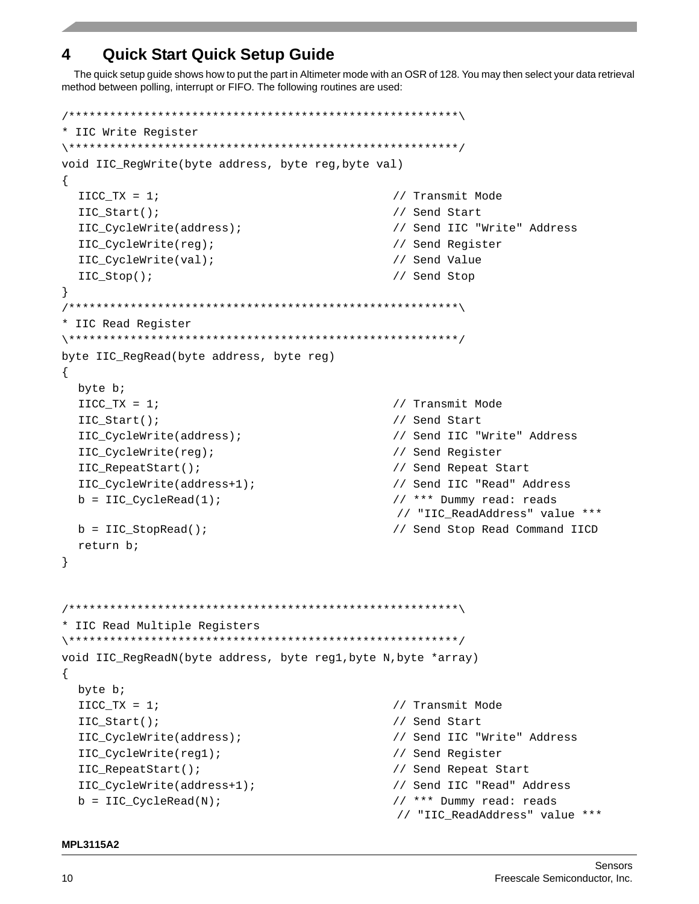## 4 Quick Start Quick Setup Guide

The quick setup guide shows how to put the part in Altimeter mode with an OSR of 128. You may then select your data retrieval method between polling, interrupt or FIFO. The following routines are used:

```
/*********************************************************\
* IIC Write Register
\*********************************************************/
void IIC_RegWrite(byte address, byte reg,byte val)
{
  IICC_TX = 1;                                  // Transmit Mode
  IIC_Start();                                  // Send Start
  IIC_CycleWrite(address);                      // Send IIC "Write" Address
  IIC_CycleWrite(reg);                          // Send Register
  IIC_CycleWrite(val);                          // Send Value
  IIC_Stop();                                   // Send Stop
}
/*********************************************************\
* IIC Read Register
\*********************************************************/
byte IIC_RegRead(byte address, byte reg)
{
  byte b;
  IICC_TX = 1;                                  // Transmit Mode
  IIC_Start();                                  // Send Start
  IIC_CycleWrite(address);                      // Send IIC "Write" Address
  IIC_CycleWrite(reg);                          // Send Register
  IIC_RepeatStart();                            // Send Repeat Start
  IIC_CycleWrite(address+1);                    // Send IIC "Read" Address
  b = IIC_CycleRead(1);                         // *** Dummy read: reads
                                                 // "IIC_ReadAddress" value ***
  b = IIC_StopRead();                           // Send Stop Read Command IICD
  return b;
}


/*********************************************************\
* IIC Read Multiple Registers
\*********************************************************/
void IIC_RegReadN(byte address, byte reg1,byte N,byte *array)
{
  byte b;
  IICC_TX = 1;                                  // Transmit Mode
  IIC_Start();                                  // Send Start
  IIC_CycleWrite(address);                      // Send IIC "Write" Address
  IIC_CycleWrite(reg1);                         // Send Register
  IIC_RepeatStart();                            // Send Repeat Start
  IIC_CycleWrite(address+1);                    // Send IIC "Read" Address
  b = IIC_CycleRead(N);                         // *** Dummy read: reads
                                                 // "IIC_ReadAddress" value ***
```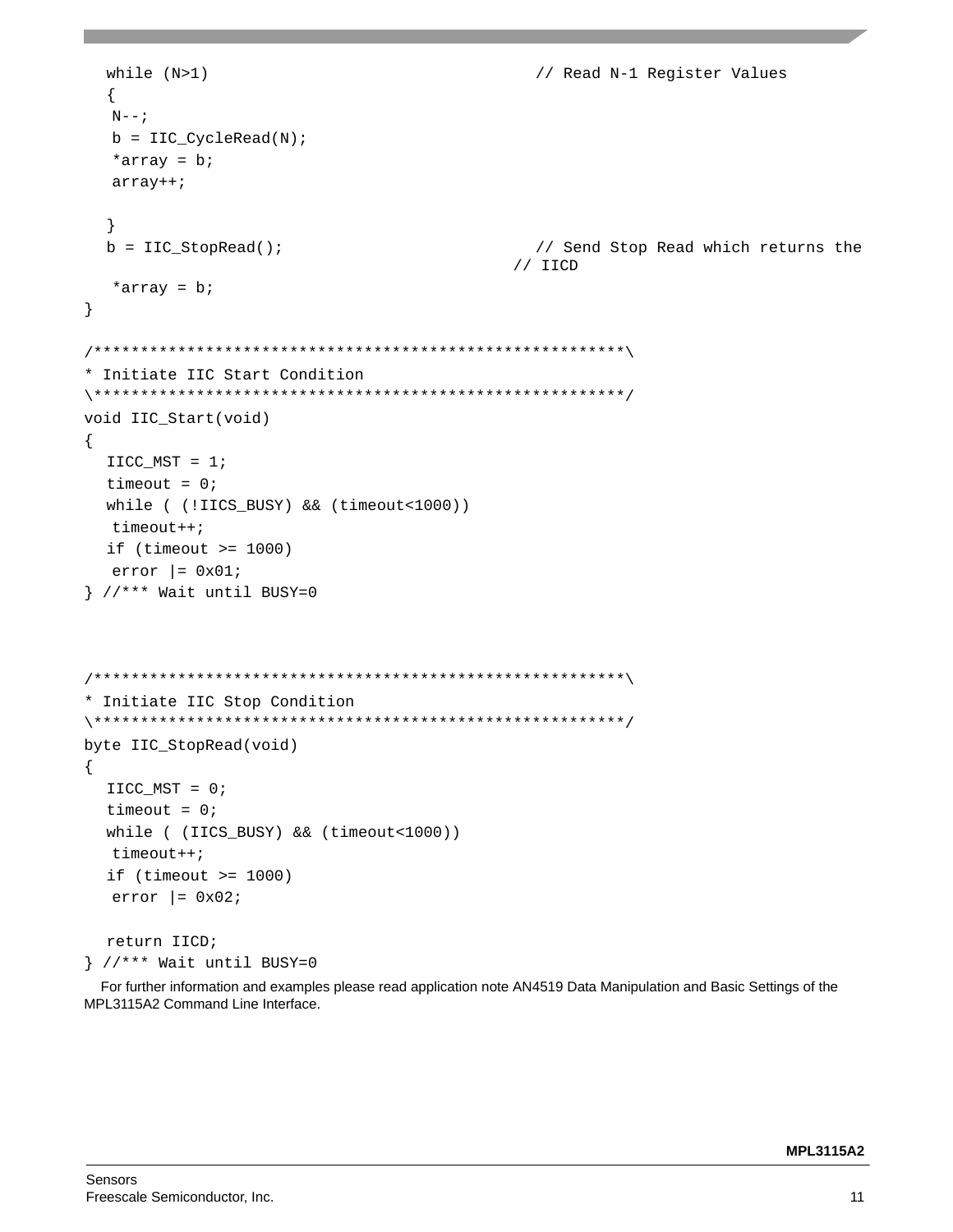```
   while (N>1)                                  // Read N-1 Register Values
   {
    N--;
    b = IIC_CycleRead(N);
    *array = b;
    array++;

   }
   b = IIC_StopRead();                          // Send Stop Read which returns the
                                                // IICD
    *array = b;
}

/*********************************************************\
* Initiate IIC Start Condition
\*********************************************************/
void IIC_Start(void)
{
   IICC_MST = 1;
   timeout = 0;
   while ( (!IICS_BUSY) && (timeout<1000))
    timeout++;
   if (timeout >= 1000)
    error |= 0x01;
} //*** Wait until BUSY=0



/*********************************************************\
* Initiate IIC Stop Condition
\*********************************************************/
byte IIC_StopRead(void)
{
   IICC_MST = 0;
   timeout = 0;
   while ( (IICS_BUSY) && (timeout<1000))
    timeout++;
   if (timeout >= 1000)
    error |= 0x02;

   return IICD;
} //*** Wait until BUSY=0
```

For further information and examples please read application note AN4519 Data Manipulation and Basic Settings of the MPL3115A2 Command Line Interface.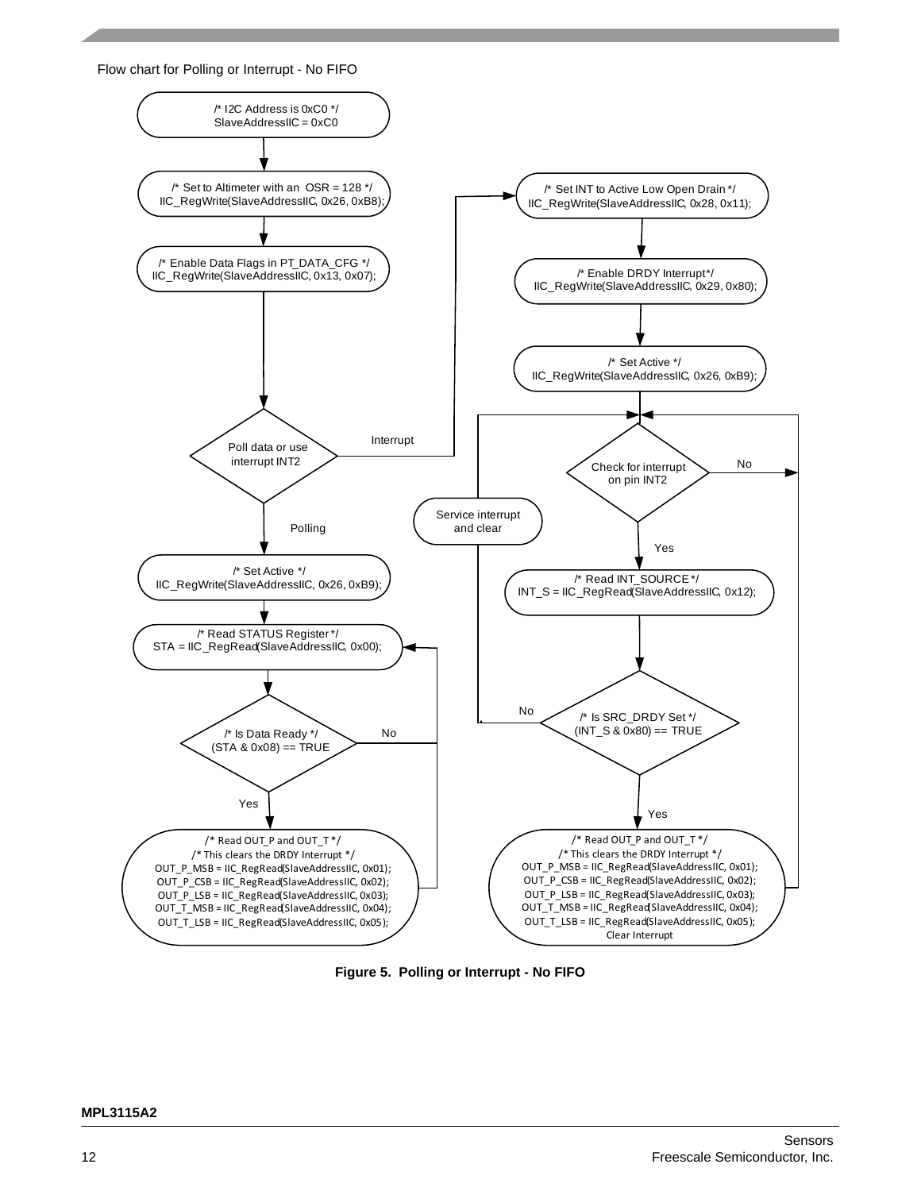Flow chart for Polling or Interrupt - No FIFO

```
/* I2C Address is 0xC0 */
SlaveAddressIIC = 0xC0

/* Set to Altimeter with an OSR = 128 */
IIC_RegWrite(SlaveAddressIIC, 0x26, 0xB8);

/* Enable Data Flags in PT_DATA_CFG */
IIC_RegWrite(SlaveAddressIIC, 0x13, 0x07);

Poll data or use interrupt INT2
```

**Polling:**

```
/* Set Active */
IIC_RegWrite(SlaveAddressIIC, 0x26, 0xB9);

/* Read STATUS Register */
STA = IIC_RegRead(SlaveAddressIIC, 0x00);

/* Is Data Ready */
(STA & 0x08) == TRUE
    No  -> back to Read STATUS Register
    Yes ->

/* Read OUT_P and OUT_T */
/* This clears the DRDY Interrupt */
OUT_P_MSB = IIC_RegRead(SlaveAddressIIC, 0x01);
OUT_P_CSB = IIC_RegRead(SlaveAddressIIC, 0x02);
OUT_P_LSB = IIC_RegRead(SlaveAddressIIC, 0x03);
OUT_T_MSB = IIC_RegRead(SlaveAddressIIC, 0x04);
OUT_T_LSB = IIC_RegRead(SlaveAddressIIC, 0x05);
    -> back to Read STATUS Register
```

**Interrupt:**

```
/* Set INT to Active Low Open Drain */
IIC_RegWrite(SlaveAddressIIC, 0x28, 0x11);

/* Enable DRDY Interrupt */
IIC_RegWrite(SlaveAddressIIC, 0x29, 0x80);

/* Set Active */
IIC_RegWrite(SlaveAddressIIC, 0x26, 0xB9);

Check for interrupt on pin INT2
    No  -> back to Check for interrupt
    Yes ->

/* Read INT_SOURCE */
INT_S = IIC_RegRead(SlaveAddressIIC, 0x12);

/* Is SRC_DRDY Set */
(INT_S & 0x80) == TRUE
    No  -> Service interrupt and clear -> back to Check for interrupt
    Yes ->

/* Read OUT_P and OUT_T */
/* This clears the DRDY Interrupt */
OUT_P_MSB = IIC_RegRead(SlaveAddressIIC, 0x01);
OUT_P_CSB = IIC_RegRead(SlaveAddressIIC, 0x02);
OUT_P_LSB = IIC_RegRead(SlaveAddressIIC, 0x03);
OUT_T_MSB = IIC_RegRead(SlaveAddressIIC, 0x04);
OUT_T_LSB = IIC_RegRead(SlaveAddressIIC, 0x05);
Clear Interrupt
    -> back to Check for interrupt
```

**Figure 5. Polling or Interrupt - No FIFO**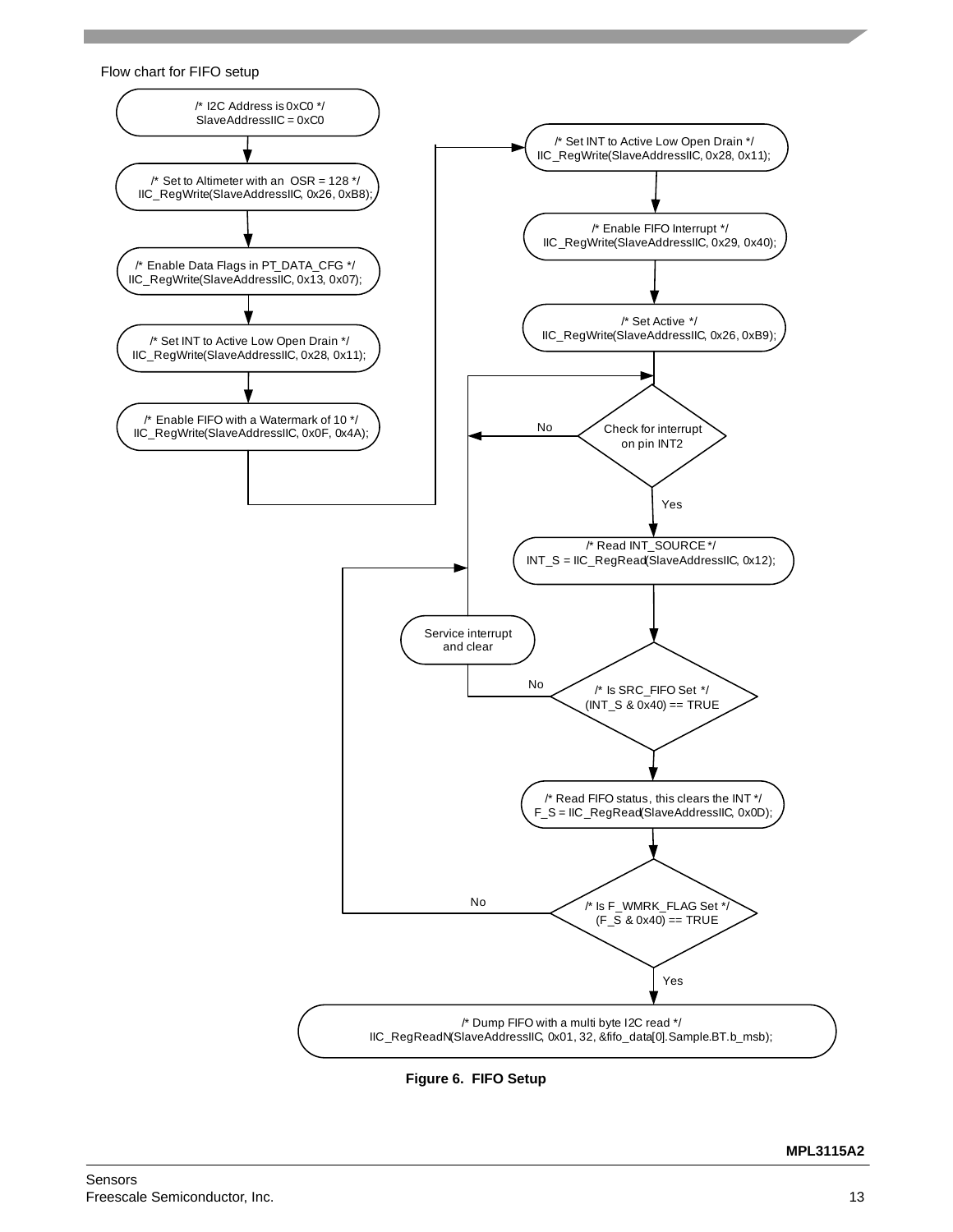Flow chart for FIFO setup

```
/* I2C Address is 0xC0 */
SlaveAddressIIC = 0xC0

/* Set to Altimeter with an OSR = 128 */
IIC_RegWrite(SlaveAddressIIC, 0x26, 0xB8);

/* Enable Data Flags in PT_DATA_CFG */
IIC_RegWrite(SlaveAddressIIC, 0x13, 0x07);

/* Set INT to Active Low Open Drain */
IIC_RegWrite(SlaveAddressIIC, 0x28, 0x11);

/* Enable FIFO with a Watermark of 10 */
IIC_RegWrite(SlaveAddressIIC, 0x0F, 0x4A);

/* Set INT to Active Low Open Drain */
IIC_RegWrite(SlaveAddressIIC, 0x28, 0x11);

/* Enable FIFO Interrupt */
IIC_RegWrite(SlaveAddressIIC, 0x29, 0x40);

/* Set Active */
IIC_RegWrite(SlaveAddressIIC, 0x26, 0xB9);

Check for interrupt on pin INT2
    No  -> Check for interrupt on pin INT2
    Yes ->

/* Read INT_SOURCE */
INT_S = IIC_RegRead(SlaveAddressIIC, 0x12);

/* Is SRC_FIFO Set */
(INT_S & 0x40) == TRUE
    No  -> Service interrupt and clear -> Check for interrupt on pin INT2
    Yes ->

/* Read FIFO status, this clears the INT */
F_S = IIC_RegRead(SlaveAddressIIC, 0x0D);

/* Is F_WMRK_FLAG Set */
(F_S & 0x40) == TRUE
    No  -> Check for interrupt on pin INT2
    Yes ->

/* Dump FIFO with a multi byte I2C read */
IIC_RegReadN(SlaveAddressIIC, 0x01, 32, &fifo_data[0].Sample.BT.b_msb);
```

**Figure 6. FIFO Setup**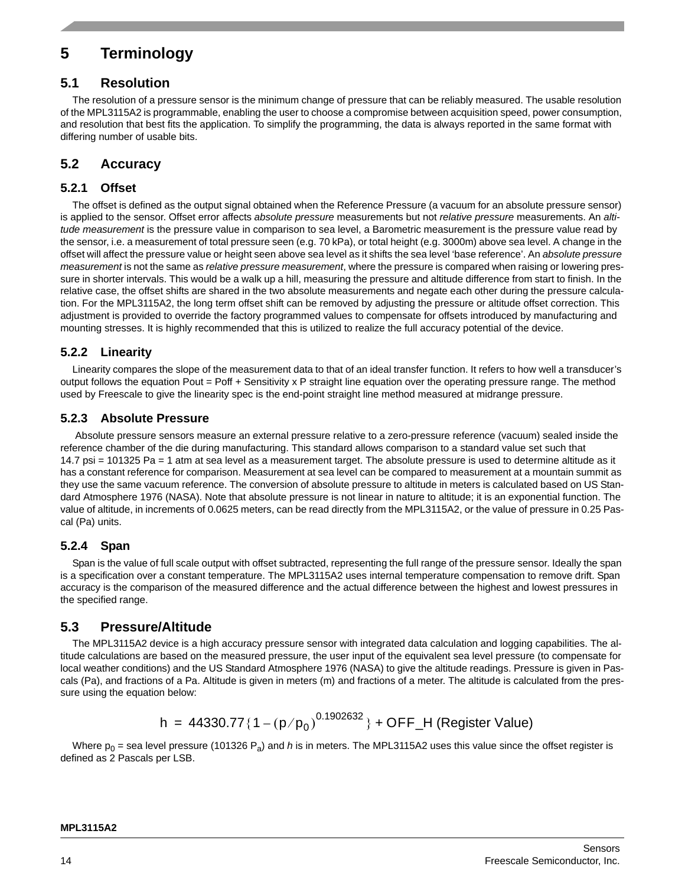# 5 Terminology

## 5.1 Resolution

The resolution of a pressure sensor is the minimum change of pressure that can be reliably measured. The usable resolution of the MPL3115A2 is programmable, enabling the user to choose a compromise between acquisition speed, power consumption, and resolution that best fits the application. To simplify the programming, the data is always reported in the same format with differing number of usable bits.

## 5.2 Accuracy

### 5.2.1 Offset

The offset is defined as the output signal obtained when the Reference Pressure (a vacuum for an absolute pressure sensor) is applied to the sensor. Offset error affects *absolute pressure* measurements but not *relative pressure* measurements. An *altitude measurement* is the pressure value in comparison to sea level, a Barometric measurement is the pressure value read by the sensor, i.e. a measurement of total pressure seen (e.g. 70 kPa), or total height (e.g. 3000m) above sea level. A change in the offset will affect the pressure value or height seen above sea level as it shifts the sea level 'base reference'. An *absolute pressure measurement* is not the same as *relative pressure measurement*, where the pressure is compared when raising or lowering pressure in shorter intervals. This would be a walk up a hill, measuring the pressure and altitude difference from start to finish. In the relative case, the offset shifts are shared in the two absolute measurements and negate each other during the pressure calculation. For the MPL3115A2, the long term offset shift can be removed by adjusting the pressure or altitude offset correction. This adjustment is provided to override the factory programmed values to compensate for offsets introduced by manufacturing and mounting stresses. It is highly recommended that this is utilized to realize the full accuracy potential of the device.

### 5.2.2 Linearity

Linearity compares the slope of the measurement data to that of an ideal transfer function. It refers to how well a transducer's output follows the equation Pout = Poff + Sensitivity x P straight line equation over the operating pressure range. The method used by Freescale to give the linearity spec is the end-point straight line method measured at midrange pressure.

### 5.2.3 Absolute Pressure

Absolute pressure sensors measure an external pressure relative to a zero-pressure reference (vacuum) sealed inside the reference chamber of the die during manufacturing. This standard allows comparison to a standard value set such that 14.7 psi = 101325 Pa = 1 atm at sea level as a measurement target. The absolute pressure is used to determine altitude as it has a constant reference for comparison. Measurement at sea level can be compared to measurement at a mountain summit as they use the same vacuum reference. The conversion of absolute pressure to altitude in meters is calculated based on US Standard Atmosphere 1976 (NASA). Note that absolute pressure is not linear in nature to altitude; it is an exponential function. The value of altitude, in increments of 0.0625 meters, can be read directly from the MPL3115A2, or the value of pressure in 0.25 Pascal (Pa) units.

### 5.2.4 Span

Span is the value of full scale output with offset subtracted, representing the full range of the pressure sensor. Ideally the span is a specification over a constant temperature. The MPL3115A2 uses internal temperature compensation to remove drift. Span accuracy is the comparison of the measured difference and the actual difference between the highest and lowest pressures in the specified range.

## 5.3 Pressure/Altitude

The MPL3115A2 device is a high accuracy pressure sensor with integrated data calculation and logging capabilities. The altitude calculations are based on the measured pressure, the user input of the equivalent sea level pressure (to compensate for local weather conditions) and the US Standard Atmosphere 1976 (NASA) to give the altitude readings. Pressure is given in Pascals (Pa), and fractions of a Pa. Altitude is given in meters (m) and fractions of a meter. The altitude is calculated from the pressure using the equation below:

$$h = 44330.77\{1 - (p/p_0)^{0.1902632}\} + \text{OFF\_H (Register Value)}$$

Where $p_0$ = sea level pressure (101326 $P_a$) and $h$ is in meters. The MPL3115A2 uses this value since the offset register is defined as 2 Pascals per LSB.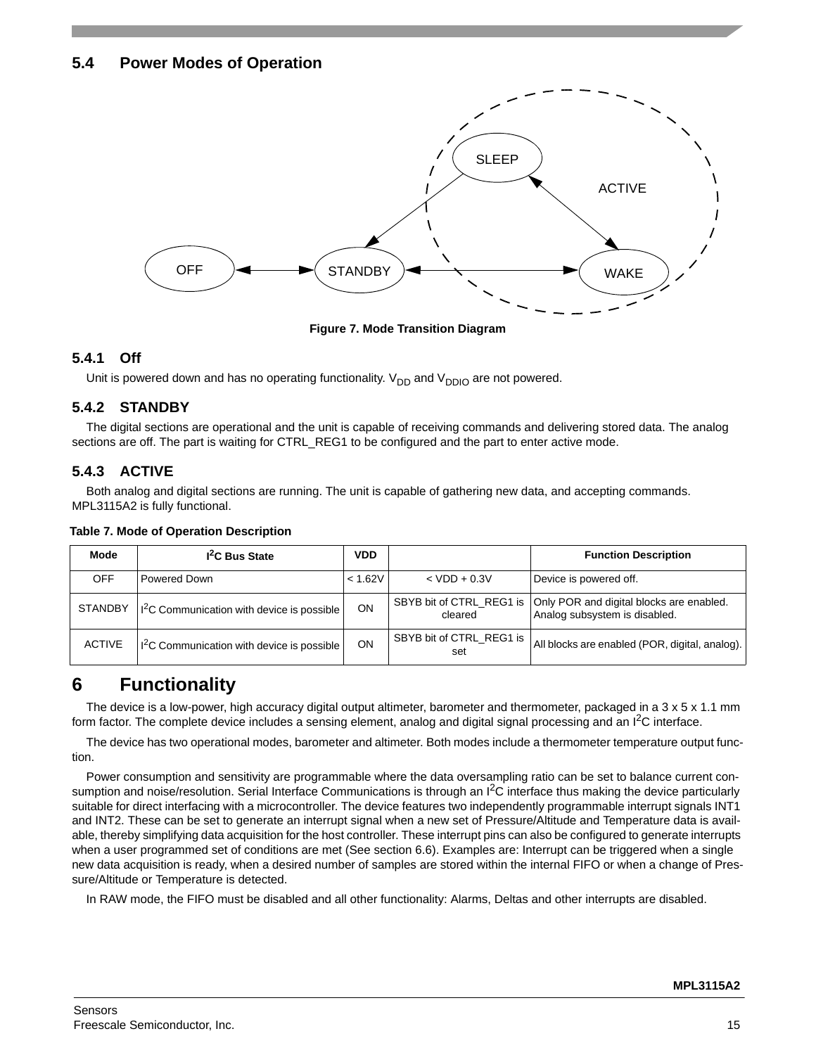## 5.4 Power Modes of Operation

Figure 7. Mode Transition Diagram

### 5.4.1 Off

Unit is powered down and has no operating functionality. $V_{DD}$ and $V_{DDIO}$ are not powered.

### 5.4.2 STANDBY

The digital sections are operational and the unit is capable of receiving commands and delivering stored data. The analog sections are off. The part is waiting for CTRL_REG1 to be configured and the part to enter active mode.

### 5.4.3 ACTIVE

Both analog and digital sections are running. The unit is capable of gathering new data, and accepting commands. MPL3115A2 is fully functional.

**Table 7. Mode of Operation Description**

| Mode | $I^2C$ Bus State | VDD | | Function Description |
|---|---|---|---|---|
| OFF | Powered Down | < 1.62V | < VDD + 0.3V | Device is powered off. |
| STANDBY | $I^2C$ Communication with device is possible | ON | SBYB bit of CTRL_REG1 is cleared | Only POR and digital blocks are enabled. Analog subsystem is disabled. |
| ACTIVE | $I^2C$ Communication with device is possible | ON | SBYB bit of CTRL_REG1 is set | All blocks are enabled (POR, digital, analog). |

# 6 Functionality

The device is a low-power, high accuracy digital output altimeter, barometer and thermometer, packaged in a 3 x 5 x 1.1 mm form factor. The complete device includes a sensing element, analog and digital signal processing and an $I^2C$ interface.

The device has two operational modes, barometer and altimeter. Both modes include a thermometer temperature output function.

Power consumption and sensitivity are programmable where the data oversampling ratio can be set to balance current consumption and noise/resolution. Serial Interface Communications is through an $I^2C$ interface thus making the device particularly suitable for direct interfacing with a microcontroller. The device features two independently programmable interrupt signals INT1 and INT2. These can be set to generate an interrupt signal when a new set of Pressure/Altitude and Temperature data is available, thereby simplifying data acquisition for the host controller. These interrupt pins can also be configured to generate interrupts when a user programmed set of conditions are met (See section 6.6). Examples are: Interrupt can be triggered when a single new data acquisition is ready, when a desired number of samples are stored within the internal FIFO or when a change of Pressure/Altitude or Temperature is detected.

In RAW mode, the FIFO must be disabled and all other functionality: Alarms, Deltas and other interrupts are disabled.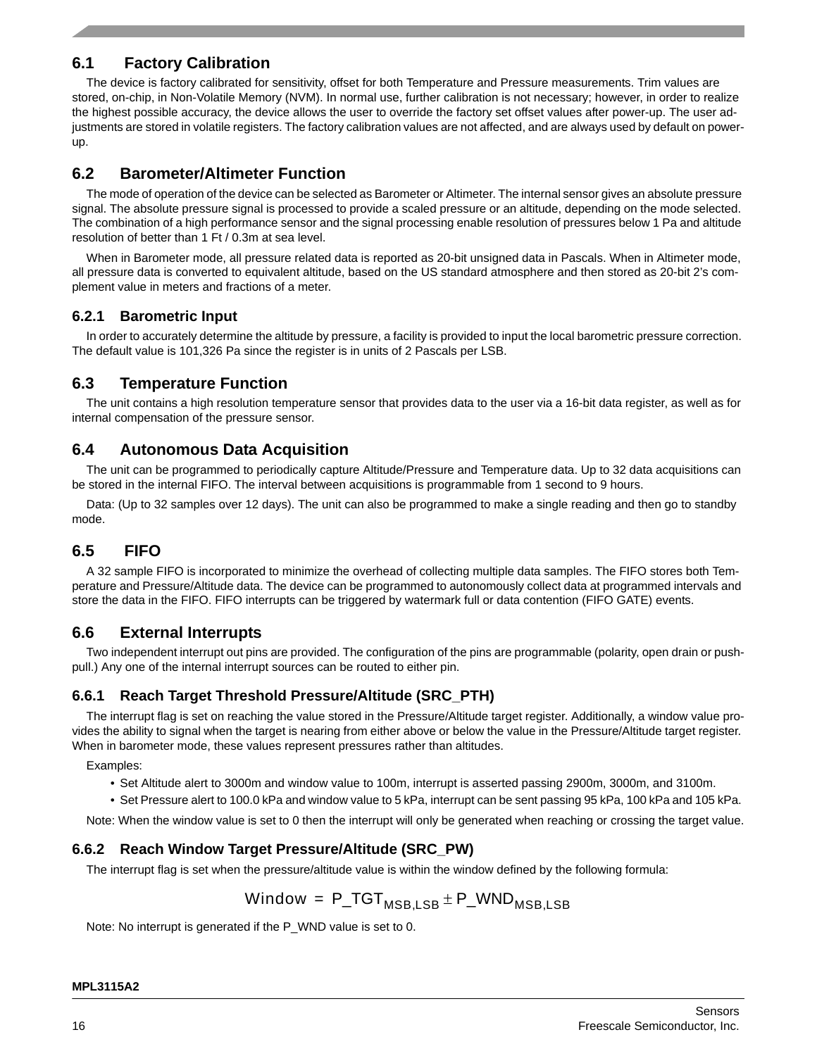## 6.1 Factory Calibration

The device is factory calibrated for sensitivity, offset for both Temperature and Pressure measurements. Trim values are stored, on-chip, in Non-Volatile Memory (NVM). In normal use, further calibration is not necessary; however, in order to realize the highest possible accuracy, the device allows the user to override the factory set offset values after power-up. The user adjustments are stored in volatile registers. The factory calibration values are not affected, and are always used by default on power-up.

## 6.2 Barometer/Altimeter Function

The mode of operation of the device can be selected as Barometer or Altimeter. The internal sensor gives an absolute pressure signal. The absolute pressure signal is processed to provide a scaled pressure or an altitude, depending on the mode selected. The combination of a high performance sensor and the signal processing enable resolution of pressures below 1 Pa and altitude resolution of better than 1 Ft / 0.3m at sea level.

When in Barometer mode, all pressure related data is reported as 20-bit unsigned data in Pascals. When in Altimeter mode, all pressure data is converted to equivalent altitude, based on the US standard atmosphere and then stored as 20-bit 2's complement value in meters and fractions of a meter.

### 6.2.1 Barometric Input

In order to accurately determine the altitude by pressure, a facility is provided to input the local barometric pressure correction. The default value is 101,326 Pa since the register is in units of 2 Pascals per LSB.

## 6.3 Temperature Function

The unit contains a high resolution temperature sensor that provides data to the user via a 16-bit data register, as well as for internal compensation of the pressure sensor.

## 6.4 Autonomous Data Acquisition

The unit can be programmed to periodically capture Altitude/Pressure and Temperature data. Up to 32 data acquisitions can be stored in the internal FIFO. The interval between acquisitions is programmable from 1 second to 9 hours.

Data: (Up to 32 samples over 12 days). The unit can also be programmed to make a single reading and then go to standby mode.

## 6.5 FIFO

A 32 sample FIFO is incorporated to minimize the overhead of collecting multiple data samples. The FIFO stores both Temperature and Pressure/Altitude data. The device can be programmed to autonomously collect data at programmed intervals and store the data in the FIFO. FIFO interrupts can be triggered by watermark full or data contention (FIFO GATE) events.

## 6.6 External Interrupts

Two independent interrupt out pins are provided. The configuration of the pins are programmable (polarity, open drain or push-pull.) Any one of the internal interrupt sources can be routed to either pin.

### 6.6.1 Reach Target Threshold Pressure/Altitude (SRC_PTH)

The interrupt flag is set on reaching the value stored in the Pressure/Altitude target register. Additionally, a window value provides the ability to signal when the target is nearing from either above or below the value in the Pressure/Altitude target register. When in barometer mode, these values represent pressures rather than altitudes.

Examples:

- Set Altitude alert to 3000m and window value to 100m, interrupt is asserted passing 2900m, 3000m, and 3100m.
- Set Pressure alert to 100.0 kPa and window value to 5 kPa, interrupt can be sent passing 95 kPa, 100 kPa and 105 kPa.

Note: When the window value is set to 0 then the interrupt will only be generated when reaching or crossing the target value.

### 6.6.2 Reach Window Target Pressure/Altitude (SRC_PW)

The interrupt flag is set when the pressure/altitude value is within the window defined by the following formula:

$$\text{Window} = \text{P\_TGT}_{\text{MSB,LSB}} \pm \text{P\_WND}_{\text{MSB,LSB}}$$

Note: No interrupt is generated if the P_WND value is set to 0.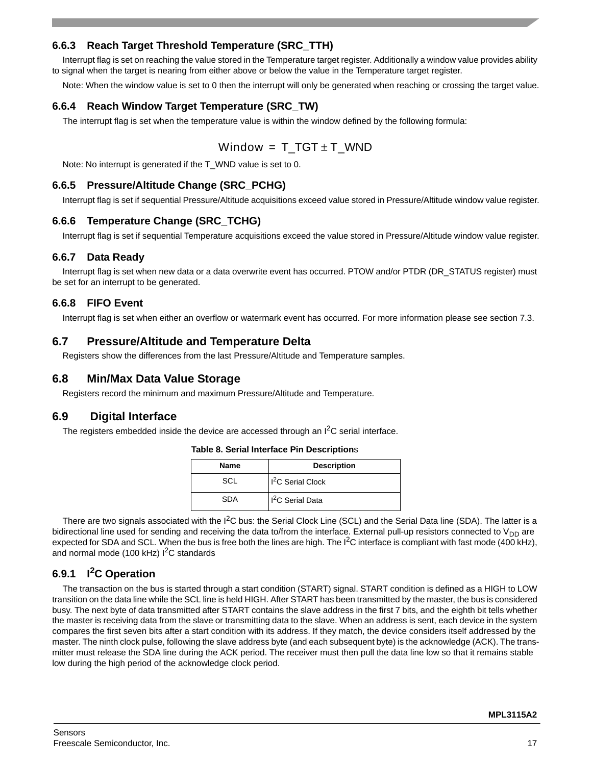### 6.6.3 Reach Target Threshold Temperature (SRC_TTH)

Interrupt flag is set on reaching the value stored in the Temperature target register. Additionally a window value provides ability to signal when the target is nearing from either above or below the value in the Temperature target register.

Note: When the window value is set to 0 then the interrupt will only be generated when reaching or crossing the target value.

### 6.6.4 Reach Window Target Temperature (SRC_TW)

The interrupt flag is set when the temperature value is within the window defined by the following formula:

$$\text{Window} = \text{T\_TGT} \pm \text{T\_WND}$$

Note: No interrupt is generated if the T_WND value is set to 0.

### 6.6.5 Pressure/Altitude Change (SRC_PCHG)

Interrupt flag is set if sequential Pressure/Altitude acquisitions exceed value stored in Pressure/Altitude window value register.

### 6.6.6 Temperature Change (SRC_TCHG)

Interrupt flag is set if sequential Temperature acquisitions exceed the value stored in Pressure/Altitude window value register.

### 6.6.7 Data Ready

Interrupt flag is set when new data or a data overwrite event has occurred. PTOW and/or PTDR (DR_STATUS register) must be set for an interrupt to be generated.

### 6.6.8 FIFO Event

Interrupt flag is set when either an overflow or watermark event has occurred. For more information please see section 7.3.

## 6.7 Pressure/Altitude and Temperature Delta

Registers show the differences from the last Pressure/Altitude and Temperature samples.

## 6.8 Min/Max Data Value Storage

Registers record the minimum and maximum Pressure/Altitude and Temperature.

## 6.9 Digital Interface

The registers embedded inside the device are accessed through an $I^2C$ serial interface.

**Table 8. Serial Interface Pin Descriptions**

| Name | Description |
|---|---|
| SCL | $I^2C$ Serial Clock |
| SDA | $I^2C$ Serial Data |

There are two signals associated with the $I^2C$ bus: the Serial Clock Line (SCL) and the Serial Data line (SDA). The latter is a bidirectional line used for sending and receiving the data to/from the interface. External pull-up resistors connected to $V_{DD}$ are expected for SDA and SCL. When the bus is free both the lines are high. The $I^2C$ interface is compliant with fast mode (400 kHz), and normal mode (100 kHz) $I^2C$ standards

### 6.9.1 $I^2C$ Operation

The transaction on the bus is started through a start condition (START) signal. START condition is defined as a HIGH to LOW transition on the data line while the SCL line is held HIGH. After START has been transmitted by the master, the bus is considered busy. The next byte of data transmitted after START contains the slave address in the first 7 bits, and the eighth bit tells whether the master is receiving data from the slave or transmitting data to the slave. When an address is sent, each device in the system compares the first seven bits after a start condition with its address. If they match, the device considers itself addressed by the master. The ninth clock pulse, following the slave address byte (and each subsequent byte) is the acknowledge (ACK). The transmitter must release the SDA line during the ACK period. The receiver must then pull the data line low so that it remains stable low during the high period of the acknowledge clock period.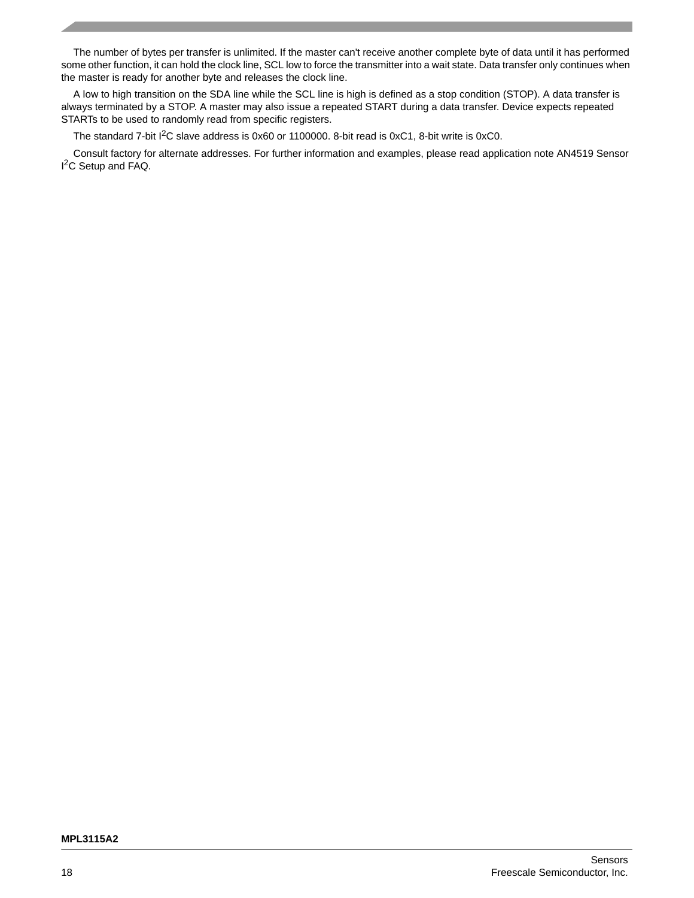The number of bytes per transfer is unlimited. If the master can't receive another complete byte of data until it has performed some other function, it can hold the clock line, SCL low to force the transmitter into a wait state. Data transfer only continues when the master is ready for another byte and releases the clock line.

A low to high transition on the SDA line while the SCL line is high is defined as a stop condition (STOP). A data transfer is always terminated by a STOP. A master may also issue a repeated START during a data transfer. Device expects repeated STARTs to be used to randomly read from specific registers.

The standard 7-bit $I^2C$ slave address is 0x60 or 1100000. 8-bit read is 0xC1, 8-bit write is 0xC0.

Consult factory for alternate addresses. For further information and examples, please read application note AN4519 Sensor $I^2C$ Setup and FAQ.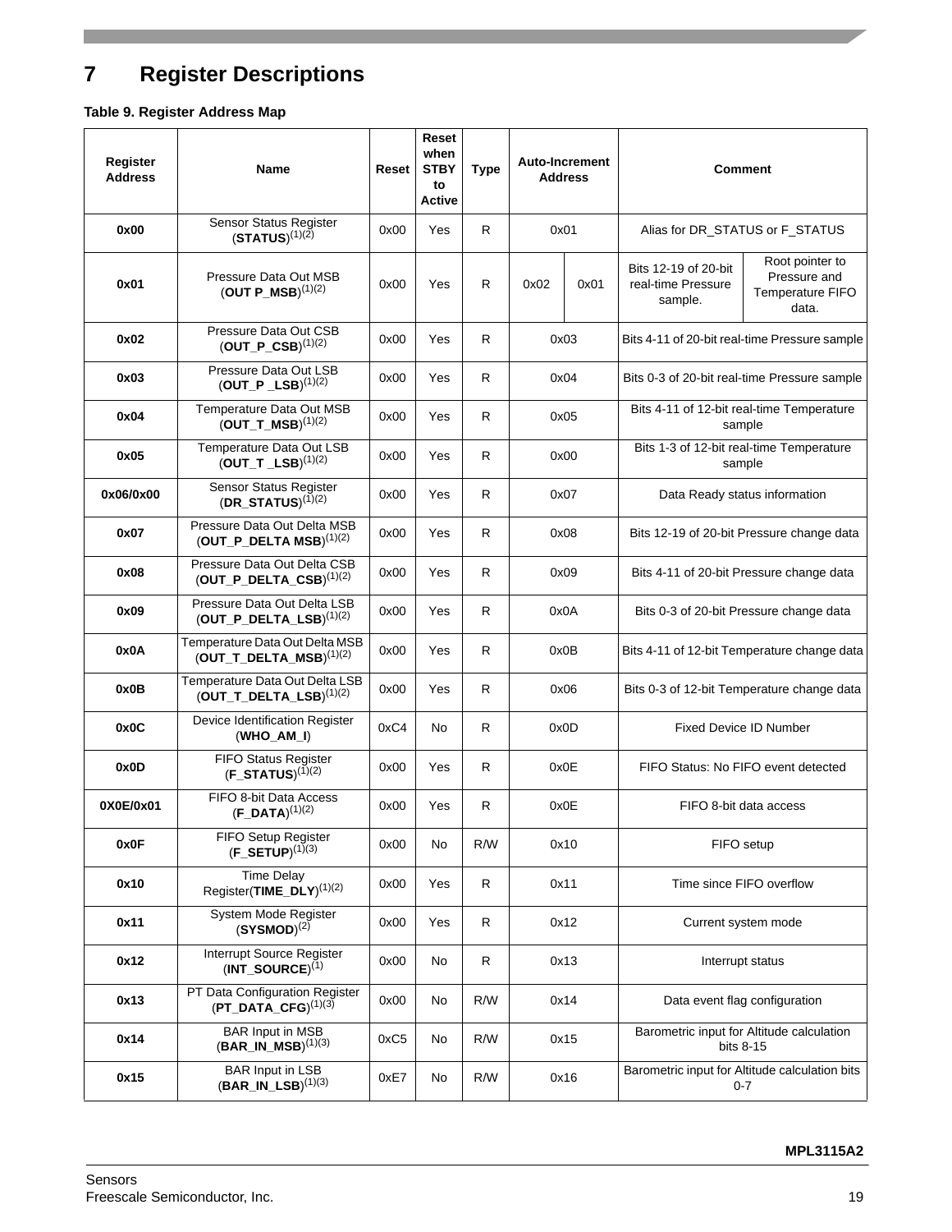# 7 Register Descriptions

**Table 9. Register Address Map**

| Register Address | Name | Reset | Reset when STBY to Active | Type | Auto-Increment Address | | Comment | |
|---|---|---|---|---|---|---|---|---|
| **0x00** | Sensor Status Register (**STATUS**)(1)(2) | 0x00 | Yes | R | 0x01 | | Alias for DR_STATUS or F_STATUS | |
| **0x01** | Pressure Data Out MSB (**OUT P_MSB**)(1)(2) | 0x00 | Yes | R | 0x02 | 0x01 | Bits 12-19 of 20-bit real-time Pressure sample. | Root pointer to Pressure and Temperature FIFO data. |
| **0x02** | Pressure Data Out CSB (**OUT_P_CSB**)(1)(2) | 0x00 | Yes | R | 0x03 | | Bits 4-11 of 20-bit real-time Pressure sample | |
| **0x03** | Pressure Data Out LSB (**OUT_P _LSB**)(1)(2) | 0x00 | Yes | R | 0x04 | | Bits 0-3 of 20-bit real-time Pressure sample | |
| **0x04** | Temperature Data Out MSB (**OUT_T_MSB**)(1)(2) | 0x00 | Yes | R | 0x05 | | Bits 4-11 of 12-bit real-time Temperature sample | |
| **0x05** | Temperature Data Out LSB (**OUT_T _LSB**)(1)(2) | 0x00 | Yes | R | 0x00 | | Bits 1-3 of 12-bit real-time Temperature sample | |
| **0x06/0x00** | Sensor Status Register (**DR_STATUS**)(1)(2) | 0x00 | Yes | R | 0x07 | | Data Ready status information | |
| **0x07** | Pressure Data Out Delta MSB (**OUT_P_DELTA MSB**)(1)(2) | 0x00 | Yes | R | 0x08 | | Bits 12-19 of 20-bit Pressure change data | |
| **0x08** | Pressure Data Out Delta CSB (**OUT_P_DELTA_CSB**)(1)(2) | 0x00 | Yes | R | 0x09 | | Bits 4-11 of 20-bit Pressure change data | |
| **0x09** | Pressure Data Out Delta LSB (**OUT_P_DELTA_LSB**)(1)(2) | 0x00 | Yes | R | 0x0A | | Bits 0-3 of 20-bit Pressure change data | |
| **0x0A** | Temperature Data Out Delta MSB (**OUT_T_DELTA_MSB**)(1)(2) | 0x00 | Yes | R | 0x0B | | Bits 4-11 of 12-bit Temperature change data | |
| **0x0B** | Temperature Data Out Delta LSB (**OUT_T_DELTA_LSB**)(1)(2) | 0x00 | Yes | R | 0x06 | | Bits 0-3 of 12-bit Temperature change data | |
| **0x0C** | Device Identification Register (**WHO_AM_I**) | 0xC4 | No | R | 0x0D | | Fixed Device ID Number | |
| **0x0D** | FIFO Status Register (**F_STATUS**)(1)(2) | 0x00 | Yes | R | 0x0E | | FIFO Status: No FIFO event detected | |
| **0X0E/0x01** | FIFO 8-bit Data Access (**F_DATA**)(1)(2) | 0x00 | Yes | R | 0x0E | | FIFO 8-bit data access | |
| **0x0F** | FIFO Setup Register (**F_SETUP**)(1)(3) | 0x00 | No | R/W | 0x10 | | FIFO setup | |
| **0x10** | Time Delay Register(**TIME_DLY**)(1)(2) | 0x00 | Yes | R | 0x11 | | Time since FIFO overflow | |
| **0x11** | System Mode Register (**SYSMOD**)(2) | 0x00 | Yes | R | 0x12 | | Current system mode | |
| **0x12** | Interrupt Source Register (**INT_SOURCE**)(1) | 0x00 | No | R | 0x13 | | Interrupt status | |
| **0x13** | PT Data Configuration Register (**PT_DATA_CFG**)(1)(3) | 0x00 | No | R/W | 0x14 | | Data event flag configuration | |
| **0x14** | BAR Input in MSB (**BAR_IN_MSB**)(1)(3) | 0xC5 | No | R/W | 0x15 | | Barometric input for Altitude calculation bits 8-15 | |
| **0x15** | BAR Input in LSB (**BAR_IN_LSB**)(1)(3) | 0xE7 | No | R/W | 0x16 | | Barometric input for Altitude calculation bits 0-7 | |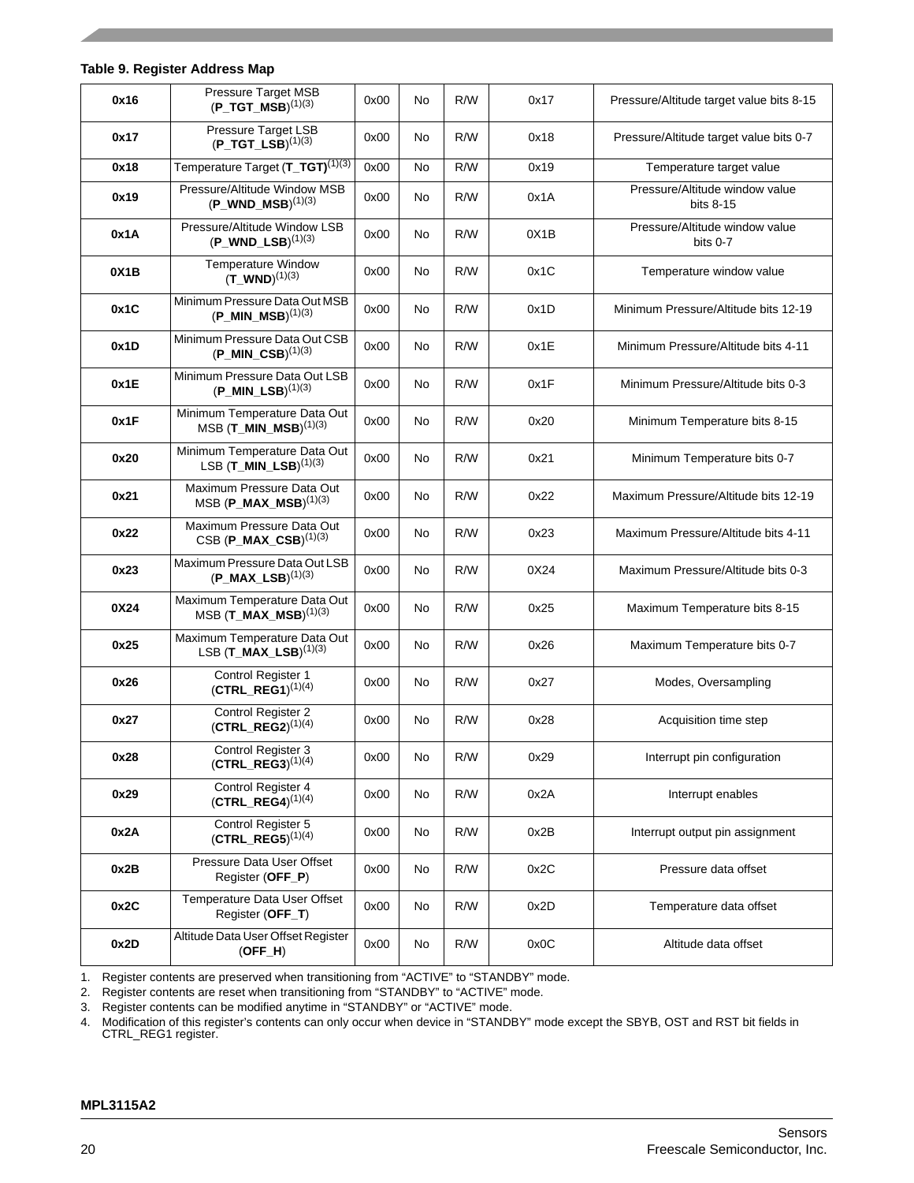**Table 9. Register Address Map**

| | | | | | | |
|---|---|---|---|---|---|---|
| **0x16** | Pressure Target MSB (**P_TGT_MSB**)(1)(3) | 0x00 | No | R/W | 0x17 | Pressure/Altitude target value bits 8-15 |
| **0x17** | Pressure Target LSB (**P_TGT_LSB**)(1)(3) | 0x00 | No | R/W | 0x18 | Pressure/Altitude target value bits 0-7 |
| **0x18** | Temperature Target (**T_TGT**)(1)(3) | 0x00 | No | R/W | 0x19 | Temperature target value |
| **0x19** | Pressure/Altitude Window MSB (**P_WND_MSB**)(1)(3) | 0x00 | No | R/W | 0x1A | Pressure/Altitude window value bits 8-15 |
| **0x1A** | Pressure/Altitude Window LSB (**P_WND_LSB**)(1)(3) | 0x00 | No | R/W | 0X1B | Pressure/Altitude window value bits 0-7 |
| **0x1B** | Temperature Window (**T_WND**)(1)(3) | 0x00 | No | R/W | 0x1C | Temperature window value |
| **0x1C** | Minimum Pressure Data Out MSB (**P_MIN_MSB**)(1)(3) | 0x00 | No | R/W | 0x1D | Minimum Pressure/Altitude bits 12-19 |
| **0x1D** | Minimum Pressure Data Out CSB (**P_MIN_CSB**)(1)(3) | 0x00 | No | R/W | 0x1E | Minimum Pressure/Altitude bits 4-11 |
| **0x1E** | Minimum Pressure Data Out LSB (**P_MIN_LSB**)(1)(3) | 0x00 | No | R/W | 0x1F | Minimum Pressure/Altitude bits 0-3 |
| **0x1F** | Minimum Temperature Data Out MSB (**T_MIN_MSB**)(1)(3) | 0x00 | No | R/W | 0x20 | Minimum Temperature bits 8-15 |
| **0x20** | Minimum Temperature Data Out LSB (**T_MIN_LSB**)(1)(3) | 0x00 | No | R/W | 0x21 | Minimum Temperature bits 0-7 |
| **0x21** | Maximum Pressure Data Out MSB (**P_MAX_MSB**)(1)(3) | 0x00 | No | R/W | 0x22 | Maximum Pressure/Altitude bits 12-19 |
| **0x22** | Maximum Pressure Data Out CSB (**P_MAX_CSB**)(1)(3) | 0x00 | No | R/W | 0x23 | Maximum Pressure/Altitude bits 4-11 |
| **0x23** | Maximum Pressure Data Out LSB (**P_MAX_LSB**)(1)(3) | 0x00 | No | R/W | 0X24 | Maximum Pressure/Altitude bits 0-3 |
| **0X24** | Maximum Temperature Data Out MSB (**T_MAX_MSB**)(1)(3) | 0x00 | No | R/W | 0x25 | Maximum Temperature bits 8-15 |
| **0x25** | Maximum Temperature Data Out LSB (**T_MAX_LSB**)(1)(3) | 0x00 | No | R/W | 0x26 | Maximum Temperature bits 0-7 |
| **0x26** | Control Register 1 (**CTRL_REG1**)(1)(4) | 0x00 | No | R/W | 0x27 | Modes, Oversampling |
| **0x27** | Control Register 2 (**CTRL_REG2**)(1)(4) | 0x00 | No | R/W | 0x28 | Acquisition time step |
| **0x28** | Control Register 3 (**CTRL_REG3**)(1)(4) | 0x00 | No | R/W | 0x29 | Interrupt pin configuration |
| **0x29** | Control Register 4 (**CTRL_REG4**)(1)(4) | 0x00 | No | R/W | 0x2A | Interrupt enables |
| **0x2A** | Control Register 5 (**CTRL_REG5**)(1)(4) | 0x00 | No | R/W | 0x2B | Interrupt output pin assignment |
| **0x2B** | Pressure Data User Offset Register (**OFF_P**) | 0x00 | No | R/W | 0x2C | Pressure data offset |
| **0x2C** | Temperature Data User Offset Register (**OFF_T**) | 0x00 | No | R/W | 0x2D | Temperature data offset |
| **0x2D** | Altitude Data User Offset Register (**OFF_H**) | 0x00 | No | R/W | 0x0C | Altitude data offset |

1. Register contents are preserved when transitioning from "ACTIVE" to "STANDBY" mode.
2. Register contents are reset when transitioning from "STANDBY" to "ACTIVE" mode.
3. Register contents can be modified anytime in "STANDBY" or "ACTIVE" mode.
4. Modification of this register's contents can only occur when device in "STANDBY" mode except the SBYB, OST and RST bit fields in CTRL_REG1 register.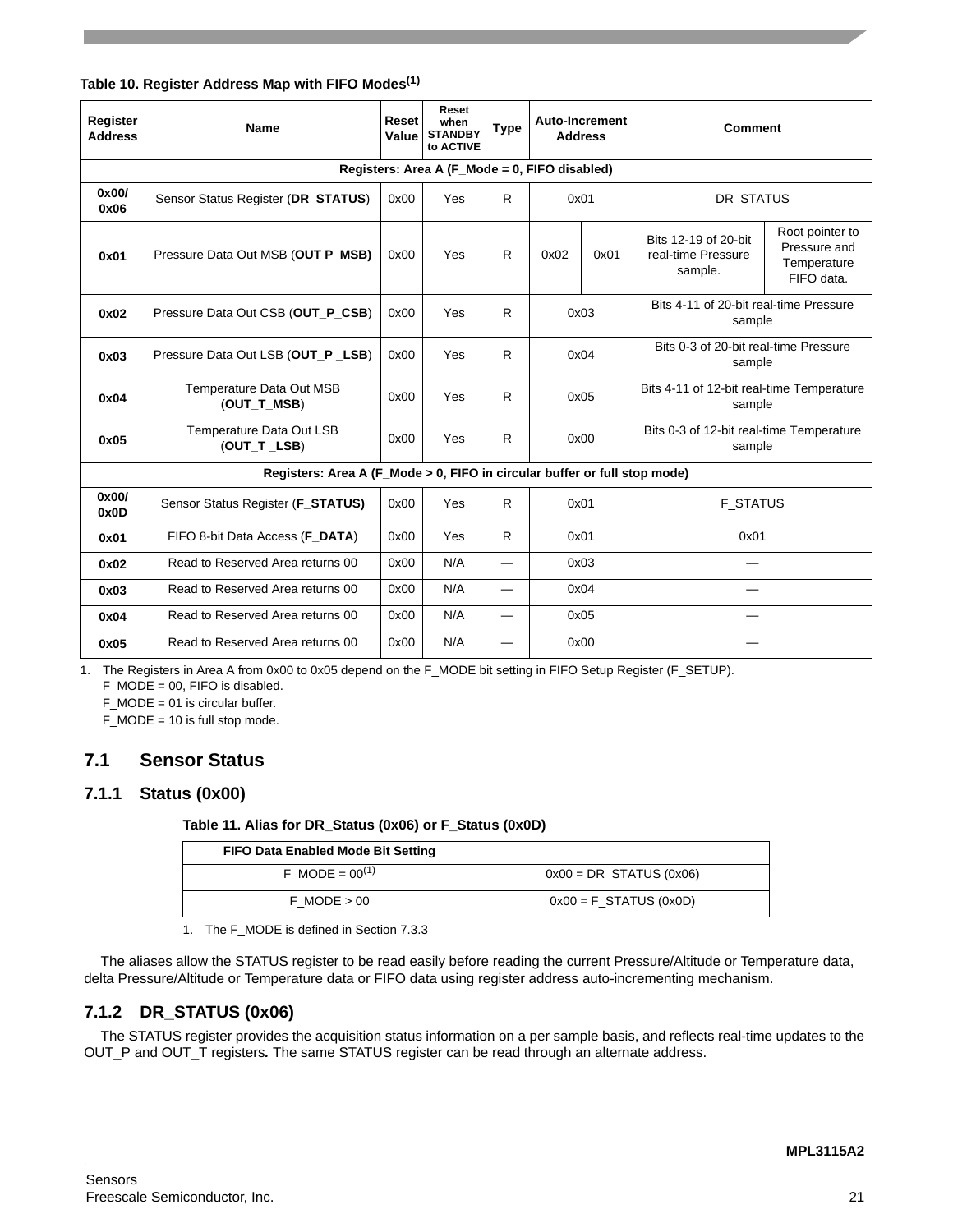**Table 10. Register Address Map with FIFO Modes[(1)]**

| Register Address | Name | Reset Value | Reset when STANDBY to ACTIVE | Type | Auto-Increment Address | | Comment | |
|---|---|---|---|---|---|---|---|---|
| **Registers: Area A (F_Mode = 0, FIFO disabled)** | | | | | | | | |
| **0x00/ 0x06** | Sensor Status Register (**DR_STATUS**) | 0x00 | Yes | R | 0x01 | | DR_STATUS | |
| **0x01** | Pressure Data Out MSB (**OUT P_MSB)** | 0x00 | Yes | R | 0x02 | 0x01 | Bits 12-19 of 20-bit real-time Pressure sample. | Root pointer to Pressure and Temperature FIFO data. |
| **0x02** | Pressure Data Out CSB (**OUT_P_CSB**) | 0x00 | Yes | R | 0x03 | | Bits 4-11 of 20-bit real-time Pressure sample | |
| **0x03** | Pressure Data Out LSB (**OUT_P _LSB**) | 0x00 | Yes | R | 0x04 | | Bits 0-3 of 20-bit real-time Pressure sample | |
| **0x04** | Temperature Data Out MSB (**OUT_T_MSB**) | 0x00 | Yes | R | 0x05 | | Bits 4-11 of 12-bit real-time Temperature sample | |
| **0x05** | Temperature Data Out LSB (**OUT_T _LSB**) | 0x00 | Yes | R | 0x00 | | Bits 0-3 of 12-bit real-time Temperature sample | |
| **Registers: Area A (F_Mode > 0, FIFO in circular buffer or full stop mode)** | | | | | | | | |
| **0x00/ 0x0D** | Sensor Status Register (**F_STATUS)** | 0x00 | Yes | R | 0x01 | | F_STATUS | |
| **0x01** | FIFO 8-bit Data Access (**F_DATA**) | 0x00 | Yes | R | 0x01 | | 0x01 | |
| **0x02** | Read to Reserved Area returns 00 | 0x00 | N/A | — | 0x03 | | — | |
| **0x03** | Read to Reserved Area returns 00 | 0x00 | N/A | — | 0x04 | | — | |
| **0x04** | Read to Reserved Area returns 00 | 0x00 | N/A | — | 0x05 | | — | |
| **0x05** | Read to Reserved Area returns 00 | 0x00 | N/A | — | 0x00 | | — | |

1. The Registers in Area A from 0x00 to 0x05 depend on the F_MODE bit setting in FIFO Setup Register (F_SETUP).
   F_MODE = 00, FIFO is disabled.
   F_MODE = 01 is circular buffer.
   F_MODE = 10 is full stop mode.

## 7.1 Sensor Status

### 7.1.1 Status (0x00)

**Table 11. Alias for DR_Status (0x06) or F_Status (0x0D)**

| FIFO Data Enabled Mode Bit Setting | |
|---|---|
| F_MODE = 00[(1)] | 0x00 = DR_STATUS (0x06) |
| F_MODE > 00 | 0x00 = F_STATUS (0x0D) |

1. The F_MODE is defined in Section 7.3.3

The aliases allow the STATUS register to be read easily before reading the current Pressure/Altitude or Temperature data, delta Pressure/Altitude or Temperature data or FIFO data using register address auto-incrementing mechanism.

### 7.1.2 DR_STATUS (0x06)

The STATUS register provides the acquisition status information on a per sample basis, and reflects real-time updates to the OUT_P and OUT_T registers**.** The same STATUS register can be read through an alternate address.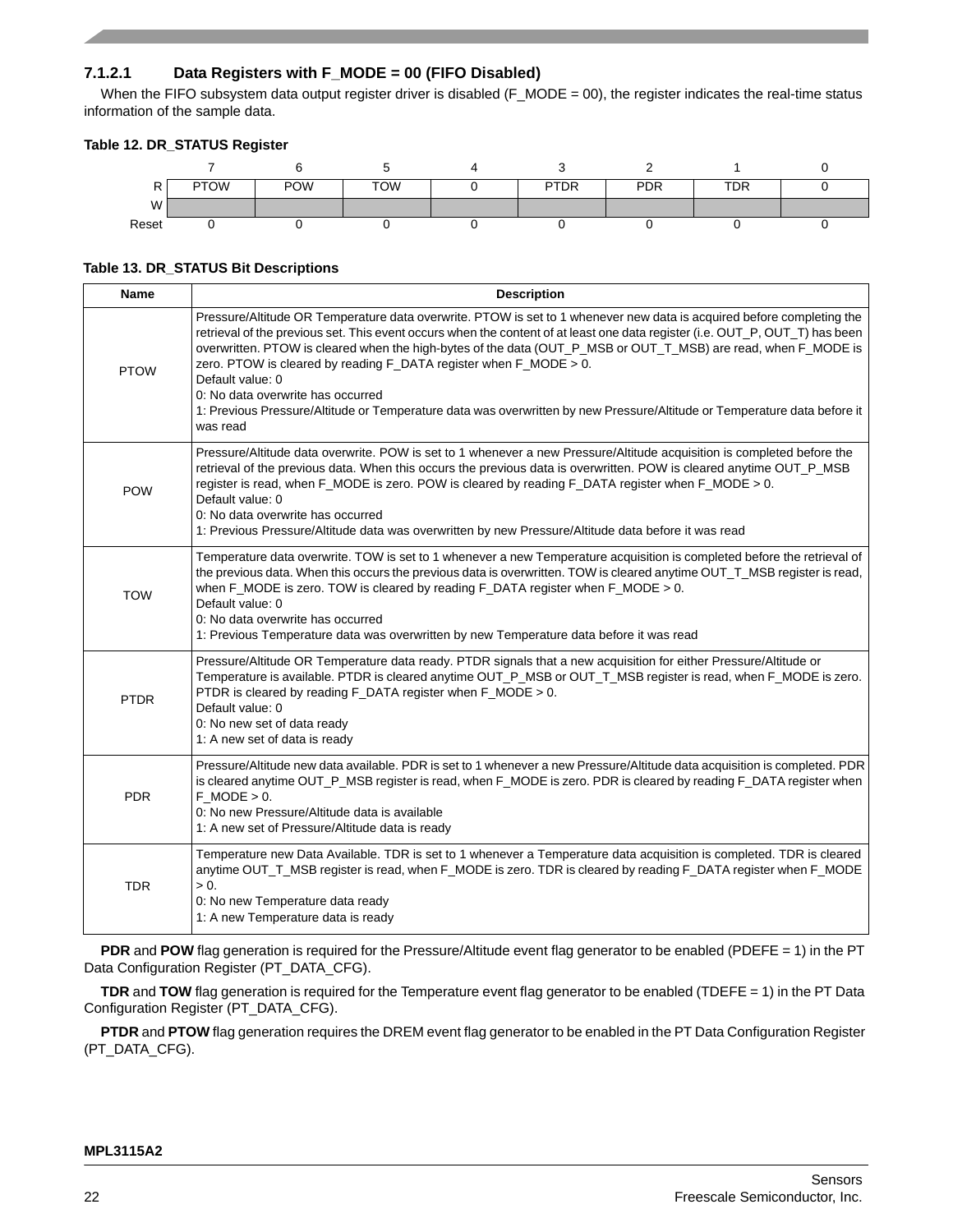#### 7.1.2.1 Data Registers with F_MODE = 00 (FIFO Disabled)

When the FIFO subsystem data output register driver is disabled (F_MODE = 00), the register indicates the real-time status information of the sample data.

**Table 12. DR_STATUS Register**

| | 7 | 6 | 5 | 4 | 3 | 2 | 1 | 0 |
|---|---|---|---|---|---|---|---|---|
| R | PTOW | POW | TOW | 0 | PTDR | PDR | TDR | 0 |
| W | | | | | | | | |
| Reset | 0 | 0 | 0 | 0 | 0 | 0 | 0 | 0 |

**Table 13. DR_STATUS Bit Descriptions**

| Name | Description |
|---|---|
| PTOW | Pressure/Altitude OR Temperature data overwrite. PTOW is set to 1 whenever new data is acquired before completing the retrieval of the previous set. This event occurs when the content of at least one data register (i.e. OUT_P, OUT_T) has been overwritten. PTOW is cleared when the high-bytes of the data (OUT_P_MSB or OUT_T_MSB) are read, when F_MODE is zero. PTOW is cleared by reading F_DATA register when F_MODE > 0.<br>Default value: 0<br>0: No data overwrite has occurred<br>1: Previous Pressure/Altitude or Temperature data was overwritten by new Pressure/Altitude or Temperature data before it was read |
| POW | Pressure/Altitude data overwrite. POW is set to 1 whenever a new Pressure/Altitude acquisition is completed before the retrieval of the previous data. When this occurs the previous data is overwritten. POW is cleared anytime OUT_P_MSB register is read, when F_MODE is zero. POW is cleared by reading F_DATA register when F_MODE > 0.<br>Default value: 0<br>0: No data overwrite has occurred<br>1: Previous Pressure/Altitude data was overwritten by new Pressure/Altitude data before it was read |
| TOW | Temperature data overwrite. TOW is set to 1 whenever a new Temperature acquisition is completed before the retrieval of the previous data. When this occurs the previous data is overwritten. TOW is cleared anytime OUT_T_MSB register is read, when F_MODE is zero. TOW is cleared by reading F_DATA register when F_MODE > 0.<br>Default value: 0<br>0: No data overwrite has occurred<br>1: Previous Temperature data was overwritten by new Temperature data before it was read |
| PTDR | Pressure/Altitude OR Temperature data ready. PTDR signals that a new acquisition for either Pressure/Altitude or Temperature is available. PTDR is cleared anytime OUT_P_MSB or OUT_T_MSB register is read, when F_MODE is zero. PTDR is cleared by reading F_DATA register when F_MODE > 0.<br>Default value: 0<br>0: No new set of data ready<br>1: A new set of data is ready |
| PDR | Pressure/Altitude new data available. PDR is set to 1 whenever a new Pressure/Altitude data acquisition is completed. PDR is cleared anytime OUT_P_MSB register is read, when F_MODE is zero. PDR is cleared by reading F_DATA register when F_MODE > 0.<br>0: No new Pressure/Altitude data is available<br>1: A new set of Pressure/Altitude data is ready |
| TDR | Temperature new Data Available. TDR is set to 1 whenever a Temperature data acquisition is completed. TDR is cleared anytime OUT_T_MSB register is read, when F_MODE is zero. TDR is cleared by reading F_DATA register when F_MODE > 0.<br>0: No new Temperature data ready<br>1: A new Temperature data is ready |

**PDR** and **POW** flag generation is required for the Pressure/Altitude event flag generator to be enabled (PDEFE = 1) in the PT Data Configuration Register (PT_DATA_CFG).

**TDR** and **TOW** flag generation is required for the Temperature event flag generator to be enabled (TDEFE = 1) in the PT Data Configuration Register (PT_DATA_CFG).

**PTDR** and **PTOW** flag generation requires the DREM event flag generator to be enabled in the PT Data Configuration Register (PT_DATA_CFG).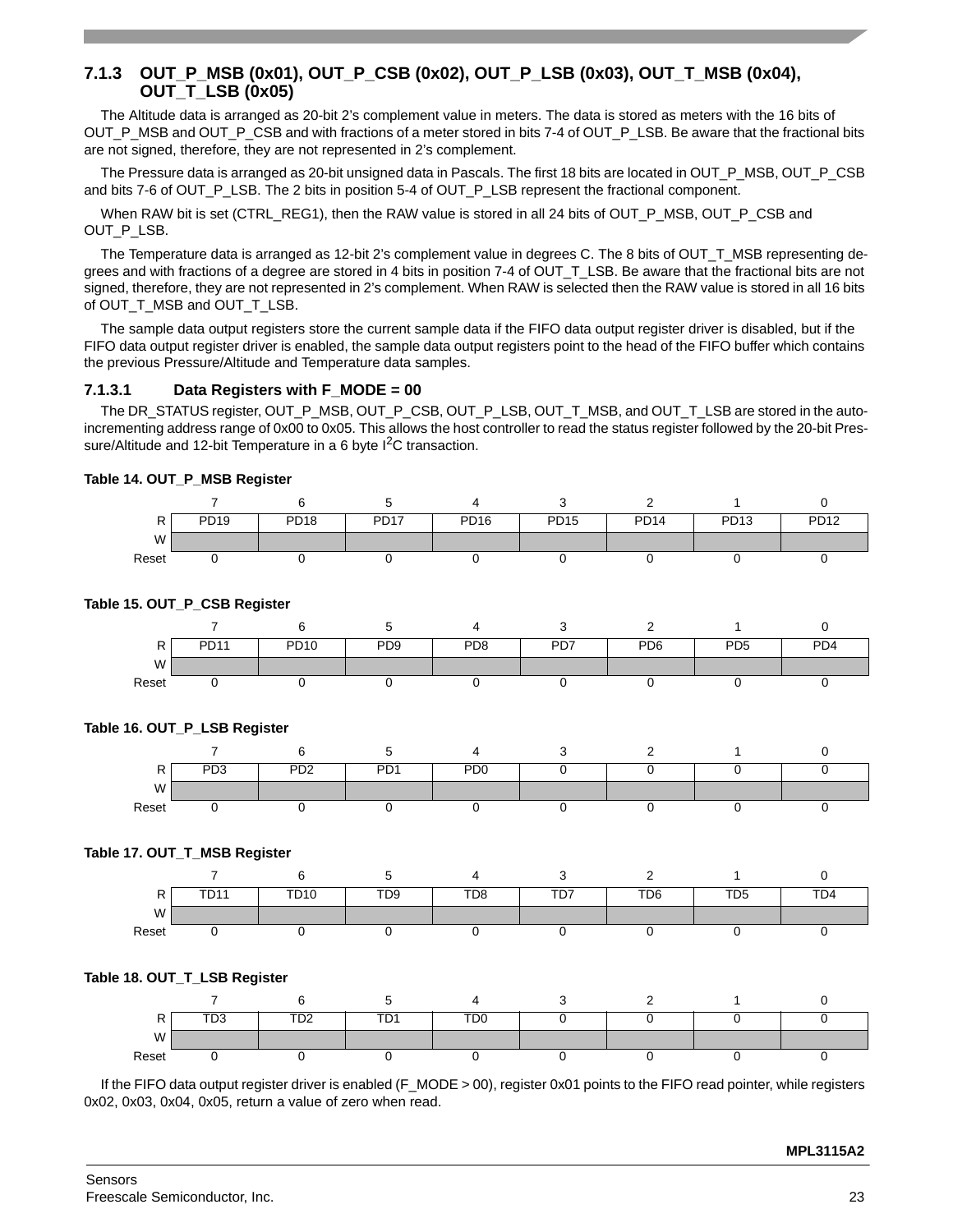### 7.1.3 OUT_P_MSB (0x01), OUT_P_CSB (0x02), OUT_P_LSB (0x03), OUT_T_MSB (0x04), OUT_T_LSB (0x05)

The Altitude data is arranged as 20-bit 2's complement value in meters. The data is stored as meters with the 16 bits of OUT_P_MSB and OUT_P_CSB and with fractions of a meter stored in bits 7-4 of OUT_P_LSB. Be aware that the fractional bits are not signed, therefore, they are not represented in 2's complement.

The Pressure data is arranged as 20-bit unsigned data in Pascals. The first 18 bits are located in OUT_P_MSB, OUT_P_CSB and bits 7-6 of OUT_P_LSB. The 2 bits in position 5-4 of OUT_P_LSB represent the fractional component.

When RAW bit is set (CTRL_REG1), then the RAW value is stored in all 24 bits of OUT_P_MSB, OUT_P_CSB and OUT_P_LSB.

The Temperature data is arranged as 12-bit 2's complement value in degrees C. The 8 bits of OUT_T_MSB representing degrees and with fractions of a degree are stored in 4 bits in position 7-4 of OUT_T_LSB. Be aware that the fractional bits are not signed, therefore, they are not represented in 2's complement. When RAW is selected then the RAW value is stored in all 16 bits of OUT_T_MSB and OUT_T_LSB.

The sample data output registers store the current sample data if the FIFO data output register driver is disabled, but if the FIFO data output register driver is enabled, the sample data output registers point to the head of the FIFO buffer which contains the previous Pressure/Altitude and Temperature data samples.

#### 7.1.3.1 Data Registers with F_MODE = 00

The DR_STATUS register, OUT_P_MSB, OUT_P_CSB, OUT_P_LSB, OUT_T_MSB, and OUT_T_LSB are stored in the auto-incrementing address range of 0x00 to 0x05. This allows the host controller to read the status register followed by the 20-bit Pressure/Altitude and 12-bit Temperature in a 6 byte $I^2C$ transaction.

**Table 14. OUT_P_MSB Register**

| | 7 | 6 | 5 | 4 | 3 | 2 | 1 | 0 |
|---|---|---|---|---|---|---|---|---|
| R | PD19 | PD18 | PD17 | PD16 | PD15 | PD14 | PD13 | PD12 |
| W | | | | | | | | |
| Reset | 0 | 0 | 0 | 0 | 0 | 0 | 0 | 0 |

**Table 15. OUT_P_CSB Register**

| | 7 | 6 | 5 | 4 | 3 | 2 | 1 | 0 |
|---|---|---|---|---|---|---|---|---|
| R | PD11 | PD10 | PD9 | PD8 | PD7 | PD6 | PD5 | PD4 |
| W | | | | | | | | |
| Reset | 0 | 0 | 0 | 0 | 0 | 0 | 0 | 0 |

**Table 16. OUT_P_LSB Register**

| | 7 | 6 | 5 | 4 | 3 | 2 | 1 | 0 |
|---|---|---|---|---|---|---|---|---|
| R | PD3 | PD2 | PD1 | PD0 | 0 | 0 | 0 | 0 |
| W | | | | | | | | |
| Reset | 0 | 0 | 0 | 0 | 0 | 0 | 0 | 0 |

**Table 17. OUT_T_MSB Register**

| | 7 | 6 | 5 | 4 | 3 | 2 | 1 | 0 |
|---|---|---|---|---|---|---|---|---|
| R | TD11 | TD10 | TD9 | TD8 | TD7 | TD6 | TD5 | TD4 |
| W | | | | | | | | |
| Reset | 0 | 0 | 0 | 0 | 0 | 0 | 0 | 0 |

**Table 18. OUT_T_LSB Register**

| | 7 | 6 | 5 | 4 | 3 | 2 | 1 | 0 |
|---|---|---|---|---|---|---|---|---|
| R | TD3 | TD2 | TD1 | TD0 | 0 | 0 | 0 | 0 |
| W | | | | | | | | |
| Reset | 0 | 0 | 0 | 0 | 0 | 0 | 0 | 0 |

If the FIFO data output register driver is enabled (F_MODE > 00), register 0x01 points to the FIFO read pointer, while registers 0x02, 0x03, 0x04, 0x05, return a value of zero when read.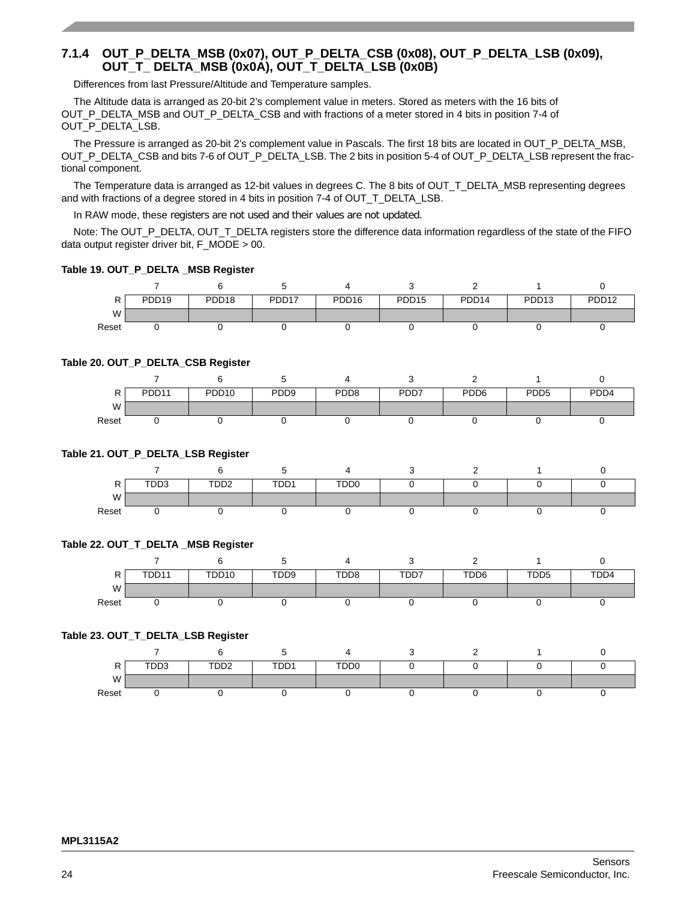### 7.1.4 OUT_P_DELTA_MSB (0x07), OUT_P_DELTA_CSB (0x08), OUT_P_DELTA_LSB (0x09), OUT_T_ DELTA_MSB (0x0A), OUT_T_DELTA_LSB (0x0B)

Differences from last Pressure/Altitude and Temperature samples.

The Altitude data is arranged as 20-bit 2's complement value in meters. Stored as meters with the 16 bits of OUT_P_DELTA_MSB and OUT_P_DELTA_CSB and with fractions of a meter stored in 4 bits in position 7-4 of OUT_P_DELTA_LSB.

The Pressure is arranged as 20-bit 2's complement value in Pascals. The first 18 bits are located in OUT_P_DELTA_MSB, OUT_P_DELTA_CSB and bits 7-6 of OUT_P_DELTA_LSB. The 2 bits in position 5-4 of OUT_P_DELTA_LSB represent the fractional component.

The Temperature data is arranged as 12-bit values in degrees C. The 8 bits of OUT_T_DELTA_MSB representing degrees and with fractions of a degree stored in 4 bits in position 7-4 of OUT_T_DELTA_LSB.

In RAW mode, these registers are not used and their values are not updated.

Note: The OUT_P_DELTA, OUT_T_DELTA registers store the difference data information regardless of the state of the FIFO data output register driver bit, F_MODE > 00.

**Table 19. OUT_P_DELTA _MSB Register**

| | 7 | 6 | 5 | 4 | 3 | 2 | 1 | 0 |
|---|---|---|---|---|---|---|---|---|
| R | PDD19 | PDD18 | PDD17 | PDD16 | PDD15 | PDD14 | PDD13 | PDD12 |
| W | | | | | | | | |
| Reset | 0 | 0 | 0 | 0 | 0 | 0 | 0 | 0 |

**Table 20. OUT_P_DELTA_CSB Register**

| | 7 | 6 | 5 | 4 | 3 | 2 | 1 | 0 |
|---|---|---|---|---|---|---|---|---|
| R | PDD11 | PDD10 | PDD9 | PDD8 | PDD7 | PDD6 | PDD5 | PDD4 |
| W | | | | | | | | |
| Reset | 0 | 0 | 0 | 0 | 0 | 0 | 0 | 0 |

**Table 21. OUT_P_DELTA_LSB Register**

| | 7 | 6 | 5 | 4 | 3 | 2 | 1 | 0 |
|---|---|---|---|---|---|---|---|---|
| R | TDD3 | TDD2 | TDD1 | TDD0 | 0 | 0 | 0 | 0 |
| W | | | | | | | | |
| Reset | 0 | 0 | 0 | 0 | 0 | 0 | 0 | 0 |

**Table 22. OUT_T_DELTA _MSB Register**

| | 7 | 6 | 5 | 4 | 3 | 2 | 1 | 0 |
|---|---|---|---|---|---|---|---|---|
| R | TDD11 | TDD10 | TDD9 | TDD8 | TDD7 | TDD6 | TDD5 | TDD4 |
| W | | | | | | | | |
| Reset | 0 | 0 | 0 | 0 | 0 | 0 | 0 | 0 |

**Table 23. OUT_T_DELTA_LSB Register**

| | 7 | 6 | 5 | 4 | 3 | 2 | 1 | 0 |
|---|---|---|---|---|---|---|---|---|
| R | TDD3 | TDD2 | TDD1 | TDD0 | 0 | 0 | 0 | 0 |
| W | | | | | | | | |
| Reset | 0 | 0 | 0 | 0 | 0 | 0 | 0 | 0 |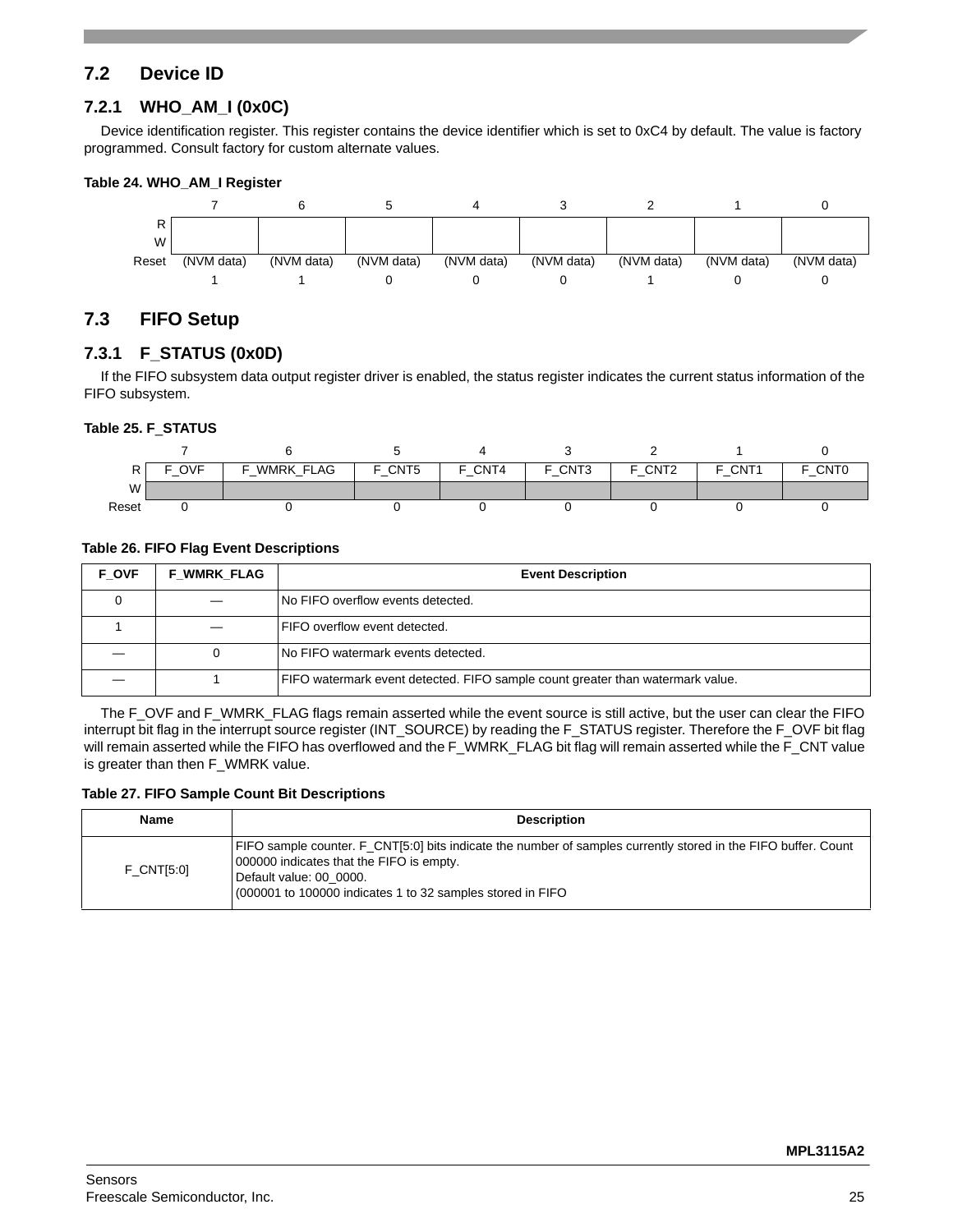## 7.2 Device ID

### 7.2.1 WHO_AM_I (0x0C)

Device identification register. This register contains the device identifier which is set to 0xC4 by default. The value is factory programmed. Consult factory for custom alternate values.

**Table 24. WHO_AM_I Register**

| | 7 | 6 | 5 | 4 | 3 | 2 | 1 | 0 |
|---|---|---|---|---|---|---|---|---|
| R/W | | | | | | | | |
| Reset | (NVM data)<br>1 | (NVM data)<br>1 | (NVM data)<br>0 | (NVM data)<br>0 | (NVM data)<br>0 | (NVM data)<br>1 | (NVM data)<br>0 | (NVM data)<br>0 |

## 7.3 FIFO Setup

### 7.3.1 F_STATUS (0x0D)

If the FIFO subsystem data output register driver is enabled, the status register indicates the current status information of the FIFO subsystem.

**Table 25. F_STATUS**

| | 7 | 6 | 5 | 4 | 3 | 2 | 1 | 0 |
|---|---|---|---|---|---|---|---|---|
| R | F_OVF | F_WMRK_FLAG | F_CNT5 | F_CNT4 | F_CNT3 | F_CNT2 | F_CNT1 | F_CNT0 |
| W | | | | | | | | |
| Reset | 0 | 0 | 0 | 0 | 0 | 0 | 0 | 0 |

**Table 26. FIFO Flag Event Descriptions**

| F_OVF | F_WMRK_FLAG | Event Description |
|---|---|---|
| 0 | — | No FIFO overflow events detected. |
| 1 | — | FIFO overflow event detected. |
| — | 0 | No FIFO watermark events detected. |
| — | 1 | FIFO watermark event detected. FIFO sample count greater than watermark value. |

The F_OVF and F_WMRK_FLAG flags remain asserted while the event source is still active, but the user can clear the FIFO interrupt bit flag in the interrupt source register (INT_SOURCE) by reading the F_STATUS register. Therefore the F_OVF bit flag will remain asserted while the FIFO has overflowed and the F_WMRK_FLAG bit flag will remain asserted while the F_CNT value is greater than then F_WMRK value.

**Table 27. FIFO Sample Count Bit Descriptions**

| Name | Description |
|---|---|
| F_CNT[5:0] | FIFO sample counter. F_CNT[5:0] bits indicate the number of samples currently stored in the FIFO buffer. Count 000000 indicates that the FIFO is empty.<br>Default value: 00_0000.<br>(000001 to 100000 indicates 1 to 32 samples stored in FIFO |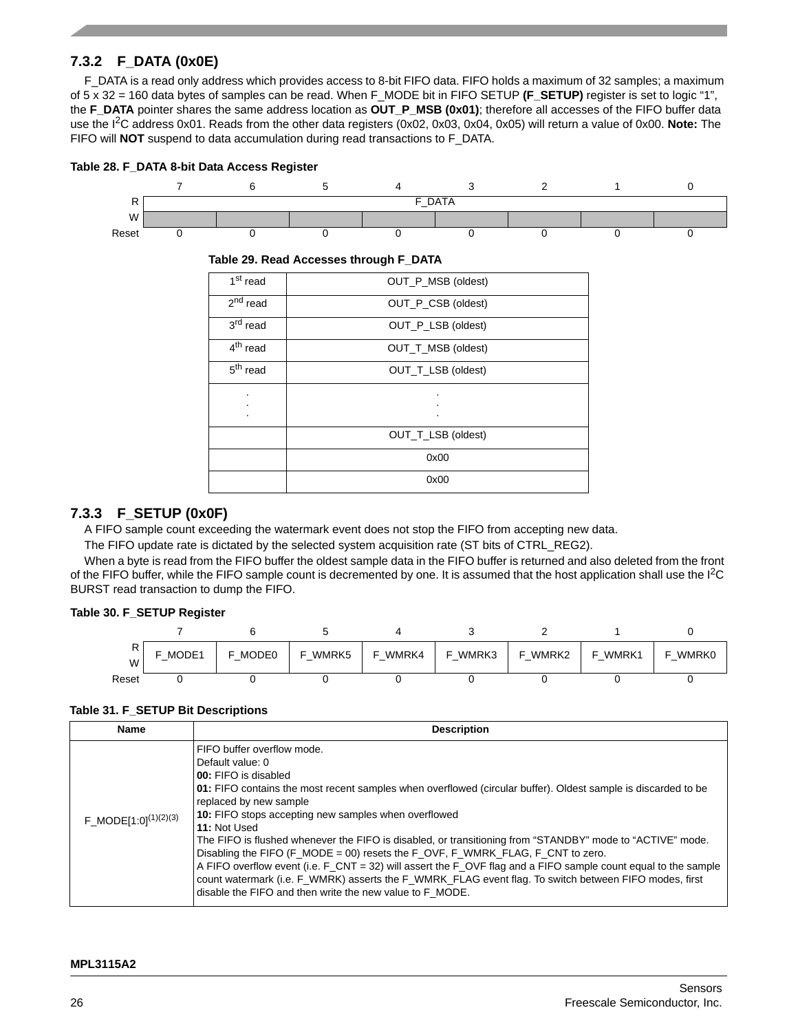### 7.3.2 F_DATA (0x0E)

F_DATA is a read only address which provides access to 8-bit FIFO data. FIFO holds a maximum of 32 samples; a maximum of 5 x 32 = 160 data bytes of samples can be read. When F_MODE bit in FIFO SETUP **(F_SETUP)** register is set to logic "1", the **F_DATA** pointer shares the same address location as **OUT_P_MSB (0x01)**; therefore all accesses of the FIFO buffer data use the I$^2$C address 0x01. Reads from the other data registers (0x02, 0x03, 0x04, 0x05) will return a value of 0x00. **Note:** The FIFO will **NOT** suspend to data accumulation during read transactions to F_DATA.

**Table 28. F_DATA 8-bit Data Access Register**

| | 7 | 6 | 5 | 4 | 3 | 2 | 1 | 0 |
|---|---|---|---|---|---|---|---|---|
| R | F_DATA | | | | | | | |
| W | | | | | | | | |
| Reset | 0 | 0 | 0 | 0 | 0 | 0 | 0 | 0 |

**Table 29. Read Accesses through F_DATA**

| | |
|---|---|
| 1st read | OUT_P_MSB (oldest) |
| 2nd read | OUT_P_CSB (oldest) |
| 3rd read | OUT_P_LSB (oldest) |
| 4th read | OUT_T_MSB (oldest) |
| 5th read | OUT_T_LSB (oldest) |
| . . . | . . . |
| | OUT_T_LSB (oldest) |
| | 0x00 |
| | 0x00 |

### 7.3.3 F_SETUP (0x0F)

A FIFO sample count exceeding the watermark event does not stop the FIFO from accepting new data.

The FIFO update rate is dictated by the selected system acquisition rate (ST bits of CTRL_REG2).

When a byte is read from the FIFO buffer the oldest sample data in the FIFO buffer is returned and also deleted from the front of the FIFO buffer, while the FIFO sample count is decremented by one. It is assumed that the host application shall use the I$^2$C BURST read transaction to dump the FIFO.

**Table 30. F_SETUP Register**

| | 7 | 6 | 5 | 4 | 3 | 2 | 1 | 0 |
|---|---|---|---|---|---|---|---|---|
| R/W | F_MODE1 | F_MODE0 | F_WMRK5 | F_WMRK4 | F_WMRK3 | F_WMRK2 | F_WMRK1 | F_WMRK0 |
| Reset | 0 | 0 | 0 | 0 | 0 | 0 | 0 | 0 |

**Table 31. F_SETUP Bit Descriptions**

| Name | Description |
|---|---|
| F_MODE[1:0](1)(2)(3) | FIFO buffer overflow mode.<br>Default value: 0<br>**00:** FIFO is disabled<br>**01:** FIFO contains the most recent samples when overflowed (circular buffer). Oldest sample is discarded to be replaced by new sample<br>**10:** FIFO stops accepting new samples when overflowed<br>**11:** Not Used<br>The FIFO is flushed whenever the FIFO is disabled, or transitioning from "STANDBY" mode to "ACTIVE" mode. Disabling the FIFO (F_MODE = 00) resets the F_OVF, F_WMRK_FLAG, F_CNT to zero.<br>A FIFO overflow event (i.e. F_CNT = 32) will assert the F_OVF flag and a FIFO sample count equal to the sample count watermark (i.e. F_WMRK) asserts the F_WMRK_FLAG event flag. To switch between FIFO modes, first disable the FIFO and then write the new value to F_MODE. |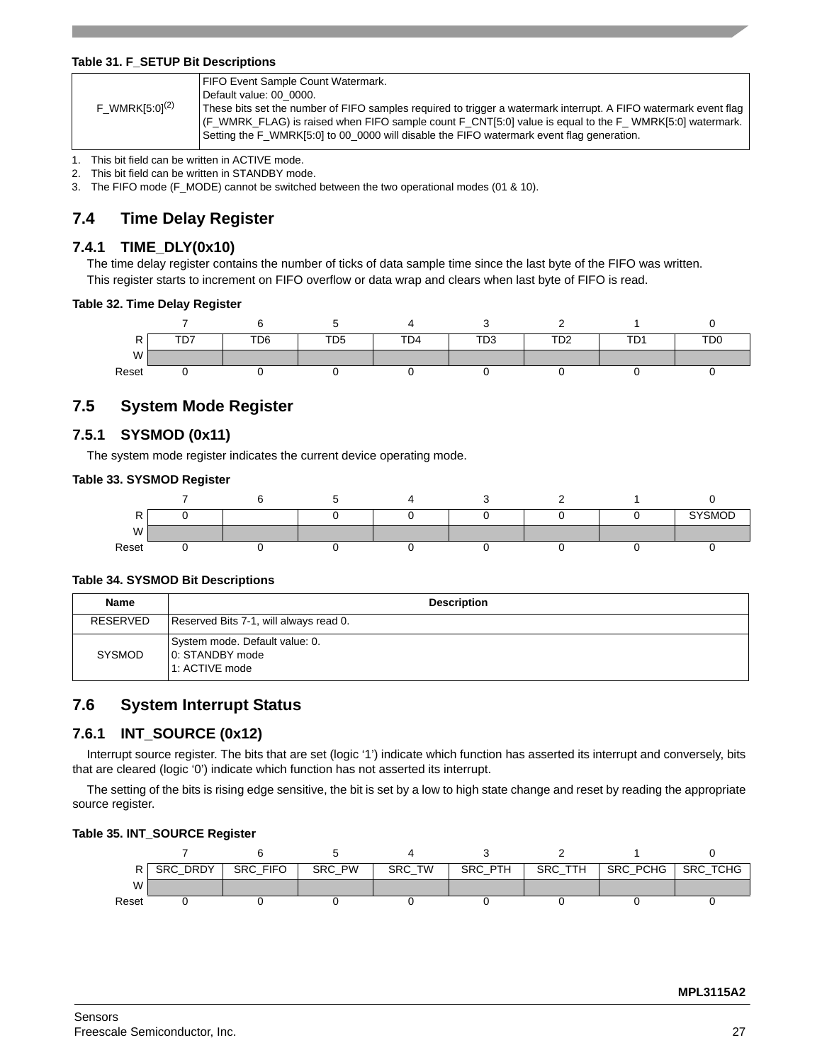**Table 31. F_SETUP Bit Descriptions**

| | |
|---|---|
| F_WMRK[5:0][(2)] | FIFO Event Sample Count Watermark.<br>Default value: 00_0000.<br>These bits set the number of FIFO samples required to trigger a watermark interrupt. A FIFO watermark event flag (F_WMRK_FLAG) is raised when FIFO sample count F_CNT[5:0] value is equal to the F_ WMRK[5:0] watermark.<br>Setting the F_WMRK[5:0] to 00_0000 will disable the FIFO watermark event flag generation. |

1. This bit field can be written in ACTIVE mode.
2. This bit field can be written in STANDBY mode.
3. The FIFO mode (F_MODE) cannot be switched between the two operational modes (01 & 10).

## 7.4 Time Delay Register

### 7.4.1 TIME_DLY(0x10)

The time delay register contains the number of ticks of data sample time since the last byte of the FIFO was written.
This register starts to increment on FIFO overflow or data wrap and clears when last byte of FIFO is read.

**Table 32. Time Delay Register**

| | 7 | 6 | 5 | 4 | 3 | 2 | 1 | 0 |
|---|---|---|---|---|---|---|---|---|
| R | TD7 | TD6 | TD5 | TD4 | TD3 | TD2 | TD1 | TD0 |
| W | | | | | | | | |
| Reset | 0 | 0 | 0 | 0 | 0 | 0 | 0 | 0 |

## 7.5 System Mode Register

### 7.5.1 SYSMOD (0x11)

The system mode register indicates the current device operating mode.

**Table 33. SYSMOD Register**

| | 7 | 6 | 5 | 4 | 3 | 2 | 1 | 0 |
|---|---|---|---|---|---|---|---|---|
| R | 0 | | 0 | 0 | 0 | 0 | 0 | SYSMOD |
| W | | | | | | | | |
| Reset | 0 | 0 | 0 | 0 | 0 | 0 | 0 | 0 |

**Table 34. SYSMOD Bit Descriptions**

| Name | Description |
|---|---|
| RESERVED | Reserved Bits 7-1, will always read 0. |
| SYSMOD | System mode. Default value: 0.<br>0: STANDBY mode<br>1: ACTIVE mode |

## 7.6 System Interrupt Status

### 7.6.1 INT_SOURCE (0x12)

Interrupt source register. The bits that are set (logic '1') indicate which function has asserted its interrupt and conversely, bits that are cleared (logic '0') indicate which function has not asserted its interrupt.

The setting of the bits is rising edge sensitive, the bit is set by a low to high state change and reset by reading the appropriate source register.

**Table 35. INT_SOURCE Register**

| | 7 | 6 | 5 | 4 | 3 | 2 | 1 | 0 |
|---|---|---|---|---|---|---|---|---|
| R | SRC_DRDY | SRC_FIFO | SRC_PW | SRC_TW | SRC_PTH | SRC_TTH | SRC_PCHG | SRC_TCHG |
| W | | | | | | | | |
| Reset | 0 | 0 | 0 | 0 | 0 | 0 | 0 | 0 |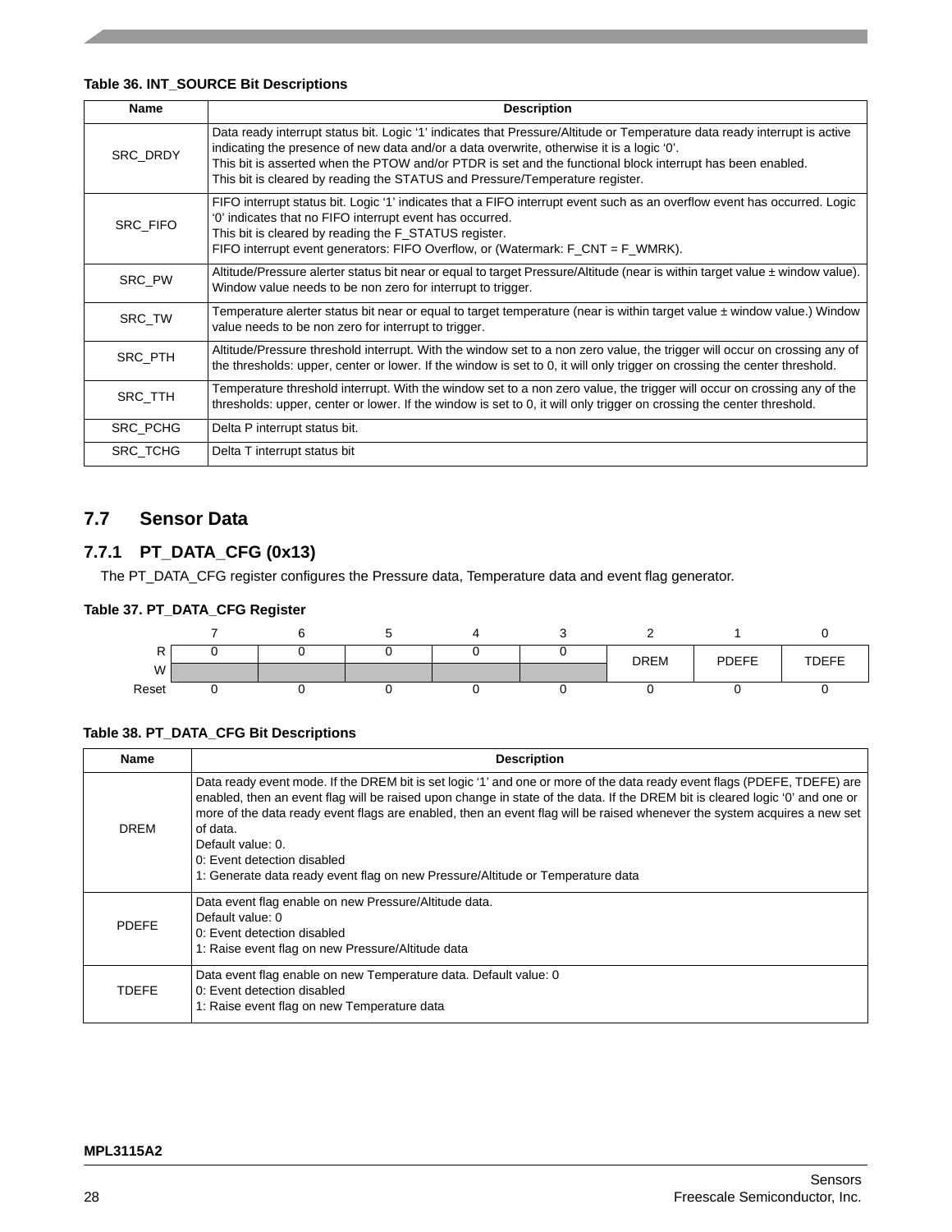**Table 36. INT_SOURCE Bit Descriptions**

| Name | Description |
|---|---|
| SRC_DRDY | Data ready interrupt status bit. Logic ‘1’ indicates that Pressure/Altitude or Temperature data ready interrupt is active indicating the presence of new data and/or a data overwrite, otherwise it is a logic ‘0’.<br>This bit is asserted when the PTOW and/or PTDR is set and the functional block interrupt has been enabled.<br>This bit is cleared by reading the STATUS and Pressure/Temperature register. |
| SRC_FIFO | FIFO interrupt status bit. Logic ‘1’ indicates that a FIFO interrupt event such as an overflow event has occurred. Logic ‘0’ indicates that no FIFO interrupt event has occurred.<br>This bit is cleared by reading the F_STATUS register.<br>FIFO interrupt event generators: FIFO Overflow, or (Watermark: F_CNT = F_WMRK). |
| SRC_PW | Altitude/Pressure alerter status bit near or equal to target Pressure/Altitude (near is within target value ± window value). Window value needs to be non zero for interrupt to trigger. |
| SRC_TW | Temperature alerter status bit near or equal to target temperature (near is within target value ± window value.) Window value needs to be non zero for interrupt to trigger. |
| SRC_PTH | Altitude/Pressure threshold interrupt. With the window set to a non zero value, the trigger will occur on crossing any of the thresholds: upper, center or lower. If the window is set to 0, it will only trigger on crossing the center threshold. |
| SRC_TTH | Temperature threshold interrupt. With the window set to a non zero value, the trigger will occur on crossing any of the thresholds: upper, center or lower. If the window is set to 0, it will only trigger on crossing the center threshold. |
| SRC_PCHG | Delta P interrupt status bit. |
| SRC_TCHG | Delta T interrupt status bit |

## 7.7 Sensor Data

### 7.7.1 PT_DATA_CFG (0x13)

The PT_DATA_CFG register configures the Pressure data, Temperature data and event flag generator.

**Table 37. PT_DATA_CFG Register**

| | 7 | 6 | 5 | 4 | 3 | 2 | 1 | 0 |
|---|---|---|---|---|---|---|---|---|
| R | 0 | 0 | 0 | 0 | 0 | DREM | PDEFE | TDEFE |
| W | | | | | | | | |
| Reset | 0 | 0 | 0 | 0 | 0 | 0 | 0 | 0 |

**Table 38. PT_DATA_CFG Bit Descriptions**

| Name | Description |
|---|---|
| DREM | Data ready event mode. If the DREM bit is set logic ‘1’ and one or more of the data ready event flags (PDEFE, TDEFE) are enabled, then an event flag will be raised upon change in state of the data. If the DREM bit is cleared logic ‘0’ and one or more of the data ready event flags are enabled, then an event flag will be raised whenever the system acquires a new set of data.<br>Default value: 0.<br>0: Event detection disabled<br>1: Generate data ready event flag on new Pressure/Altitude or Temperature data |
| PDEFE | Data event flag enable on new Pressure/Altitude data.<br>Default value: 0<br>0: Event detection disabled<br>1: Raise event flag on new Pressure/Altitude data |
| TDEFE | Data event flag enable on new Temperature data. Default value: 0<br>0: Event detection disabled<br>1: Raise event flag on new Temperature data |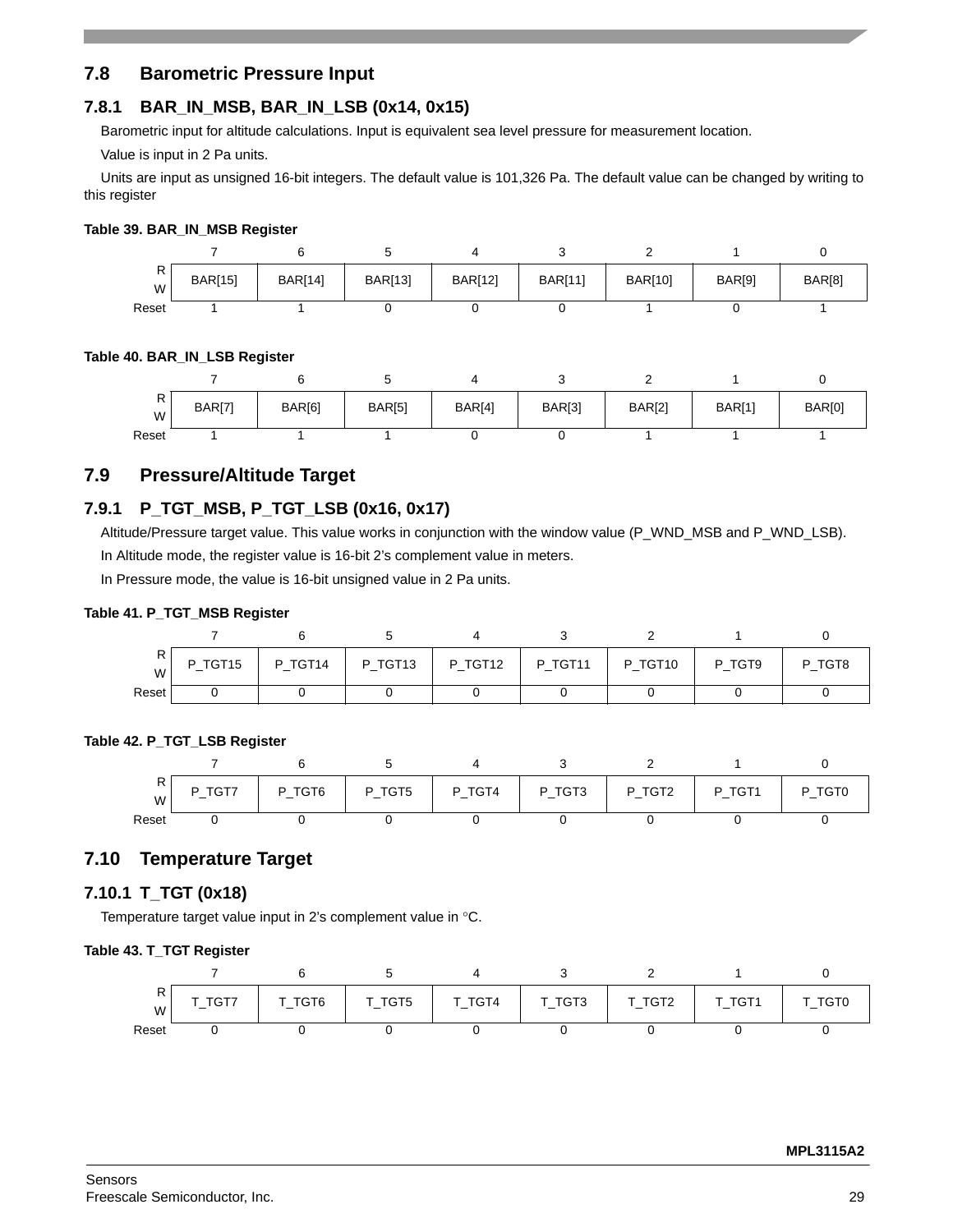## 7.8 Barometric Pressure Input

### 7.8.1 BAR_IN_MSB, BAR_IN_LSB (0x14, 0x15)

Barometric input for altitude calculations. Input is equivalent sea level pressure for measurement location.

Value is input in 2 Pa units.

Units are input as unsigned 16-bit integers. The default value is 101,326 Pa. The default value can be changed by writing to this register

**Table 39. BAR_IN_MSB Register**

| | 7 | 6 | 5 | 4 | 3 | 2 | 1 | 0 |
|---|---|---|---|---|---|---|---|---|
| R/W | BAR[15] | BAR[14] | BAR[13] | BAR[12] | BAR[11] | BAR[10] | BAR[9] | BAR[8] |
| Reset | 1 | 1 | 0 | 0 | 0 | 1 | 0 | 1 |

**Table 40. BAR_IN_LSB Register**

| | 7 | 6 | 5 | 4 | 3 | 2 | 1 | 0 |
|---|---|---|---|---|---|---|---|---|
| R/W | BAR[7] | BAR[6] | BAR[5] | BAR[4] | BAR[3] | BAR[2] | BAR[1] | BAR[0] |
| Reset | 1 | 1 | 1 | 0 | 0 | 1 | 1 | 1 |

## 7.9 Pressure/Altitude Target

### 7.9.1 P_TGT_MSB, P_TGT_LSB (0x16, 0x17)

Altitude/Pressure target value. This value works in conjunction with the window value (P_WND_MSB and P_WND_LSB).

In Altitude mode, the register value is 16-bit 2's complement value in meters.

In Pressure mode, the value is 16-bit unsigned value in 2 Pa units.

**Table 41. P_TGT_MSB Register**

| | 7 | 6 | 5 | 4 | 3 | 2 | 1 | 0 |
|---|---|---|---|---|---|---|---|---|
| R/W | P_TGT15 | P_TGT14 | P_TGT13 | P_TGT12 | P_TGT11 | P_TGT10 | P_TGT9 | P_TGT8 |
| Reset | 0 | 0 | 0 | 0 | 0 | 0 | 0 | 0 |

**Table 42. P_TGT_LSB Register**

| | 7 | 6 | 5 | 4 | 3 | 2 | 1 | 0 |
|---|---|---|---|---|---|---|---|---|
| R/W | P_TGT7 | P_TGT6 | P_TGT5 | P_TGT4 | P_TGT3 | P_TGT2 | P_TGT1 | P_TGT0 |
| Reset | 0 | 0 | 0 | 0 | 0 | 0 | 0 | 0 |

## 7.10 Temperature Target

### 7.10.1 T_TGT (0x18)

Temperature target value input in 2's complement value in °C.

**Table 43. T_TGT Register**

| | 7 | 6 | 5 | 4 | 3 | 2 | 1 | 0 |
|---|---|---|---|---|---|---|---|---|
| R/W | T_TGT7 | T_TGT6 | T_TGT5 | T_TGT4 | T_TGT3 | T_TGT2 | T_TGT1 | T_TGT0 |
| Reset | 0 | 0 | 0 | 0 | 0 | 0 | 0 | 0 |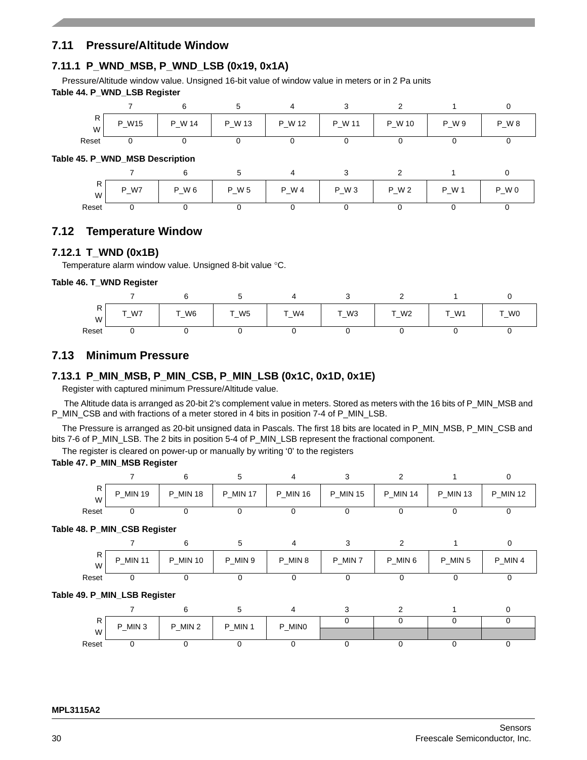## 7.11 Pressure/Altitude Window

### 7.11.1 P_WND_MSB, P_WND_LSB (0x19, 0x1A)

Pressure/Altitude window value. Unsigned 16-bit value of window value in meters or in 2 Pa units

**Table 44. P_WND_LSB Register**

| | 7 | 6 | 5 | 4 | 3 | 2 | 1 | 0 |
|---|---|---|---|---|---|---|---|---|
| R<br>W | P_W15 | P_W 14 | P_W 13 | P_W 12 | P_W 11 | P_W 10 | P_W 9 | P_W 8 |
| Reset | 0 | 0 | 0 | 0 | 0 | 0 | 0 | 0 |

**Table 45. P_WND_MSB Description**

| | 7 | 6 | 5 | 4 | 3 | 2 | 1 | 0 |
|---|---|---|---|---|---|---|---|---|
| R<br>W | P_W7 | P_W 6 | P_W 5 | P_W 4 | P_W 3 | P_W 2 | P_W 1 | P_W 0 |
| Reset | 0 | 0 | 0 | 0 | 0 | 0 | 0 | 0 |

## 7.12 Temperature Window

### 7.12.1 T_WND (0x1B)

Temperature alarm window value. Unsigned 8-bit value °C.

**Table 46. T_WND Register**

| | 7 | 6 | 5 | 4 | 3 | 2 | 1 | 0 |
|---|---|---|---|---|---|---|---|---|
| R<br>W | T_W7 | T_W6 | T_W5 | T_W4 | T_W3 | T_W2 | T_W1 | T_W0 |
| Reset | 0 | 0 | 0 | 0 | 0 | 0 | 0 | 0 |

## 7.13 Minimum Pressure

### 7.13.1 P_MIN_MSB, P_MIN_CSB, P_MIN_LSB (0x1C, 0x1D, 0x1E)

Register with captured minimum Pressure/Altitude value.

The Altitude data is arranged as 20-bit 2's complement value in meters. Stored as meters with the 16 bits of P_MIN_MSB and P_MIN_CSB and with fractions of a meter stored in 4 bits in position 7-4 of P_MIN_LSB.

The Pressure is arranged as 20-bit unsigned data in Pascals. The first 18 bits are located in P_MIN_MSB, P_MIN_CSB and bits 7-6 of P_MIN_LSB. The 2 bits in position 5-4 of P_MIN_LSB represent the fractional component.

The register is cleared on power-up or manually by writing '0' to the registers

**Table 47. P_MIN_MSB Register**

| | 7 | 6 | 5 | 4 | 3 | 2 | 1 | 0 |
|---|---|---|---|---|---|---|---|---|
| R<br>W | P_MIN 19 | P_MIN 18 | P_MIN 17 | P_MIN 16 | P_MIN 15 | P_MIN 14 | P_MIN 13 | P_MIN 12 |
| Reset | 0 | 0 | 0 | 0 | 0 | 0 | 0 | 0 |

**Table 48. P_MIN_CSB Register**

| | 7 | 6 | 5 | 4 | 3 | 2 | 1 | 0 |
|---|---|---|---|---|---|---|---|---|
| R<br>W | P_MIN 11 | P_MIN 10 | P_MIN 9 | P_MIN 8 | P_MIN 7 | P_MIN 6 | P_MIN 5 | P_MIN 4 |
| Reset | 0 | 0 | 0 | 0 | 0 | 0 | 0 | 0 |

**Table 49. P_MIN_LSB Register**

| | 7 | 6 | 5 | 4 | 3 | 2 | 1 | 0 |
|---|---|---|---|---|---|---|---|---|
| R | P_MIN 3 | P_MIN 2 | P_MIN 1 | P_MIN0 | 0 | 0 | 0 | 0 |
| W | | | | | | | | |
| Reset | 0 | 0 | 0 | 0 | 0 | 0 | 0 | 0 |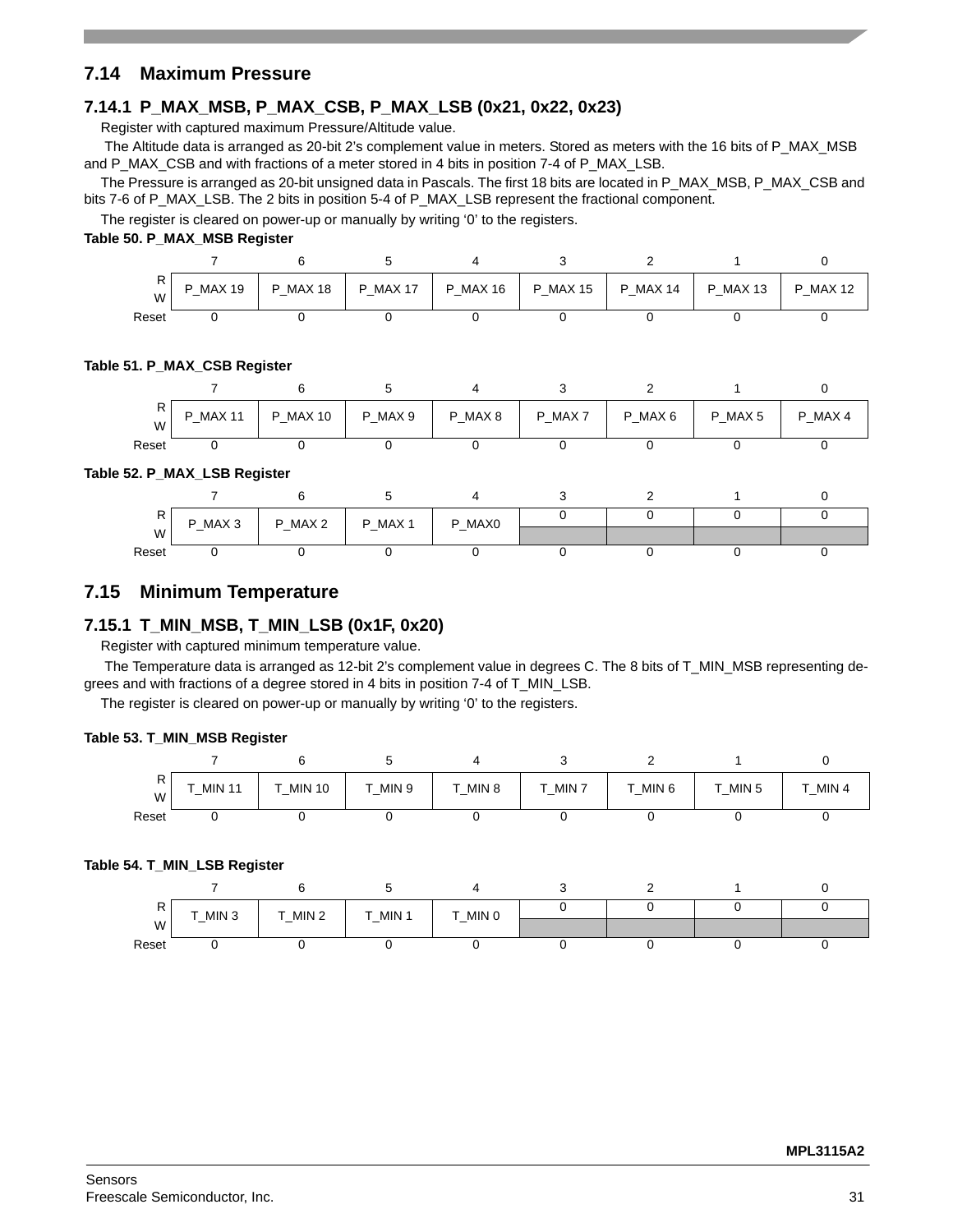## 7.14 Maximum Pressure

### 7.14.1 P_MAX_MSB, P_MAX_CSB, P_MAX_LSB (0x21, 0x22, 0x23)

Register with captured maximum Pressure/Altitude value.

The Altitude data is arranged as 20-bit 2's complement value in meters. Stored as meters with the 16 bits of P_MAX_MSB and P_MAX_CSB and with fractions of a meter stored in 4 bits in position 7-4 of P_MAX_LSB.

The Pressure is arranged as 20-bit unsigned data in Pascals. The first 18 bits are located in P_MAX_MSB, P_MAX_CSB and bits 7-6 of P_MAX_LSB. The 2 bits in position 5-4 of P_MAX_LSB represent the fractional component.

The register is cleared on power-up or manually by writing '0' to the registers.

**Table 50. P_MAX_MSB Register**

| | 7 | 6 | 5 | 4 | 3 | 2 | 1 | 0 |
|---|---|---|---|---|---|---|---|---|
| R/W | P_MAX 19 | P_MAX 18 | P_MAX 17 | P_MAX 16 | P_MAX 15 | P_MAX 14 | P_MAX 13 | P_MAX 12 |
| Reset | 0 | 0 | 0 | 0 | 0 | 0 | 0 | 0 |

**Table 51. P_MAX_CSB Register**

| | 7 | 6 | 5 | 4 | 3 | 2 | 1 | 0 |
|---|---|---|---|---|---|---|---|---|
| R/W | P_MAX 11 | P_MAX 10 | P_MAX 9 | P_MAX 8 | P_MAX 7 | P_MAX 6 | P_MAX 5 | P_MAX 4 |
| Reset | 0 | 0 | 0 | 0 | 0 | 0 | 0 | 0 |

**Table 52. P_MAX_LSB Register**

| | 7 | 6 | 5 | 4 | 3 | 2 | 1 | 0 |
|---|---|---|---|---|---|---|---|---|
| R | P_MAX 3 | P_MAX 2 | P_MAX 1 | P_MAX0 | 0 | 0 | 0 | 0 |
| W | | | | | | | | |
| Reset | 0 | 0 | 0 | 0 | 0 | 0 | 0 | 0 |

## 7.15 Minimum Temperature

### 7.15.1 T_MIN_MSB, T_MIN_LSB (0x1F, 0x20)

Register with captured minimum temperature value.

The Temperature data is arranged as 12-bit 2's complement value in degrees C. The 8 bits of T_MIN_MSB representing degrees and with fractions of a degree stored in 4 bits in position 7-4 of T_MIN_LSB.

The register is cleared on power-up or manually by writing '0' to the registers.

**Table 53. T_MIN_MSB Register**

| | 7 | 6 | 5 | 4 | 3 | 2 | 1 | 0 |
|---|---|---|---|---|---|---|---|---|
| R/W | T_MIN 11 | T_MIN 10 | T_MIN 9 | T_MIN 8 | T_MIN 7 | T_MIN 6 | T_MIN 5 | T_MIN 4 |
| Reset | 0 | 0 | 0 | 0 | 0 | 0 | 0 | 0 |

**Table 54. T_MIN_LSB Register**

| | 7 | 6 | 5 | 4 | 3 | 2 | 1 | 0 |
|---|---|---|---|---|---|---|---|---|
| R | T_MIN 3 | T_MIN 2 | T_MIN 1 | T_MIN 0 | 0 | 0 | 0 | 0 |
| W | | | | | | | | |
| Reset | 0 | 0 | 0 | 0 | 0 | 0 | 0 | 0 |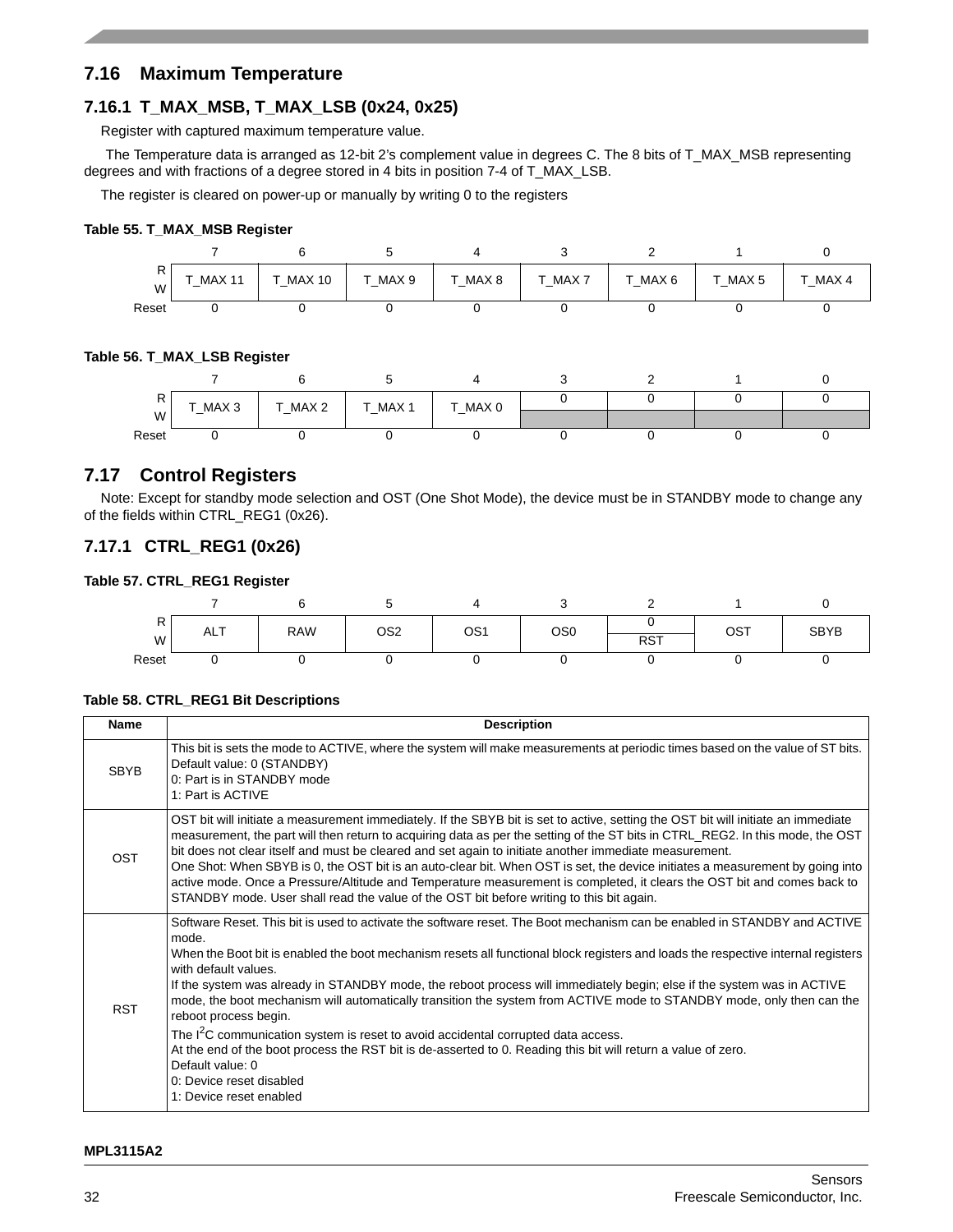## 7.16 Maximum Temperature

### 7.16.1 T_MAX_MSB, T_MAX_LSB (0x24, 0x25)

Register with captured maximum temperature value.

The Temperature data is arranged as 12-bit 2's complement value in degrees C. The 8 bits of T_MAX_MSB representing degrees and with fractions of a degree stored in 4 bits in position 7-4 of T_MAX_LSB.

The register is cleared on power-up or manually by writing 0 to the registers

**Table 55. T_MAX_MSB Register**

| | 7 | 6 | 5 | 4 | 3 | 2 | 1 | 0 |
|---|---|---|---|---|---|---|---|---|
| R/W | T_MAX 11 | T_MAX 10 | T_MAX 9 | T_MAX 8 | T_MAX 7 | T_MAX 6 | T_MAX 5 | T_MAX 4 |
| Reset | 0 | 0 | 0 | 0 | 0 | 0 | 0 | 0 |

**Table 56. T_MAX_LSB Register**

| | 7 | 6 | 5 | 4 | 3 | 2 | 1 | 0 |
|---|---|---|---|---|---|---|---|---|
| R | T_MAX 3 | T_MAX 2 | T_MAX 1 | T_MAX 0 | 0 | 0 | 0 | 0 |
| W | | | | | | | | |
| Reset | 0 | 0 | 0 | 0 | 0 | 0 | 0 | 0 |

## 7.17 Control Registers

Note: Except for standby mode selection and OST (One Shot Mode), the device must be in STANDBY mode to change any of the fields within CTRL_REG1 (0x26).

### 7.17.1 CTRL_REG1 (0x26)

**Table 57. CTRL_REG1 Register**

| | 7 | 6 | 5 | 4 | 3 | 2 | 1 | 0 |
|---|---|---|---|---|---|---|---|---|
| R | ALT | RAW | OS2 | OS1 | OS0 | 0 | OST | SBYB |
| W | | | | | | RST | | |
| Reset | 0 | 0 | 0 | 0 | 0 | 0 | 0 | 0 |

**Table 58. CTRL_REG1 Bit Descriptions**

| Name | Description |
|---|---|
| SBYB | This bit is sets the mode to ACTIVE, where the system will make measurements at periodic times based on the value of ST bits.<br>Default value: 0 (STANDBY)<br>0: Part is in STANDBY mode<br>1: Part is ACTIVE |
| OST | OST bit will initiate a measurement immediately. If the SBYB bit is set to active, setting the OST bit will initiate an immediate measurement, the part will then return to acquiring data as per the setting of the ST bits in CTRL_REG2. In this mode, the OST bit does not clear itself and must be cleared and set again to initiate another immediate measurement.<br>One Shot: When SBYB is 0, the OST bit is an auto-clear bit. When OST is set, the device initiates a measurement by going into active mode. Once a Pressure/Altitude and Temperature measurement is completed, it clears the OST bit and comes back to STANDBY mode. User shall read the value of the OST bit before writing to this bit again. |
| RST | Software Reset. This bit is used to activate the software reset. The Boot mechanism can be enabled in STANDBY and ACTIVE mode.<br>When the Boot bit is enabled the boot mechanism resets all functional block registers and loads the respective internal registers with default values.<br>If the system was already in STANDBY mode, the reboot process will immediately begin; else if the system was in ACTIVE mode, the boot mechanism will automatically transition the system from ACTIVE mode to STANDBY mode, only then can the reboot process begin.<br>The I$^2$C communication system is reset to avoid accidental corrupted data access.<br>At the end of the boot process the RST bit is de-asserted to 0. Reading this bit will return a value of zero.<br>Default value: 0<br>0: Device reset disabled<br>1: Device reset enabled |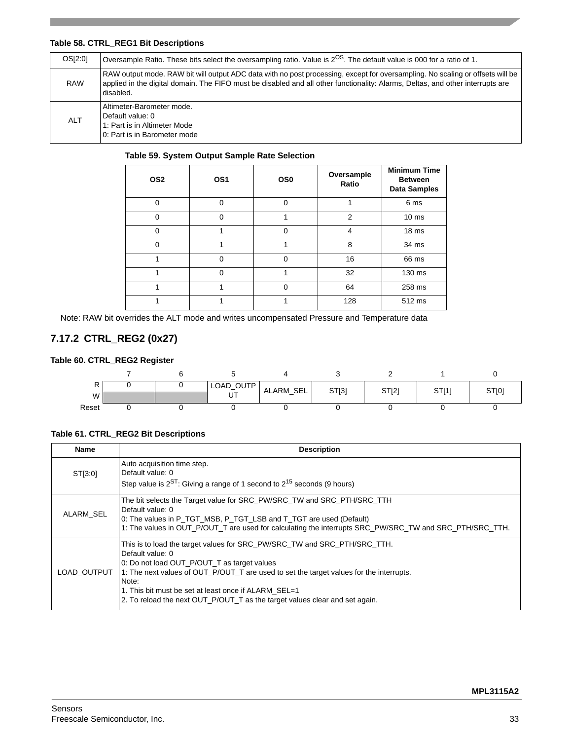**Table 58. CTRL_REG1 Bit Descriptions**

| | |
|---|---|
| OS[2:0] | Oversample Ratio. These bits select the oversampling ratio. Value is $2^{OS}$. The default value is 000 for a ratio of 1. |
| RAW | RAW output mode. RAW bit will output ADC data with no post processing, except for oversampling. No scaling or offsets will be applied in the digital domain. The FIFO must be disabled and all other functionality: Alarms, Deltas, and other interrupts are disabled. |
| ALT | Altimeter-Barometer mode.<br>Default value: 0<br>1: Part is in Altimeter Mode<br>0: Part is in Barometer mode |

**Table 59. System Output Sample Rate Selection**

| OS2 | OS1 | OS0 | Oversample Ratio | Minimum Time Between Data Samples |
|---|---|---|---|---|
| 0 | 0 | 0 | 1 | 6 ms |
| 0 | 0 | 1 | 2 | 10 ms |
| 0 | 1 | 0 | 4 | 18 ms |
| 0 | 1 | 1 | 8 | 34 ms |
| 1 | 0 | 0 | 16 | 66 ms |
| 1 | 0 | 1 | 32 | 130 ms |
| 1 | 1 | 0 | 64 | 258 ms |
| 1 | 1 | 1 | 128 | 512 ms |

Note: RAW bit overrides the ALT mode and writes uncompensated Pressure and Temperature data

## 7.17.2 CTRL_REG2 (0x27)

**Table 60. CTRL_REG2 Register**

| | 7 | 6 | 5 | 4 | 3 | 2 | 1 | 0 |
|---|---|---|---|---|---|---|---|---|
| R | 0 | 0 | LOAD_OUTPUT | ALARM_SEL | ST[3] | ST[2] | ST[1] | ST[0] |
| W | | | | | | | | |
| Reset | 0 | 0 | 0 | 0 | 0 | 0 | 0 | 0 |

**Table 61. CTRL_REG2 Bit Descriptions**

| Name | Description |
|---|---|
| ST[3:0] | Auto acquisition time step.<br>Default value: 0<br>Step value is $2^{ST}$: Giving a range of 1 second to $2^{15}$ seconds (9 hours) |
| ALARM_SEL | The bit selects the Target value for SRC_PW/SRC_TW and SRC_PTH/SRC_TTH<br>Default value: 0<br>0: The values in P_TGT_MSB, P_TGT_LSB and T_TGT are used (Default)<br>1: The values in OUT_P/OUT_T are used for calculating the interrupts SRC_PW/SRC_TW and SRC_PTH/SRC_TTH. |
| LOAD_OUTPUT | This is to load the target values for SRC_PW/SRC_TW and SRC_PTH/SRC_TTH.<br>Default value: 0<br>0: Do not load OUT_P/OUT_T as target values<br>1: The next values of OUT_P/OUT_T are used to set the target values for the interrupts.<br>Note:<br>1. This bit must be set at least once if ALARM_SEL=1<br>2. To reload the next OUT_P/OUT_T as the target values clear and set again. |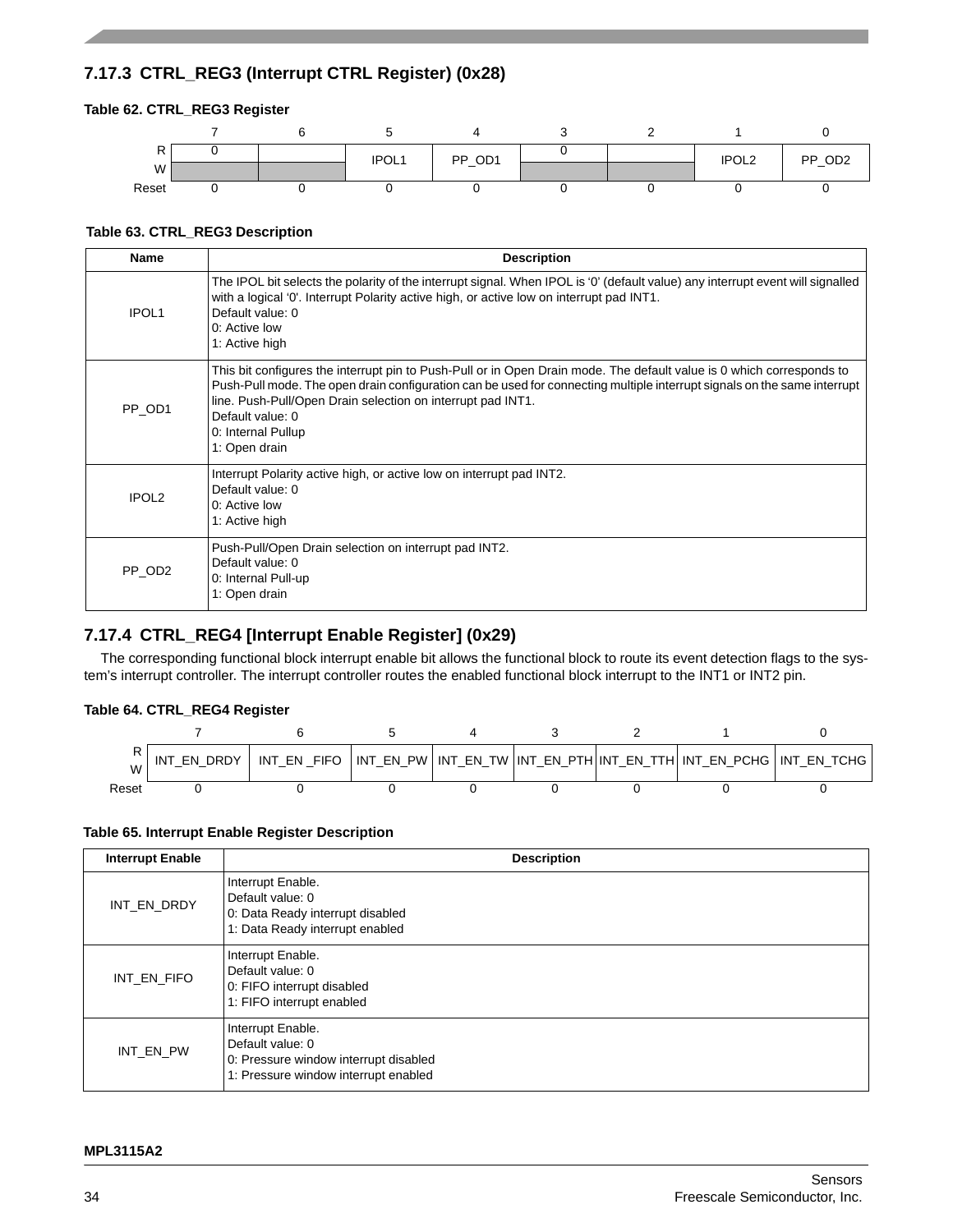### 7.17.3 CTRL_REG3 (Interrupt CTRL Register) (0x28)

**Table 62. CTRL_REG3 Register**

| | 7 | 6 | 5 | 4 | 3 | 2 | 1 | 0 |
|---|---|---|---|---|---|---|---|---|
| R | 0 | | IPOL1 | PP_OD1 | 0 | | IPOL2 | PP_OD2 |
| W | | | | | | | | |
| Reset | 0 | 0 | 0 | 0 | 0 | 0 | 0 | 0 |

**Table 63. CTRL_REG3 Description**

| Name | Description |
|---|---|
| IPOL1 | The IPOL bit selects the polarity of the interrupt signal. When IPOL is '0' (default value) any interrupt event will signalled with a logical '0'. Interrupt Polarity active high, or active low on interrupt pad INT1.<br>Default value: 0<br>0: Active low<br>1: Active high |
| PP_OD1 | This bit configures the interrupt pin to Push-Pull or in Open Drain mode. The default value is 0 which corresponds to Push-Pull mode. The open drain configuration can be used for connecting multiple interrupt signals on the same interrupt line. Push-Pull/Open Drain selection on interrupt pad INT1.<br>Default value: 0<br>0: Internal Pullup<br>1: Open drain |
| IPOL2 | Interrupt Polarity active high, or active low on interrupt pad INT2.<br>Default value: 0<br>0: Active low<br>1: Active high |
| PP_OD2 | Push-Pull/Open Drain selection on interrupt pad INT2.<br>Default value: 0<br>0: Internal Pull-up<br>1: Open drain |

### 7.17.4 CTRL_REG4 [Interrupt Enable Register] (0x29)

The corresponding functional block interrupt enable bit allows the functional block to route its event detection flags to the system's interrupt controller. The interrupt controller routes the enabled functional block interrupt to the INT1 or INT2 pin.

**Table 64. CTRL_REG4 Register**

| | 7 | 6 | 5 | 4 | 3 | 2 | 1 | 0 |
|---|---|---|---|---|---|---|---|---|
| R<br>W | INT_EN_DRDY | INT_EN _FIFO | INT_EN_PW | INT_EN_TW | INT_EN_PTH | INT_EN_TTH | INT_EN_PCHG | INT_EN_TCHG |
| Reset | 0 | 0 | 0 | 0 | 0 | 0 | 0 | 0 |

**Table 65. Interrupt Enable Register Description**

| Interrupt Enable | Description |
|---|---|
| INT_EN_DRDY | Interrupt Enable.<br>Default value: 0<br>0: Data Ready interrupt disabled<br>1: Data Ready interrupt enabled |
| INT_EN_FIFO | Interrupt Enable.<br>Default value: 0<br>0: FIFO interrupt disabled<br>1: FIFO interrupt enabled |
| INT_EN_PW | Interrupt Enable.<br>Default value: 0<br>0: Pressure window interrupt disabled<br>1: Pressure window interrupt enabled |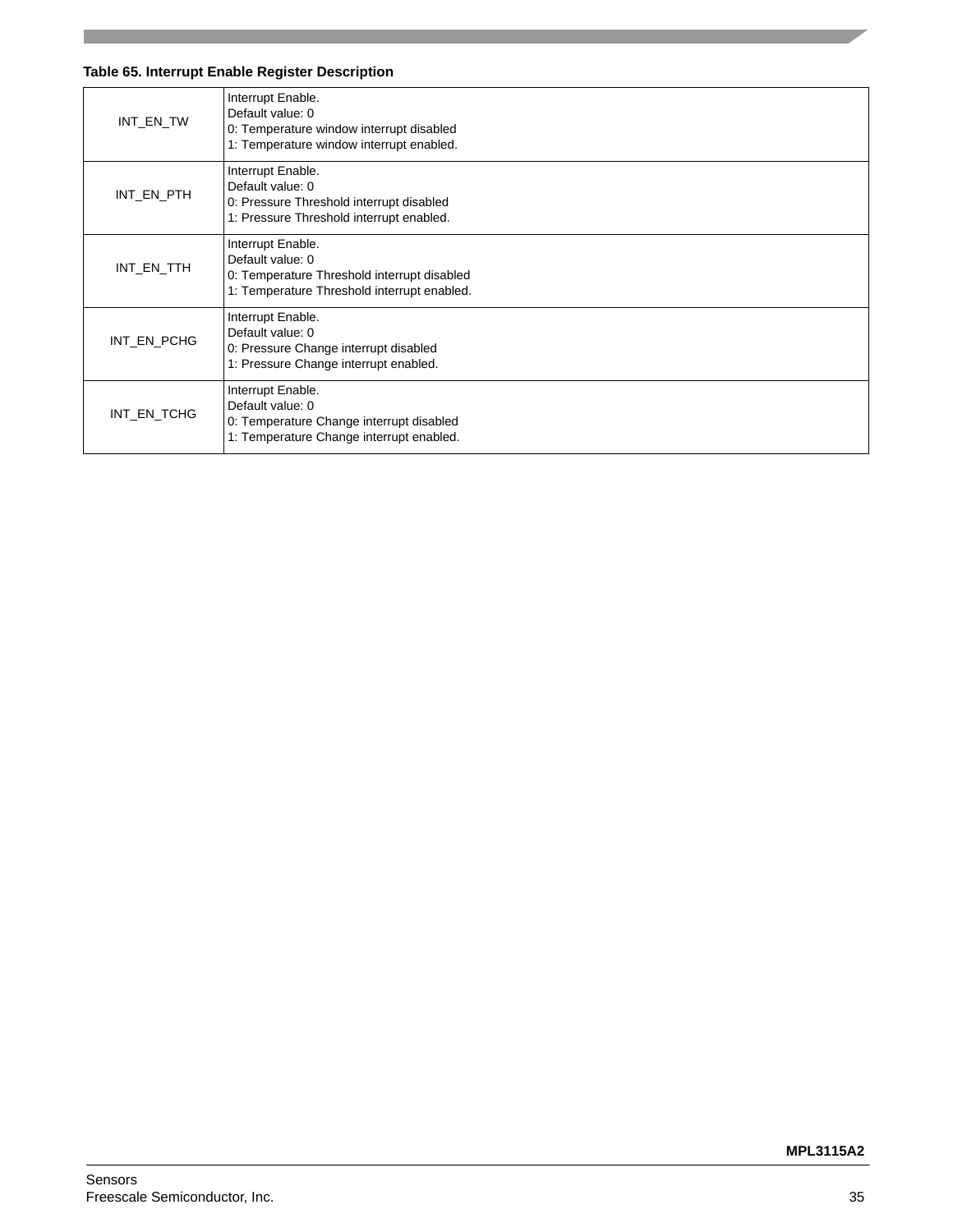**Table 65. Interrupt Enable Register Description**

| | |
|---|---|
| INT_EN_TW | Interrupt Enable.<br>Default value: 0<br>0: Temperature window interrupt disabled<br>1: Temperature window interrupt enabled. |
| INT_EN_PTH | Interrupt Enable.<br>Default value: 0<br>0: Pressure Threshold interrupt disabled<br>1: Pressure Threshold interrupt enabled. |
| INT_EN_TTH | Interrupt Enable.<br>Default value: 0<br>0: Temperature Threshold interrupt disabled<br>1: Temperature Threshold interrupt enabled. |
| INT_EN_PCHG | Interrupt Enable.<br>Default value: 0<br>0: Pressure Change interrupt disabled<br>1: Pressure Change interrupt enabled. |
| INT_EN_TCHG | Interrupt Enable.<br>Default value: 0<br>0: Temperature Change interrupt disabled<br>1: Temperature Change interrupt enabled. |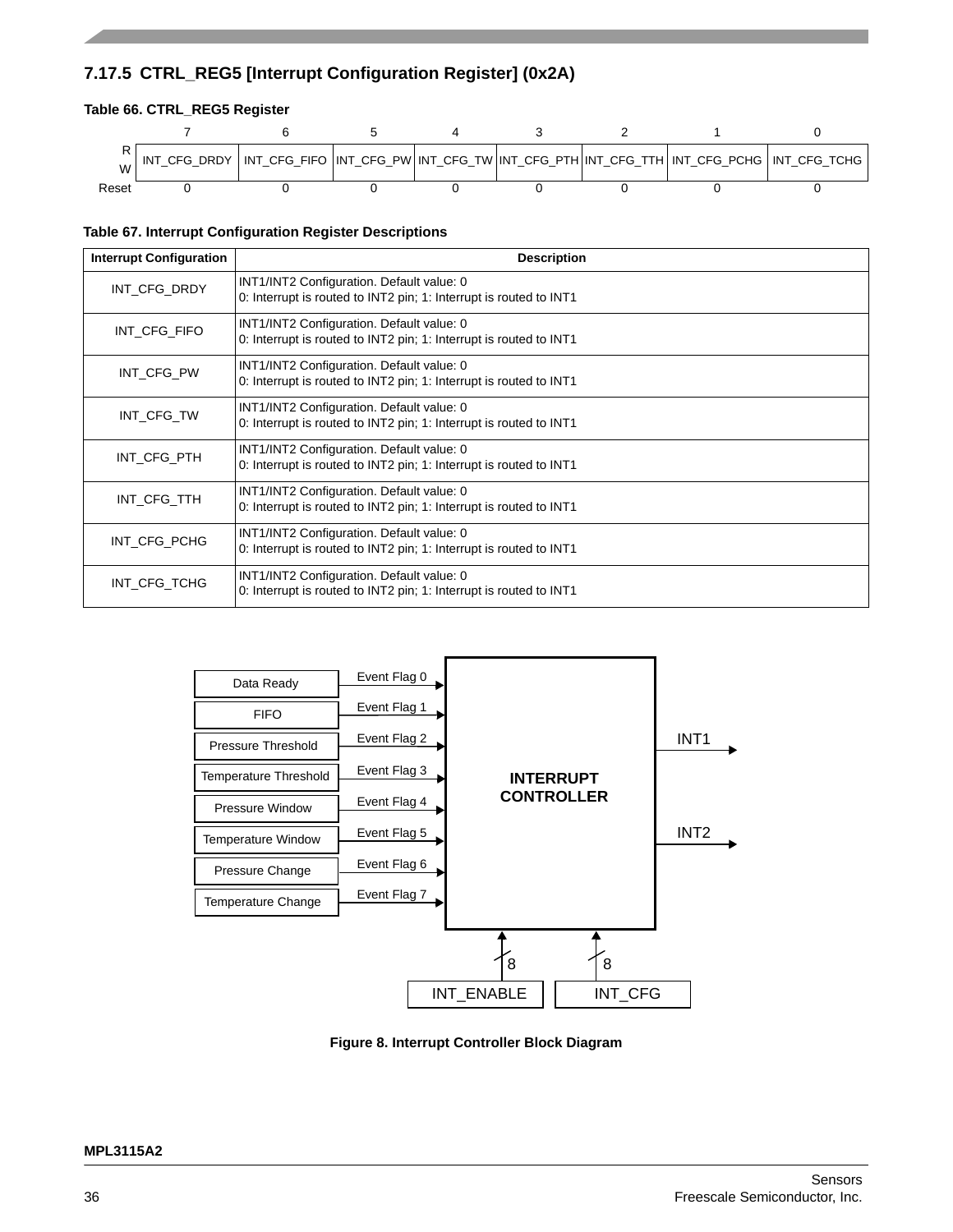### 7.17.5 CTRL_REG5 [Interrupt Configuration Register] (0x2A)

**Table 66. CTRL_REG5 Register**

| | 7 | 6 | 5 | 4 | 3 | 2 | 1 | 0 |
|---|---|---|---|---|---|---|---|---|
| R/W | INT_CFG_DRDY | INT_CFG_FIFO | INT_CFG_PW | INT_CFG_TW | INT_CFG_PTH | INT_CFG_TTH | INT_CFG_PCHG | INT_CFG_TCHG |
| Reset | 0 | 0 | 0 | 0 | 0 | 0 | 0 | 0 |

**Table 67. Interrupt Configuration Register Descriptions**

| Interrupt Configuration | Description |
|---|---|
| INT_CFG_DRDY | INT1/INT2 Configuration. Default value: 0<br>0: Interrupt is routed to INT2 pin; 1: Interrupt is routed to INT1 |
| INT_CFG_FIFO | INT1/INT2 Configuration. Default value: 0<br>0: Interrupt is routed to INT2 pin; 1: Interrupt is routed to INT1 |
| INT_CFG_PW | INT1/INT2 Configuration. Default value: 0<br>0: Interrupt is routed to INT2 pin; 1: Interrupt is routed to INT1 |
| INT_CFG_TW | INT1/INT2 Configuration. Default value: 0<br>0: Interrupt is routed to INT2 pin; 1: Interrupt is routed to INT1 |
| INT_CFG_PTH | INT1/INT2 Configuration. Default value: 0<br>0: Interrupt is routed to INT2 pin; 1: Interrupt is routed to INT1 |
| INT_CFG_TTH | INT1/INT2 Configuration. Default value: 0<br>0: Interrupt is routed to INT2 pin; 1: Interrupt is routed to INT1 |
| INT_CFG_PCHG | INT1/INT2 Configuration. Default value: 0<br>0: Interrupt is routed to INT2 pin; 1: Interrupt is routed to INT1 |
| INT_CFG_TCHG | INT1/INT2 Configuration. Default value: 0<br>0: Interrupt is routed to INT2 pin; 1: Interrupt is routed to INT1 |

Data Ready — Event Flag 0
FIFO — Event Flag 1
Pressure Threshold — Event Flag 2
Temperature Threshold — Event Flag 3
Pressure Window — Event Flag 4
Temperature Window — Event Flag 5
Pressure Change — Event Flag 6
Temperature Change — Event Flag 7

INTERRUPT CONTROLLER → INT1, INT2

INT_ENABLE (8), INT_CFG (8)

**Figure 8. Interrupt Controller Block Diagram**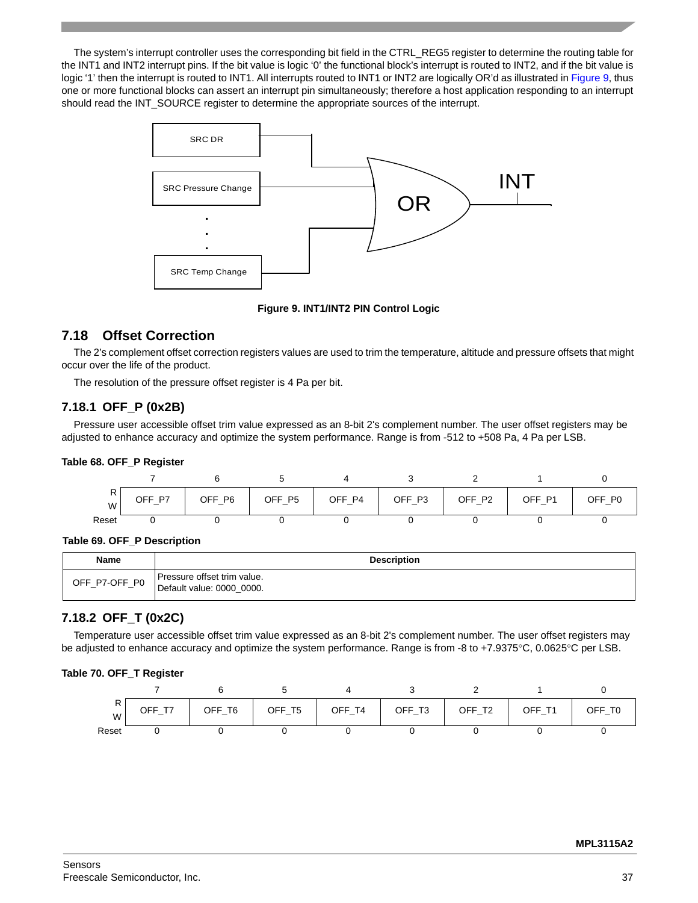The system's interrupt controller uses the corresponding bit field in the CTRL_REG5 register to determine the routing table for the INT1 and INT2 interrupt pins. If the bit value is logic '0' the functional block's interrupt is routed to INT2, and if the bit value is logic '1' then the interrupt is routed to INT1. All interrupts routed to INT1 or INT2 are logically OR'd as illustrated in Figure 9, thus one or more functional blocks can assert an interrupt pin simultaneously; therefore a host application responding to an interrupt should read the INT_SOURCE register to determine the appropriate sources of the interrupt.

SRC DR

SRC Pressure Change

SRC Temp Change

OR

INT

**Figure 9. INT1/INT2 PIN Control Logic**

## 7.18 Offset Correction

The 2's complement offset correction registers values are used to trim the temperature, altitude and pressure offsets that might occur over the life of the product.

The resolution of the pressure offset register is 4 Pa per bit.

### 7.18.1 OFF_P (0x2B)

Pressure user accessible offset trim value expressed as an 8-bit 2's complement number. The user offset registers may be adjusted to enhance accuracy and optimize the system performance. Range is from -512 to +508 Pa, 4 Pa per LSB.

**Table 68. OFF_P Register**

| | 7 | 6 | 5 | 4 | 3 | 2 | 1 | 0 |
|---|---|---|---|---|---|---|---|---|
| R W | OFF_P7 | OFF_P6 | OFF_P5 | OFF_P4 | OFF_P3 | OFF_P2 | OFF_P1 | OFF_P0 |
| Reset | 0 | 0 | 0 | 0 | 0 | 0 | 0 | 0 |

**Table 69. OFF_P Description**

| Name | Description |
|---|---|
| OFF_P7-OFF_P0 | Pressure offset trim value.<br>Default value: 0000_0000. |

### 7.18.2 OFF_T (0x2C)

Temperature user accessible offset trim value expressed as an 8-bit 2's complement number. The user offset registers may be adjusted to enhance accuracy and optimize the system performance. Range is from -8 to +7.9375°C, 0.0625°C per LSB.

**Table 70. OFF_T Register**

| | 7 | 6 | 5 | 4 | 3 | 2 | 1 | 0 |
|---|---|---|---|---|---|---|---|---|
| R W | OFF_T7 | OFF_T6 | OFF_T5 | OFF_T4 | OFF_T3 | OFF_T2 | OFF_T1 | OFF_T0 |
| Reset | 0 | 0 | 0 | 0 | 0 | 0 | 0 | 0 |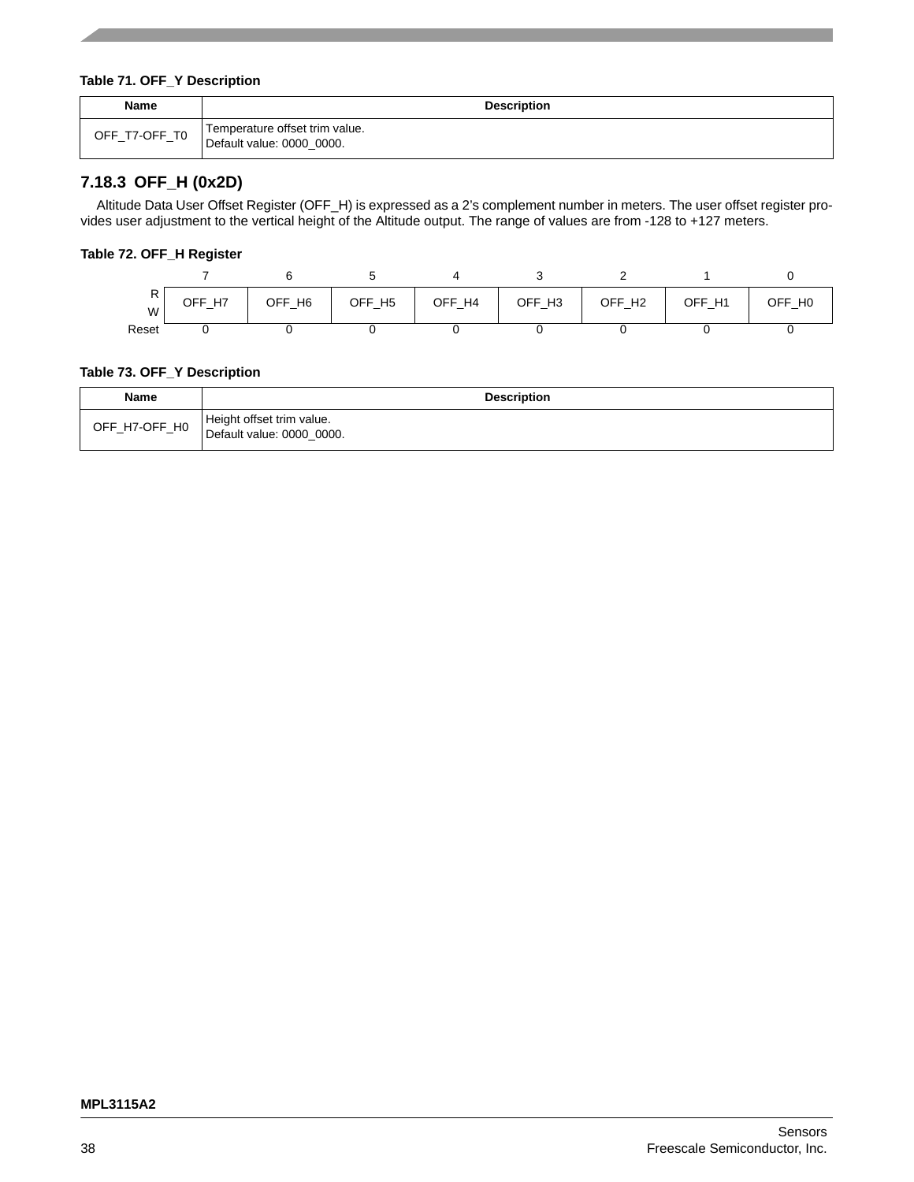**Table 71. OFF_Y Description**

| Name | Description |
|---|---|
| OFF_T7-OFF_T0 | Temperature offset trim value.<br>Default value: 0000_0000. |

### 7.18.3 OFF_H (0x2D)

Altitude Data User Offset Register (OFF_H) is expressed as a 2's complement number in meters. The user offset register provides user adjustment to the vertical height of the Altitude output. The range of values are from -128 to +127 meters.

**Table 72. OFF_H Register**

| | 7 | 6 | 5 | 4 | 3 | 2 | 1 | 0 |
|---|---|---|---|---|---|---|---|---|
| R<br>W | OFF_H7 | OFF_H6 | OFF_H5 | OFF_H4 | OFF_H3 | OFF_H2 | OFF_H1 | OFF_H0 |
| Reset | 0 | 0 | 0 | 0 | 0 | 0 | 0 | 0 |

**Table 73. OFF_Y Description**

| Name | Description |
|---|---|
| OFF_H7-OFF_H0 | Height offset trim value.<br>Default value: 0000_0000. |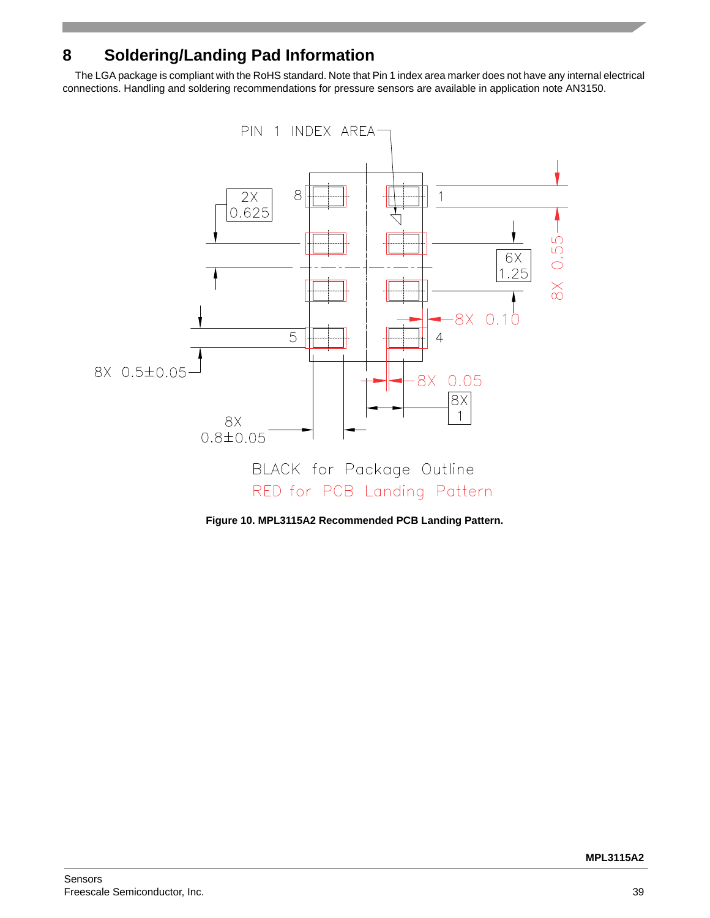# 8 Soldering/Landing Pad Information

The LGA package is compliant with the RoHS standard. Note that Pin 1 index area marker does not have any internal electrical connections. Handling and soldering recommendations for pressure sensors are available in application note AN3150.

PIN 1 INDEX AREA

2X 0.625

6X 1.25

8X 0.55

8X 0.10

8X 0.5±0.05

8X 0.05

8X 1

8X 0.8±0.05

BLACK for Package Outline

RED for PCB Landing Pattern

**Figure 10. MPL3115A2 Recommended PCB Landing Pattern.**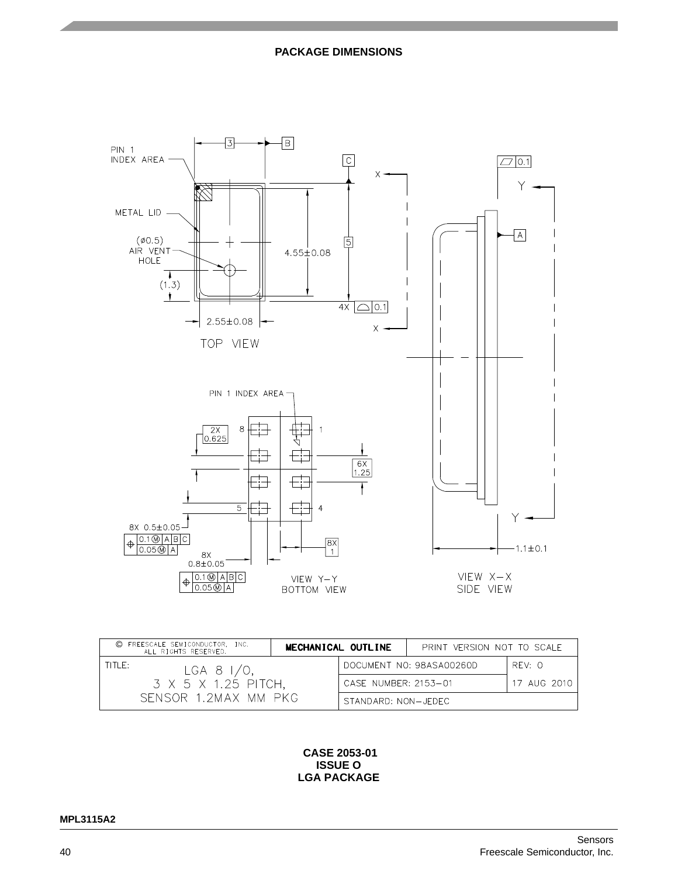## PACKAGE DIMENSIONS

PIN 1 INDEX AREA

METAL LID

(ø0.5) AIR VENT HOLE

(1.3)

3

B

C

5

4.55±0.08

4X 0.1

2.55±0.08

TOP VIEW

X

X

0.1

Y

A

Y

1.1±0.1

VIEW X–X SIDE VIEW

PIN 1 INDEX AREA

2X 0.625

8

1

6X 1.25

5

4

8X 0.5±0.05

0.1 Ⓜ A B C

0.05 Ⓜ A

8X 1

8X 0.8±0.05

0.1 Ⓜ A B C

0.05 Ⓜ A

VIEW Y–Y BOTTOM VIEW

| © FREESCALE SEMICONDUCTOR, INC. ALL RIGHTS RESERVED. | MECHANICAL OUTLINE | PRINT VERSION NOT TO SCALE | |
|---|---|---|---|
| TITLE: LGA 8 I/O, 3 X 5 X 1.25 PITCH, SENSOR 1.2MAX MM PKG | | DOCUMENT NO: 98ASA00260D | REV: O |
| | | CASE NUMBER: 2153–01 | 17 AUG 2010 |
| | | STANDARD: NON–JEDEC | |

**CASE 2053-01**
**ISSUE O**
**LGA PACKAGE**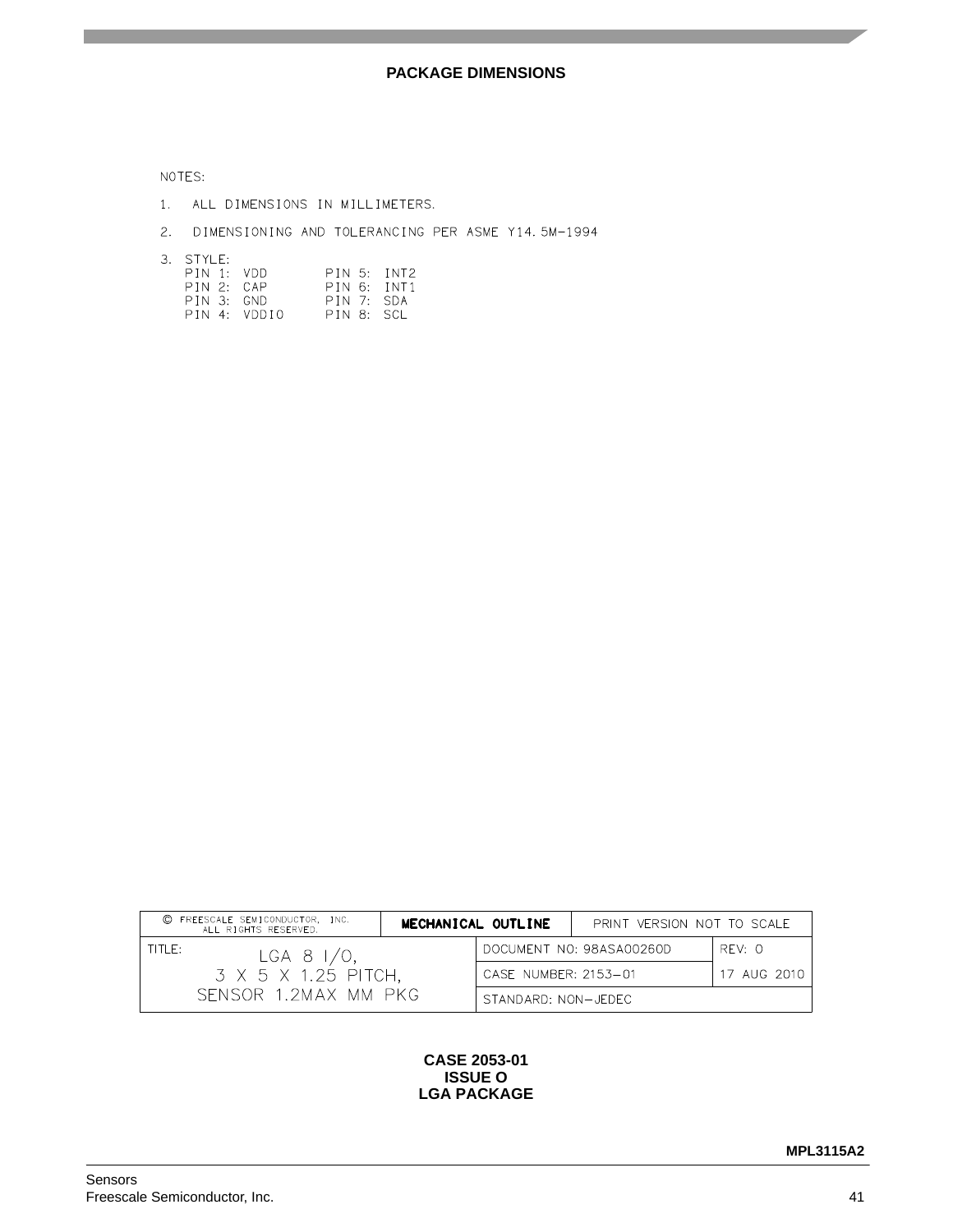## PACKAGE DIMENSIONS

NOTES:

1. ALL DIMENSIONS IN MILLIMETERS.
2. DIMENSIONING AND TOLERANCING PER ASME Y14.5M−1994
3. STYLE:

| | |
|---|---|
| PIN 1: VDD | PIN 5: INT2 |
| PIN 2: CAP | PIN 6: INT1 |
| PIN 3: GND | PIN 7: SDA |
| PIN 4: VDDIO | PIN 8: SCL |

| © FREESCALE SEMICONDUCTOR, INC. ALL RIGHTS RESERVED. | MECHANICAL OUTLINE | PRINT VERSION NOT TO SCALE | |
|---|---|---|---|
| TITLE: LGA 8 I/O, 3 X 5 X 1.25 PITCH, SENSOR 1.2MAX MM PKG | | DOCUMENT NO: 98ASA00260D | REV: 0 |
| | | CASE NUMBER: 2153−01 | 17 AUG 2010 |
| | | STANDARD: NON−JEDEC | |

**CASE 2053-01**
**ISSUE O**
**LGA PACKAGE**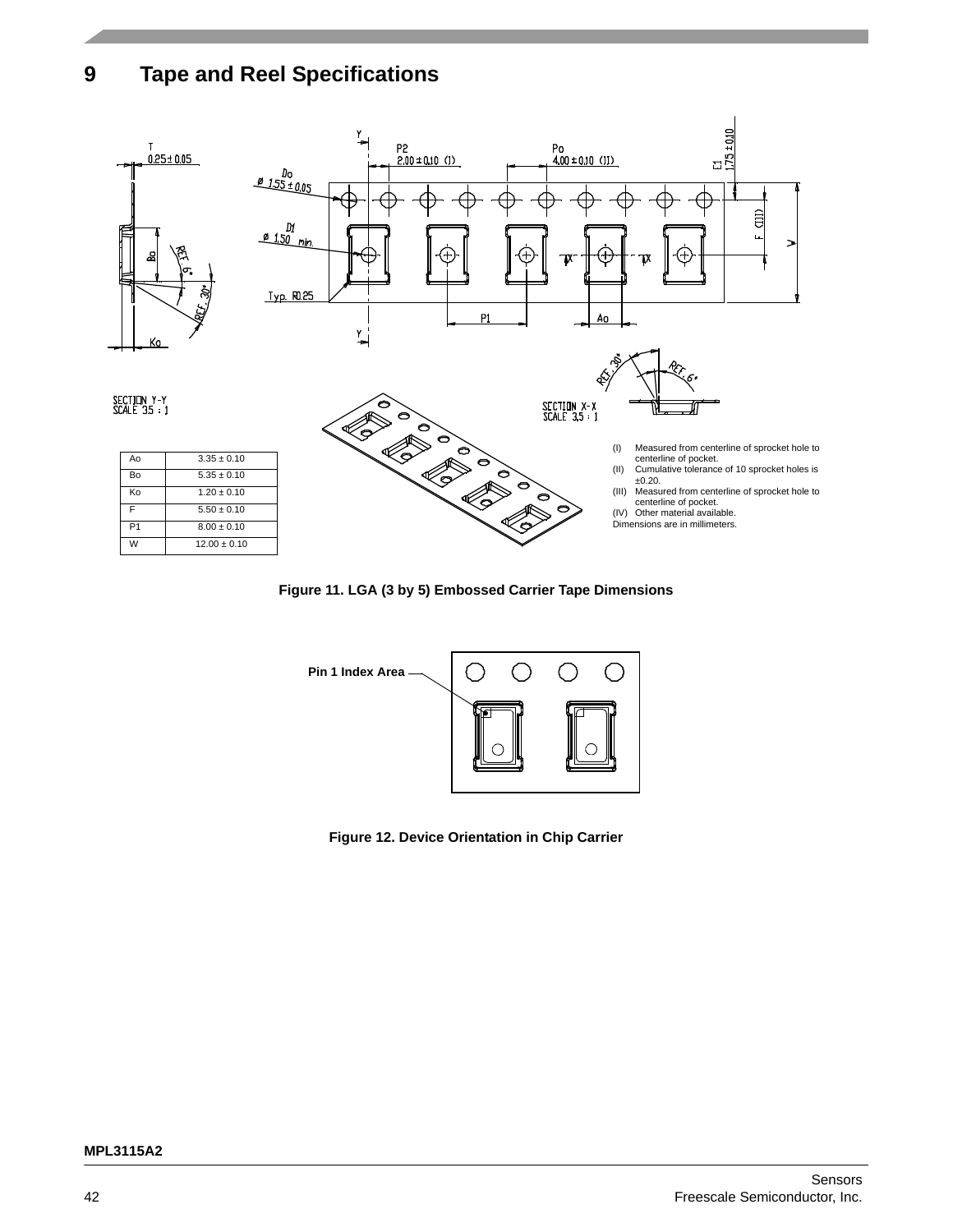# 9 Tape and Reel Specifications

| Ao | 3.35 ± 0.10 |
|---|---|
| Bo | 5.35 ± 0.10 |
| Ko | 1.20 ± 0.10 |
| F | 5.50 ± 0.10 |
| P1 | 8.00 ± 0.10 |
| W | 12.00 ± 0.10 |

(I) Measured from centerline of sprocket hole to centerline of pocket.
(II) Cumulative tolerance of 10 sprocket holes is ±0.20.
(III) Measured from centerline of sprocket hole to centerline of pocket.
(IV) Other material available.
Dimensions are in millimeters.

**Figure 11. LGA (3 by 5) Embossed Carrier Tape Dimensions**

Pin 1 Index Area

**Figure 12. Device Orientation in Chip Carrier**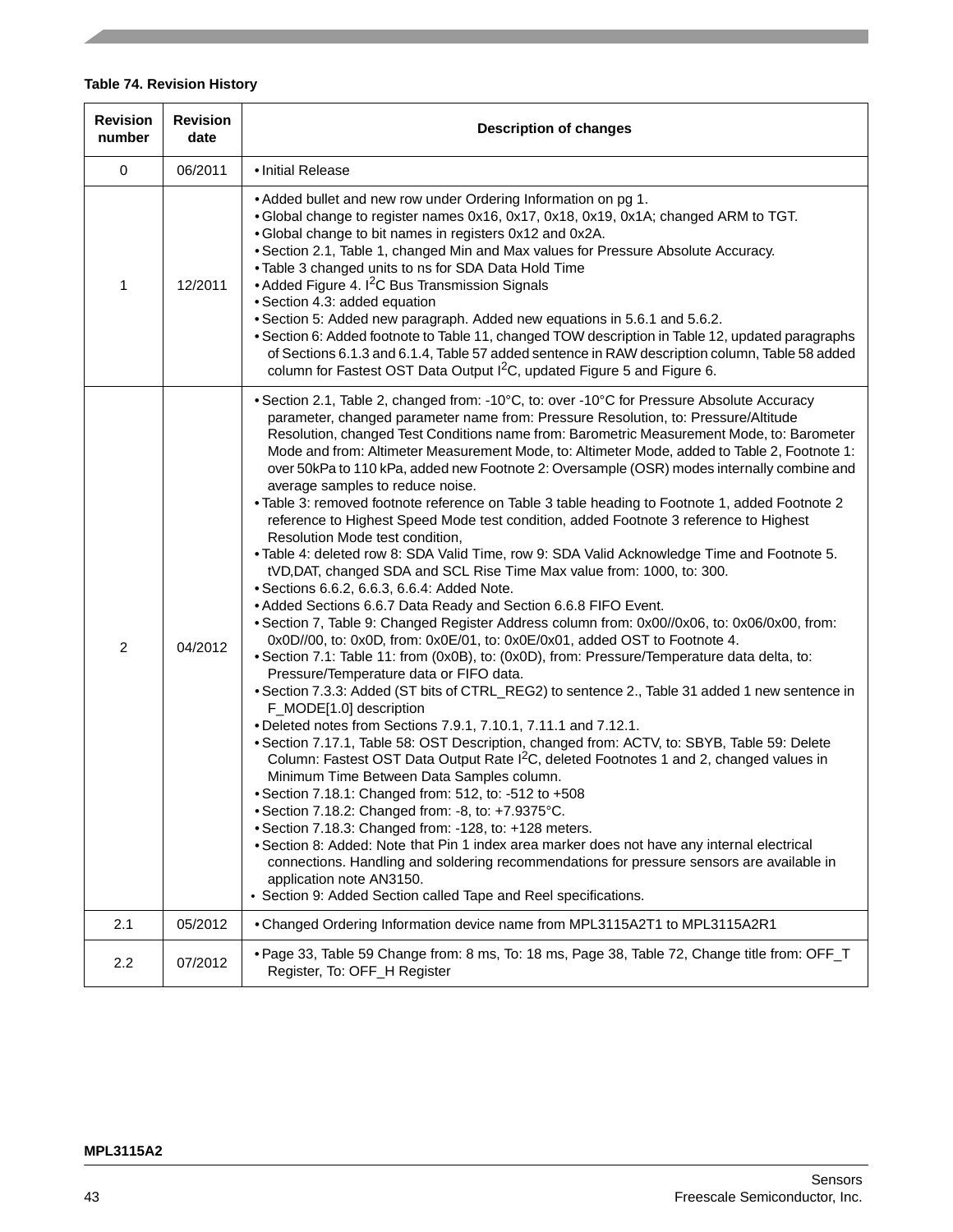**Table 74. Revision History**

| Revision number | Revision date | Description of changes |
|---|---|---|
| 0 | 06/2011 | • Initial Release |
| 1 | 12/2011 | • Added bullet and new row under Ordering Information on pg 1.<br>• Global change to register names 0x16, 0x17, 0x18, 0x19, 0x1A; changed ARM to TGT.<br>• Global change to bit names in registers 0x12 and 0x2A.<br>• Section 2.1, Table 1, changed Min and Max values for Pressure Absolute Accuracy.<br>• Table 3 changed units to ns for SDA Data Hold Time<br>• Added Figure 4. $I^2C$ Bus Transmission Signals<br>• Section 4.3: added equation<br>• Section 5: Added new paragraph. Added new equations in 5.6.1 and 5.6.2.<br>• Section 6: Added footnote to Table 11, changed TOW description in Table 12, updated paragraphs of Sections 6.1.3 and 6.1.4, Table 57 added sentence in RAW description column, Table 58 added column for Fastest OST Data Output $I^2C$, updated Figure 5 and Figure 6. |
| 2 | 04/2012 | • Section 2.1, Table 2, changed from: -10°C, to: over -10°C for Pressure Absolute Accuracy parameter, changed parameter name from: Pressure Resolution, to: Pressure/Altitude Resolution, changed Test Conditions name from: Barometric Measurement Mode, to: Barometer Mode and from: Altimeter Measurement Mode, to: Altimeter Mode, added to Table 2, Footnote 1: over 50kPa to 110 kPa, added new Footnote 2: Oversample (OSR) modes internally combine and average samples to reduce noise.<br>• Table 3: removed footnote reference on Table 3 table heading to Footnote 1, added Footnote 2 reference to Highest Speed Mode test condition, added Footnote 3 reference to Highest Resolution Mode test condition,<br>• Table 4: deleted row 8: SDA Valid Time, row 9: SDA Valid Acknowledge Time and Footnote 5. tVD,DAT, changed SDA and SCL Rise Time Max value from: 1000, to: 300.<br>• Sections 6.6.2, 6.6.3, 6.6.4: Added Note.<br>• Added Sections 6.6.7 Data Ready and Section 6.6.8 FIFO Event.<br>• Section 7, Table 9: Changed Register Address column from: 0x00//0x06, to: 0x06/0x00, from: 0x0D//00, to: 0x0D, from: 0x0E/01, to: 0x0E/0x01, added OST to Footnote 4.<br>• Section 7.1: Table 11: from (0x0B), to: (0x0D), from: Pressure/Temperature data delta, to: Pressure/Temperature data or FIFO data.<br>• Section 7.3.3: Added (ST bits of CTRL_REG2) to sentence 2., Table 31 added 1 new sentence in F_MODE[1.0] description<br>• Deleted notes from Sections 7.9.1, 7.10.1, 7.11.1 and 7.12.1.<br>• Section 7.17.1, Table 58: OST Description, changed from: ACTV, to: SBYB, Table 59: Delete Column: Fastest OST Data Output Rate $I^2C$, deleted Footnotes 1 and 2, changed values in Minimum Time Between Data Samples column.<br>• Section 7.18.1: Changed from: 512, to: -512 to +508<br>• Section 7.18.2: Changed from: -8, to: +7.9375°C.<br>• Section 7.18.3: Changed from: -128, to: +128 meters.<br>• Section 8: Added: Note that Pin 1 index area marker does not have any internal electrical connections. Handling and soldering recommendations for pressure sensors are available in application note AN3150.<br>• Section 9: Added Section called Tape and Reel specifications. |
| 2.1 | 05/2012 | • Changed Ordering Information device name from MPL3115A2T1 to MPL3115A2R1 |
| 2.2 | 07/2012 | • Page 33, Table 59 Change from: 8 ms, To: 18 ms, Page 38, Table 72, Change title from: OFF_T Register, To: OFF_H Register |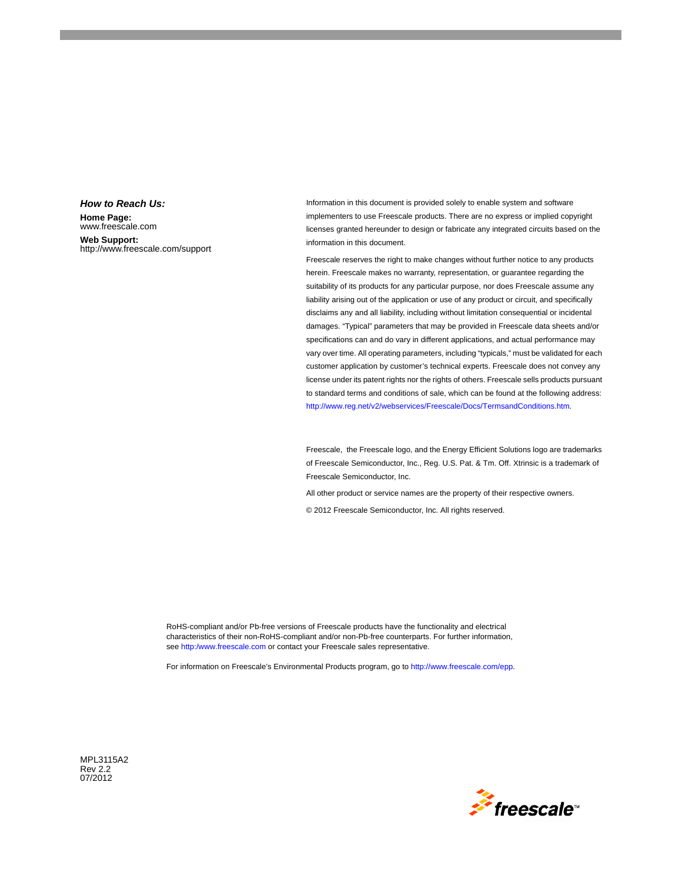### *How to Reach Us:*

**Home Page:**
www.freescale.com

**Web Support:**
http://www.freescale.com/support

Information in this document is provided solely to enable system and software implementers to use Freescale products. There are no express or implied copyright licenses granted hereunder to design or fabricate any integrated circuits based on the information in this document.

Freescale reserves the right to make changes without further notice to any products herein. Freescale makes no warranty, representation, or guarantee regarding the suitability of its products for any particular purpose, nor does Freescale assume any liability arising out of the application or use of any product or circuit, and specifically disclaims any and all liability, including without limitation consequential or incidental damages. “Typical” parameters that may be provided in Freescale data sheets and/or specifications can and do vary in different applications, and actual performance may vary over time. All operating parameters, including “typicals,” must be validated for each customer application by customer’s technical experts. Freescale does not convey any license under its patent rights nor the rights of others. Freescale sells products pursuant to standard terms and conditions of sale, which can be found at the following address: http://www.reg.net/v2/webservices/Freescale/Docs/TermsandConditions.htm.

Freescale, the Freescale logo, and the Energy Efficient Solutions logo are trademarks of Freescale Semiconductor, Inc., Reg. U.S. Pat. & Tm. Off. Xtrinsic is a trademark of Freescale Semiconductor, Inc.

All other product or service names are the property of their respective owners.

© 2012 Freescale Semiconductor, Inc. All rights reserved.

RoHS-compliant and/or Pb-free versions of Freescale products have the functionality and electrical characteristics of their non-RoHS-compliant and/or non-Pb-free counterparts. For further information, see http:/www.freescale.com or contact your Freescale sales representative.

For information on Freescale’s Environmental Products program, go to http://www.freescale.com/epp.

MPL3115A2
Rev 2.2
07/2012

freescale™